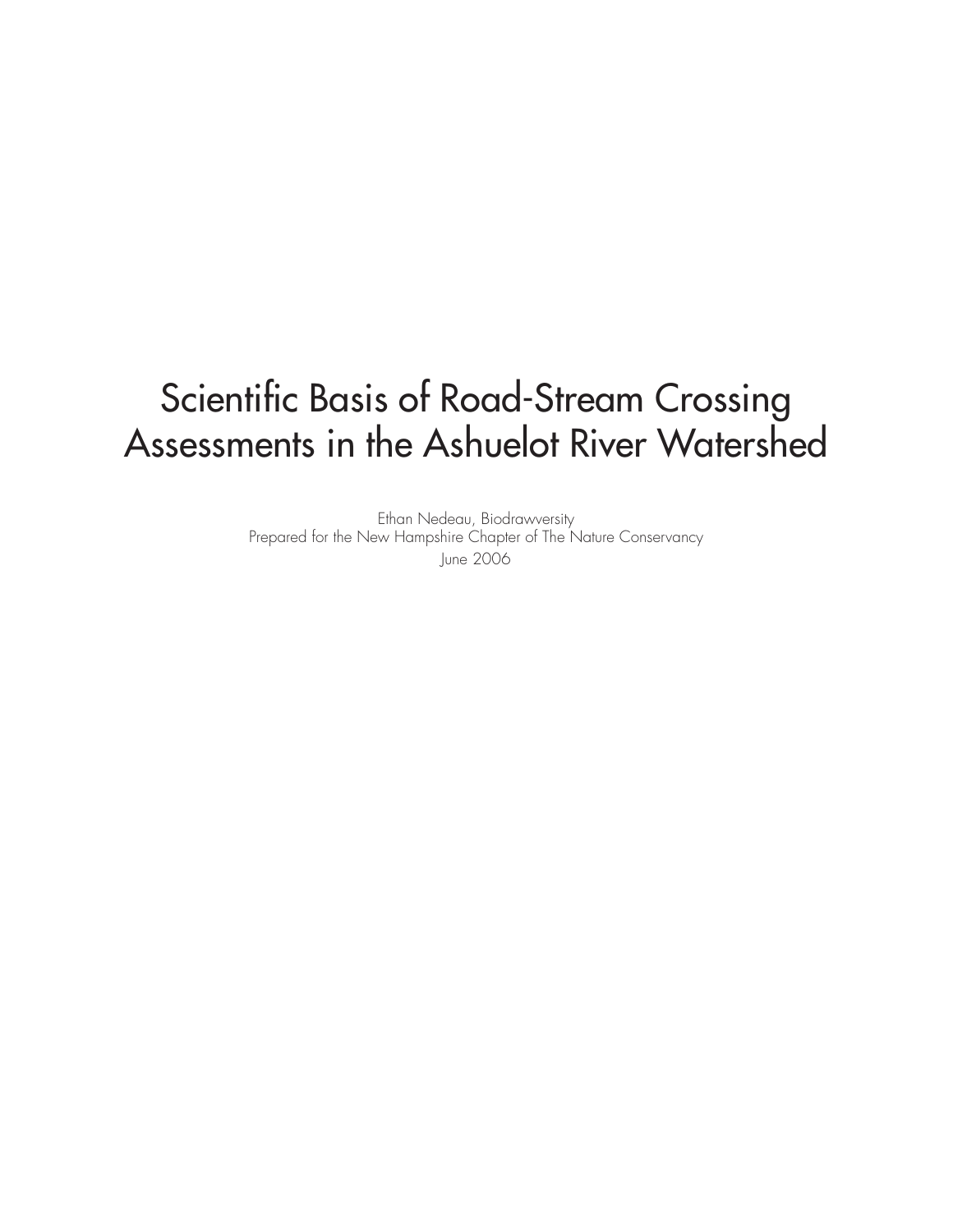# Scientific Basis of Road-Stream Crossing Assessments in the Ashuelot River Watershed

Ethan Nedeau, Biodrawversity

Prepared for the New Hampshire Chapter of The Nature Conservancy

June 2006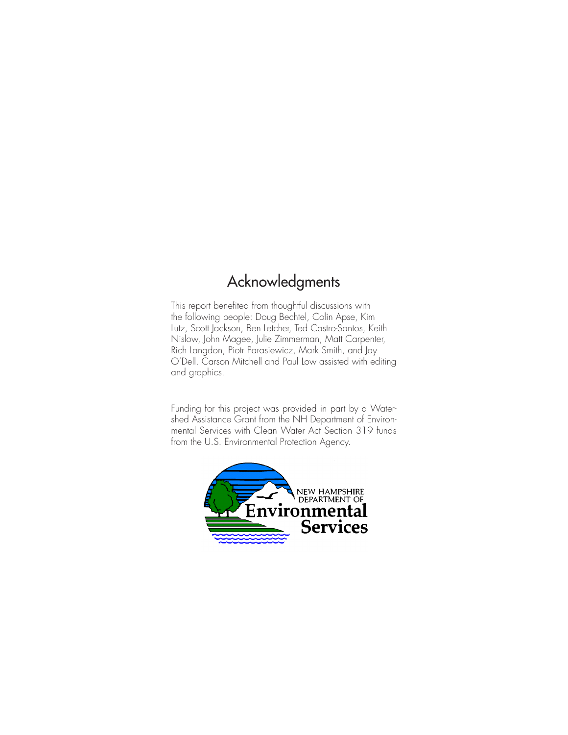# Acknowledgments

This report benefited from thoughtful discussions with the following people: Doug Bechtel, Colin Apse, Kim Lutz, Scott Jackson, Ben Letcher, Ted Castro-Santos, Keith Nislow, John Magee, Julie Zimmerman, Matt Carpenter, Rich Langdon, Piotr Parasiewicz, Mark Smith, and Jay O'Dell. Carson Mitchell and Paul Low assisted with editing and graphics.

Funding for this project was provided in part by a Watershed Assistance Grant from the NH Department of Environmental Services with Clean Water Act Section 319 funds from the U.S. Environmental Protection Agency.

NEW HAMPSHIRE DEPARTMENT OF Environmental Services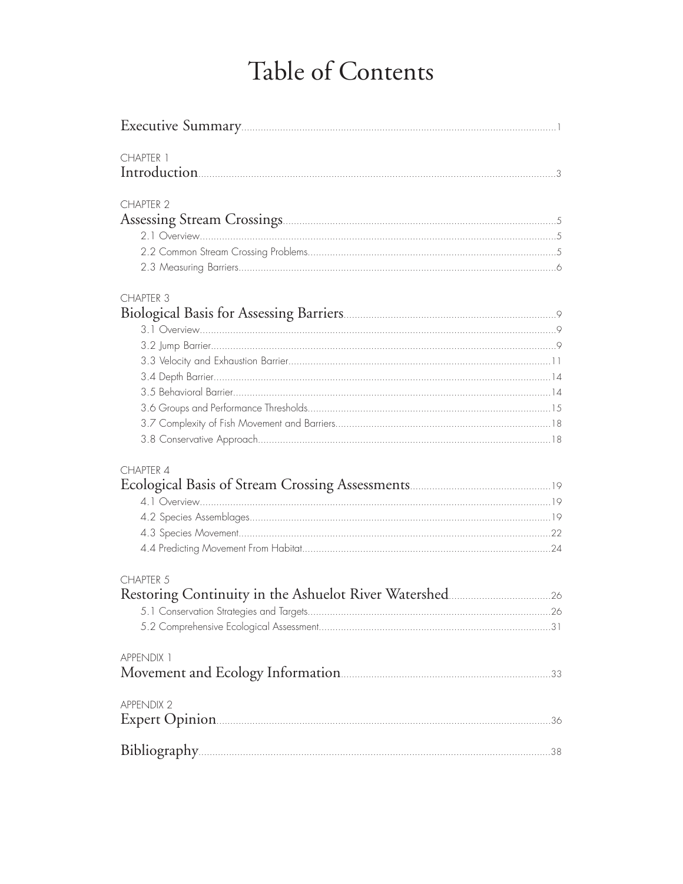# Table of Contents

Executive Summary ..... 1

CHAPTER 1

Introduction ..... 3

CHAPTER 2

Assessing Stream Crossings ..... 5

- 2.1 Overview ..... 5
- 2.2 Common Stream Crossing Problems ..... 5
- 2.3 Measuring Barriers ..... 6

CHAPTER 3

Biological Basis for Assessing Barriers ..... 9

- 3.1 Overview ..... 9
- 3.2 Jump Barrier ..... 9
- 3.3 Velocity and Exhaustion Barrier ..... 11
- 3.4 Depth Barrier ..... 14
- 3.5 Behavioral Barrier ..... 14
- 3.6 Groups and Performance Thresholds ..... 15
- 3.7 Complexity of Fish Movement and Barriers ..... 18
- 3.8 Conservative Approach ..... 18

CHAPTER 4

Ecological Basis of Stream Crossing Assessments ..... 19

- 4.1 Overview ..... 19
- 4.2 Species Assemblages ..... 19
- 4.3 Species Movement ..... 22
- 4.4 Predicting Movement From Habitat ..... 24

CHAPTER 5

Restoring Continuity in the Ashuelot River Watershed ..... 26

- 5.1 Conservation Strategies and Targets ..... 26
- 5.2 Comprehensive Ecological Assessment ..... 31

APPENDIX 1

Movement and Ecology Information ..... 33

APPENDIX 2

Expert Opinion ..... 36

Bibliography ..... 38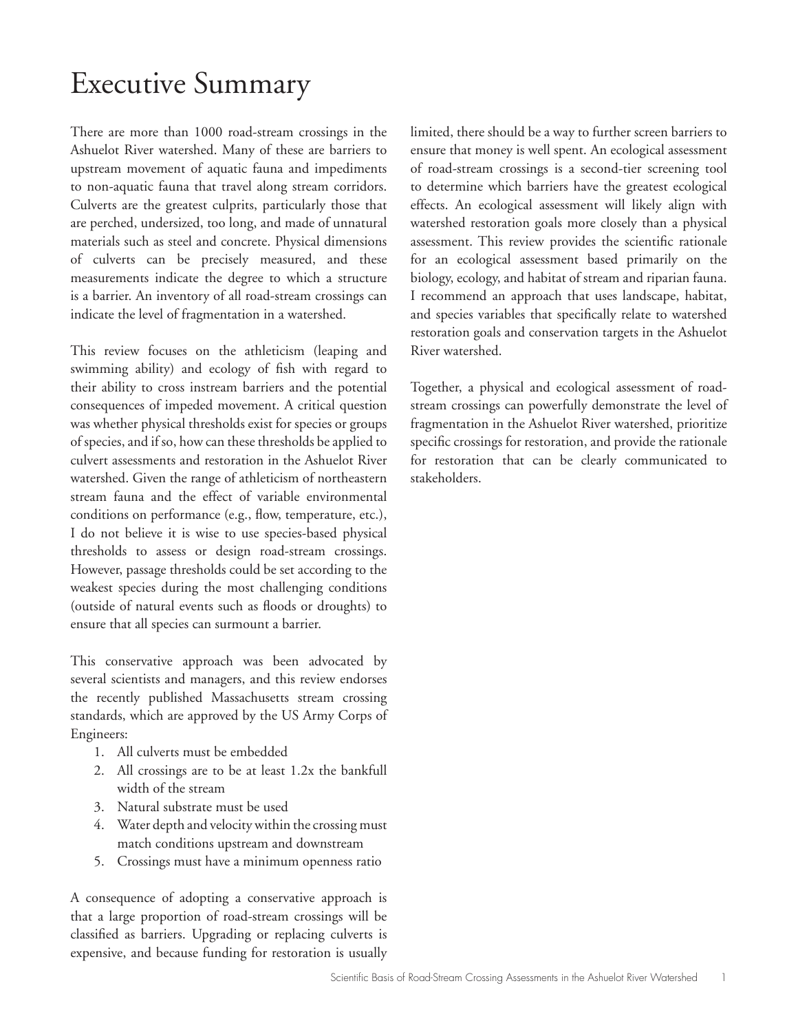# Executive Summary

There are more than 1000 road-stream crossings in the Ashuelot River watershed. Many of these are barriers to upstream movement of aquatic fauna and impediments to non-aquatic fauna that travel along stream corridors. Culverts are the greatest culprits, particularly those that are perched, undersized, too long, and made of unnatural materials such as steel and concrete. Physical dimensions of culverts can be precisely measured, and these measurements indicate the degree to which a structure is a barrier. An inventory of all road-stream crossings can indicate the level of fragmentation in a watershed.

This review focuses on the athleticism (leaping and swimming ability) and ecology of fish with regard to their ability to cross instream barriers and the potential consequences of impeded movement. A critical question was whether physical thresholds exist for species or groups of species, and if so, how can these thresholds be applied to culvert assessments and restoration in the Ashuelot River watershed. Given the range of athleticism of northeastern stream fauna and the effect of variable environmental conditions on performance (e.g., flow, temperature, etc.), I do not believe it is wise to use species-based physical thresholds to assess or design road-stream crossings. However, passage thresholds could be set according to the weakest species during the most challenging conditions (outside of natural events such as floods or droughts) to ensure that all species can surmount a barrier.

This conservative approach was been advocated by several scientists and managers, and this review endorses the recently published Massachusetts stream crossing standards, which are approved by the US Army Corps of Engineers:

1. All culverts must be embedded
2. All crossings are to be at least 1.2x the bankfull width of the stream
3. Natural substrate must be used
4. Water depth and velocity within the crossing must match conditions upstream and downstream
5. Crossings must have a minimum openness ratio

A consequence of adopting a conservative approach is that a large proportion of road-stream crossings will be classified as barriers. Upgrading or replacing culverts is expensive, and because funding for restoration is usually limited, there should be a way to further screen barriers to ensure that money is well spent. An ecological assessment of road-stream crossings is a second-tier screening tool to determine which barriers have the greatest ecological effects. An ecological assessment will likely align with watershed restoration goals more closely than a physical assessment. This review provides the scientific rationale for an ecological assessment based primarily on the biology, ecology, and habitat of stream and riparian fauna. I recommend an approach that uses landscape, habitat, and species variables that specifically relate to watershed restoration goals and conservation targets in the Ashuelot River watershed.

Together, a physical and ecological assessment of road-stream crossings can powerfully demonstrate the level of fragmentation in the Ashuelot River watershed, prioritize specific crossings for restoration, and provide the rationale for restoration that can be clearly communicated to stakeholders.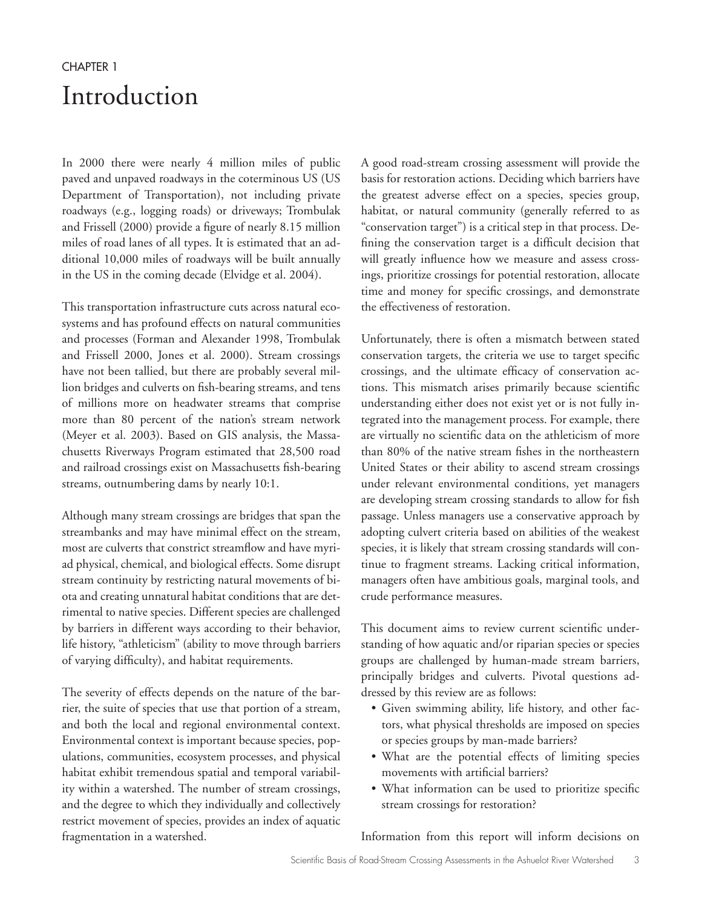CHAPTER 1

# Introduction

In 2000 there were nearly 4 million miles of public paved and unpaved roadways in the coterminous US (US Department of Transportation), not including private roadways (e.g., logging roads) or driveways; Trombulak and Frissell (2000) provide a figure of nearly 8.15 million miles of road lanes of all types. It is estimated that an additional 10,000 miles of roadways will be built annually in the US in the coming decade (Elvidge et al. 2004).

This transportation infrastructure cuts across natural ecosystems and has profound effects on natural communities and processes (Forman and Alexander 1998, Trombulak and Frissell 2000, Jones et al. 2000). Stream crossings have not been tallied, but there are probably several million bridges and culverts on fish-bearing streams, and tens of millions more on headwater streams that comprise more than 80 percent of the nation's stream network (Meyer et al. 2003). Based on GIS analysis, the Massachusetts Riverways Program estimated that 28,500 road and railroad crossings exist on Massachusetts fish-bearing streams, outnumbering dams by nearly 10:1.

Although many stream crossings are bridges that span the streambanks and may have minimal effect on the stream, most are culverts that constrict streamflow and have myriad physical, chemical, and biological effects. Some disrupt stream continuity by restricting natural movements of biota and creating unnatural habitat conditions that are detrimental to native species. Different species are challenged by barriers in different ways according to their behavior, life history, "athleticism" (ability to move through barriers of varying difficulty), and habitat requirements.

The severity of effects depends on the nature of the barrier, the suite of species that use that portion of a stream, and both the local and regional environmental context. Environmental context is important because species, populations, communities, ecosystem processes, and physical habitat exhibit tremendous spatial and temporal variability within a watershed. The number of stream crossings, and the degree to which they individually and collectively restrict movement of species, provides an index of aquatic fragmentation in a watershed.

A good road-stream crossing assessment will provide the basis for restoration actions. Deciding which barriers have the greatest adverse effect on a species, species group, habitat, or natural community (generally referred to as "conservation target") is a critical step in that process. Defining the conservation target is a difficult decision that will greatly influence how we measure and assess crossings, prioritize crossings for potential restoration, allocate time and money for specific crossings, and demonstrate the effectiveness of restoration.

Unfortunately, there is often a mismatch between stated conservation targets, the criteria we use to target specific crossings, and the ultimate efficacy of conservation actions. This mismatch arises primarily because scientific understanding either does not exist yet or is not fully integrated into the management process. For example, there are virtually no scientific data on the athleticism of more than 80% of the native stream fishes in the northeastern United States or their ability to ascend stream crossings under relevant environmental conditions, yet managers are developing stream crossing standards to allow for fish passage. Unless managers use a conservative approach by adopting culvert criteria based on abilities of the weakest species, it is likely that stream crossing standards will continue to fragment streams. Lacking critical information, managers often have ambitious goals, marginal tools, and crude performance measures.

This document aims to review current scientific understanding of how aquatic and/or riparian species or species groups are challenged by human-made stream barriers, principally bridges and culverts. Pivotal questions addressed by this review are as follows:

- Given swimming ability, life history, and other factors, what physical thresholds are imposed on species or species groups by man-made barriers?
- What are the potential effects of limiting species movements with artificial barriers?
- What information can be used to prioritize specific stream crossings for restoration?

Information from this report will inform decisions on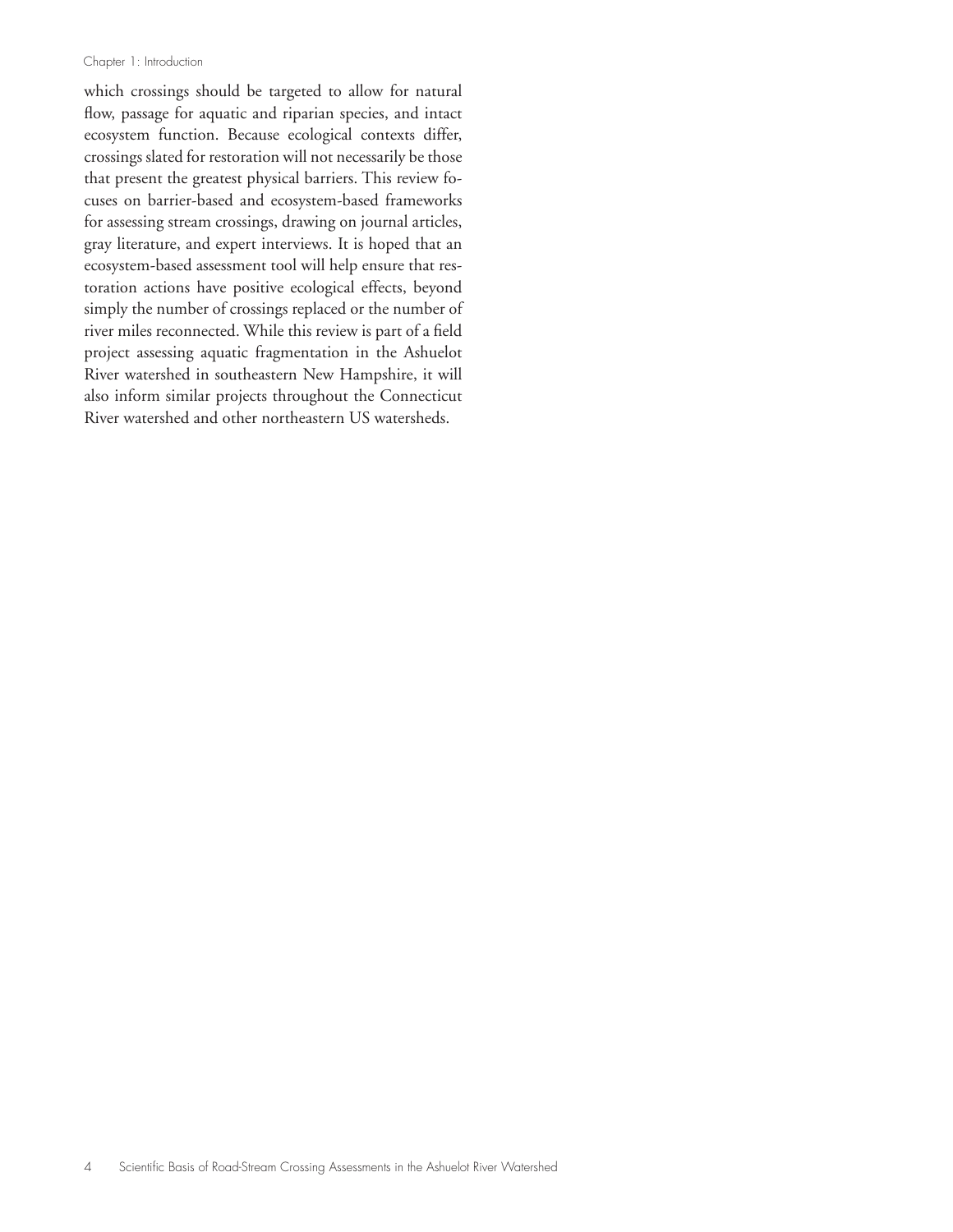which crossings should be targeted to allow for natural flow, passage for aquatic and riparian species, and intact ecosystem function. Because ecological contexts differ, crossings slated for restoration will not necessarily be those that present the greatest physical barriers. This review focuses on barrier-based and ecosystem-based frameworks for assessing stream crossings, drawing on journal articles, gray literature, and expert interviews. It is hoped that an ecosystem-based assessment tool will help ensure that restoration actions have positive ecological effects, beyond simply the number of crossings replaced or the number of river miles reconnected. While this review is part of a field project assessing aquatic fragmentation in the Ashuelot River watershed in southeastern New Hampshire, it will also inform similar projects throughout the Connecticut River watershed and other northeastern US watersheds.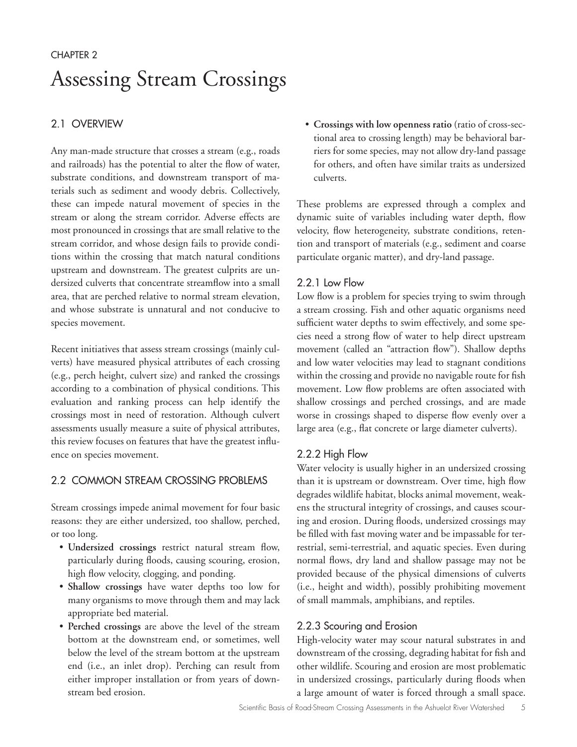CHAPTER 2

# Assessing Stream Crossings

## 2.1 OVERVIEW

Any man-made structure that crosses a stream (e.g., roads and railroads) has the potential to alter the flow of water, substrate conditions, and downstream transport of materials such as sediment and woody debris. Collectively, these can impede natural movement of species in the stream or along the stream corridor. Adverse effects are most pronounced in crossings that are small relative to the stream corridor, and whose design fails to provide conditions within the crossing that match natural conditions upstream and downstream. The greatest culprits are undersized culverts that concentrate streamflow into a small area, that are perched relative to normal stream elevation, and whose substrate is unnatural and not conducive to species movement.

Recent initiatives that assess stream crossings (mainly culverts) have measured physical attributes of each crossing (e.g., perch height, culvert size) and ranked the crossings according to a combination of physical conditions. This evaluation and ranking process can help identify the crossings most in need of restoration. Although culvert assessments usually measure a suite of physical attributes, this review focuses on features that have the greatest influence on species movement.

## 2.2 COMMON STREAM CROSSING PROBLEMS

Stream crossings impede animal movement for four basic reasons: they are either undersized, too shallow, perched, or too long.

- **Undersized crossings** restrict natural stream flow, particularly during floods, causing scouring, erosion, high flow velocity, clogging, and ponding.
- **Shallow crossings** have water depths too low for many organisms to move through them and may lack appropriate bed material.
- **Perched crossings** are above the level of the stream bottom at the downstream end, or sometimes, well below the level of the stream bottom at the upstream end (i.e., an inlet drop). Perching can result from either improper installation or from years of downstream bed erosion.
- **Crossings with low openness ratio** (ratio of cross-sectional area to crossing length) may be behavioral barriers for some species, may not allow dry-land passage for others, and often have similar traits as undersized culverts.

These problems are expressed through a complex and dynamic suite of variables including water depth, flow velocity, flow heterogeneity, substrate conditions, retention and transport of materials (e.g., sediment and coarse particulate organic matter), and dry-land passage.

### 2.2.1 Low Flow

Low flow is a problem for species trying to swim through a stream crossing. Fish and other aquatic organisms need sufficient water depths to swim effectively, and some species need a strong flow of water to help direct upstream movement (called an "attraction flow"). Shallow depths and low water velocities may lead to stagnant conditions within the crossing and provide no navigable route for fish movement. Low flow problems are often associated with shallow crossings and perched crossings, and are made worse in crossings shaped to disperse flow evenly over a large area (e.g., flat concrete or large diameter culverts).

### 2.2.2 High Flow

Water velocity is usually higher in an undersized crossing than it is upstream or downstream. Over time, high flow degrades wildlife habitat, blocks animal movement, weakens the structural integrity of crossings, and causes scouring and erosion. During floods, undersized crossings may be filled with fast moving water and be impassable for terrestrial, semi-terrestrial, and aquatic species. Even during normal flows, dry land and shallow passage may not be provided because of the physical dimensions of culverts (i.e., height and width), possibly prohibiting movement of small mammals, amphibians, and reptiles.

### 2.2.3 Scouring and Erosion

High-velocity water may scour natural substrates in and downstream of the crossing, degrading habitat for fish and other wildlife. Scouring and erosion are most problematic in undersized crossings, particularly during floods when a large amount of water is forced through a small space.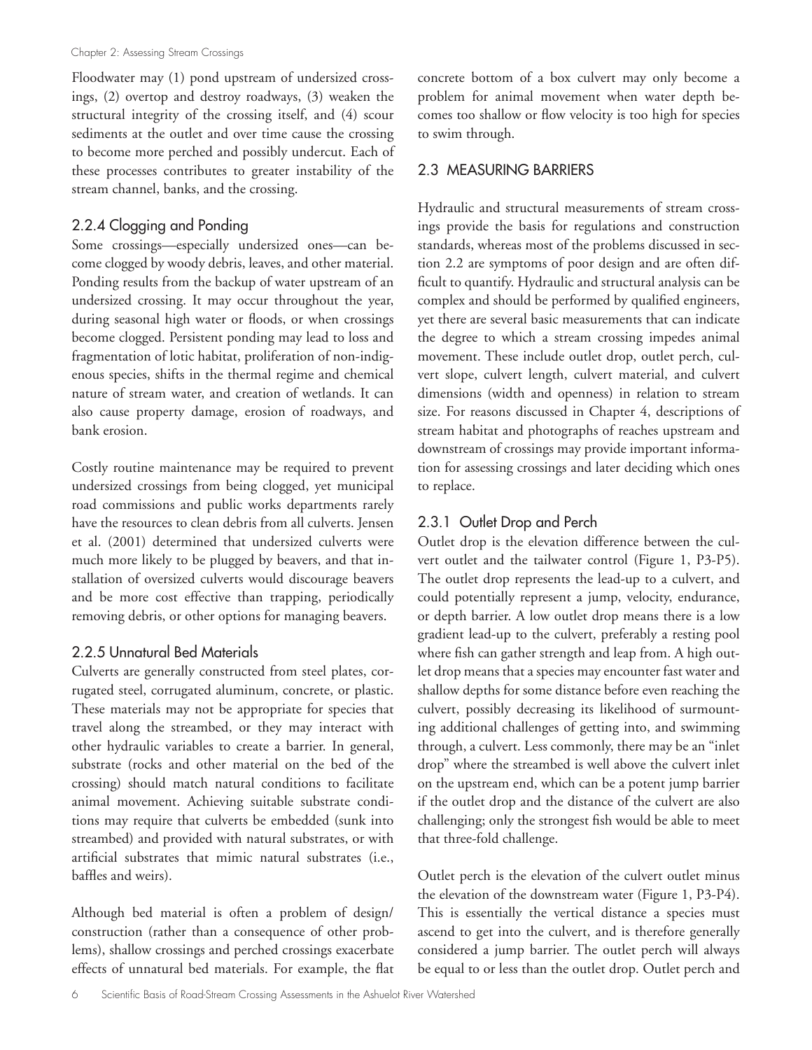Floodwater may (1) pond upstream of undersized crossings, (2) overtop and destroy roadways, (3) weaken the structural integrity of the crossing itself, and (4) scour sediments at the outlet and over time cause the crossing to become more perched and possibly undercut. Each of these processes contributes to greater instability of the stream channel, banks, and the crossing.

### 2.2.4 Clogging and Ponding

Some crossings—especially undersized ones—can become clogged by woody debris, leaves, and other material. Ponding results from the backup of water upstream of an undersized crossing. It may occur throughout the year, during seasonal high water or floods, or when crossings become clogged. Persistent ponding may lead to loss and fragmentation of lotic habitat, proliferation of non-indigenous species, shifts in the thermal regime and chemical nature of stream water, and creation of wetlands. It can also cause property damage, erosion of roadways, and bank erosion.

Costly routine maintenance may be required to prevent undersized crossings from being clogged, yet municipal road commissions and public works departments rarely have the resources to clean debris from all culverts. Jensen et al. (2001) determined that undersized culverts were much more likely to be plugged by beavers, and that installation of oversized culverts would discourage beavers and be more cost effective than trapping, periodically removing debris, or other options for managing beavers.

### 2.2.5 Unnatural Bed Materials

Culverts are generally constructed from steel plates, corrugated steel, corrugated aluminum, concrete, or plastic. These materials may not be appropriate for species that travel along the streambed, or they may interact with other hydraulic variables to create a barrier. In general, substrate (rocks and other material on the bed of the crossing) should match natural conditions to facilitate animal movement. Achieving suitable substrate conditions may require that culverts be embedded (sunk into streambed) and provided with natural substrates, or with artificial substrates that mimic natural substrates (i.e., baffles and weirs).

Although bed material is often a problem of design/construction (rather than a consequence of other problems), shallow crossings and perched crossings exacerbate effects of unnatural bed materials. For example, the flat concrete bottom of a box culvert may only become a problem for animal movement when water depth becomes too shallow or flow velocity is too high for species to swim through.

## 2.3 MEASURING BARRIERS

Hydraulic and structural measurements of stream crossings provide the basis for regulations and construction standards, whereas most of the problems discussed in section 2.2 are symptoms of poor design and are often difficult to quantify. Hydraulic and structural analysis can be complex and should be performed by qualified engineers, yet there are several basic measurements that can indicate the degree to which a stream crossing impedes animal movement. These include outlet drop, outlet perch, culvert slope, culvert length, culvert material, and culvert dimensions (width and openness) in relation to stream size. For reasons discussed in Chapter 4, descriptions of stream habitat and photographs of reaches upstream and downstream of crossings may provide important information for assessing crossings and later deciding which ones to replace.

### 2.3.1 Outlet Drop and Perch

Outlet drop is the elevation difference between the culvert outlet and the tailwater control (Figure 1, P3-P5). The outlet drop represents the lead-up to a culvert, and could potentially represent a jump, velocity, endurance, or depth barrier. A low outlet drop means there is a low gradient lead-up to the culvert, preferably a resting pool where fish can gather strength and leap from. A high outlet drop means that a species may encounter fast water and shallow depths for some distance before even reaching the culvert, possibly decreasing its likelihood of surmounting additional challenges of getting into, and swimming through, a culvert. Less commonly, there may be an "inlet drop" where the streambed is well above the culvert inlet on the upstream end, which can be a potent jump barrier if the outlet drop and the distance of the culvert are also challenging; only the strongest fish would be able to meet that three-fold challenge.

Outlet perch is the elevation of the culvert outlet minus the elevation of the downstream water (Figure 1, P3-P4). This is essentially the vertical distance a species must ascend to get into the culvert, and is therefore generally considered a jump barrier. The outlet perch will always be equal to or less than the outlet drop. Outlet perch and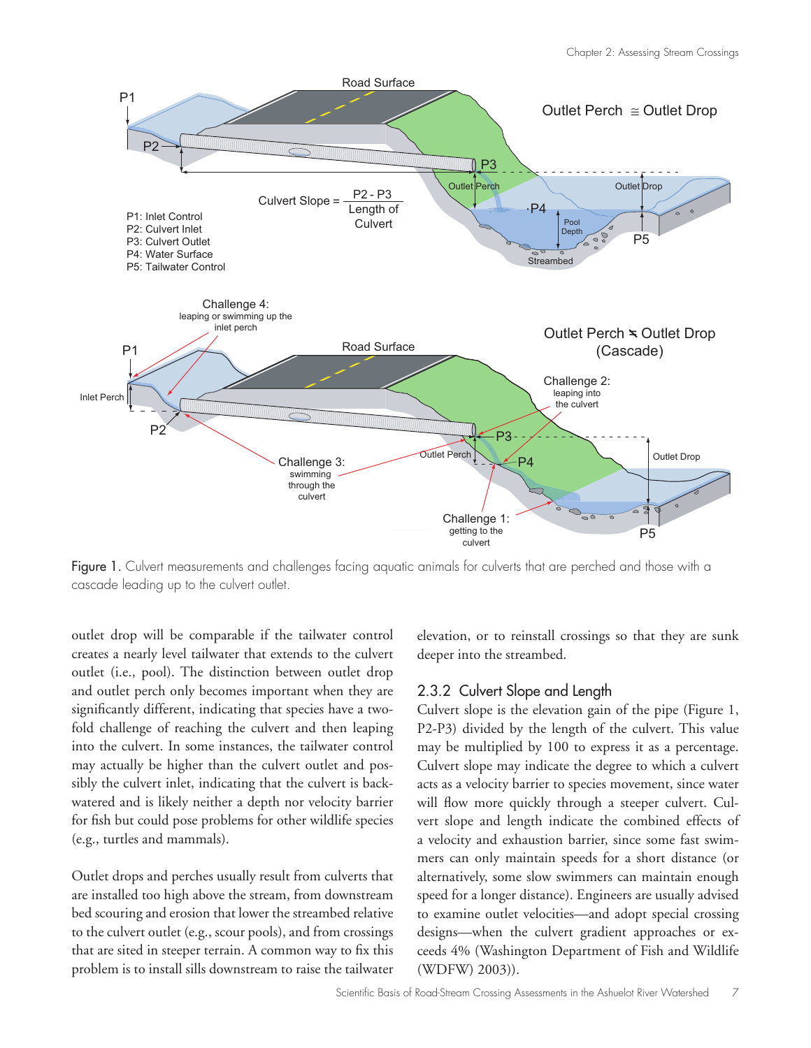Figure 1. Culvert measurements and challenges facing aquatic animals for culverts that are perched and those with a cascade leading up to the culvert outlet.

outlet drop will be comparable if the tailwater control creates a nearly level tailwater that extends to the culvert outlet (i.e., pool). The distinction between outlet drop and outlet perch only becomes important when they are significantly different, indicating that species have a two-fold challenge of reaching the culvert and then leaping into the culvert. In some instances, the tailwater control may actually be higher than the culvert outlet and possibly the culvert inlet, indicating that the culvert is backwatered and is likely neither a depth nor velocity barrier for fish but could pose problems for other wildlife species (e.g., turtles and mammals).

Outlet drops and perches usually result from culverts that are installed too high above the stream, from downstream bed scouring and erosion that lower the streambed relative to the culvert outlet (e.g., scour pools), and from crossings that are sited in steeper terrain. A common way to fix this problem is to install sills downstream to raise the tailwater elevation, or to reinstall crossings so that they are sunk deeper into the streambed.

### 2.3.2 Culvert Slope and Length

Culvert slope is the elevation gain of the pipe (Figure 1, P2-P3) divided by the length of the culvert. This value may be multiplied by 100 to express it as a percentage. Culvert slope may indicate the degree to which a culvert acts as a velocity barrier to species movement, since water will flow more quickly through a steeper culvert. Culvert slope and length indicate the combined effects of a velocity and exhaustion barrier, since some fast swimmers can only maintain speeds for a short distance (or alternatively, some slow swimmers can maintain enough speed for a longer distance). Engineers are usually advised to examine outlet velocities—and adopt special crossing designs—when the culvert gradient approaches or exceeds 4% (Washington Department of Fish and Wildlife (WDFW) 2003)).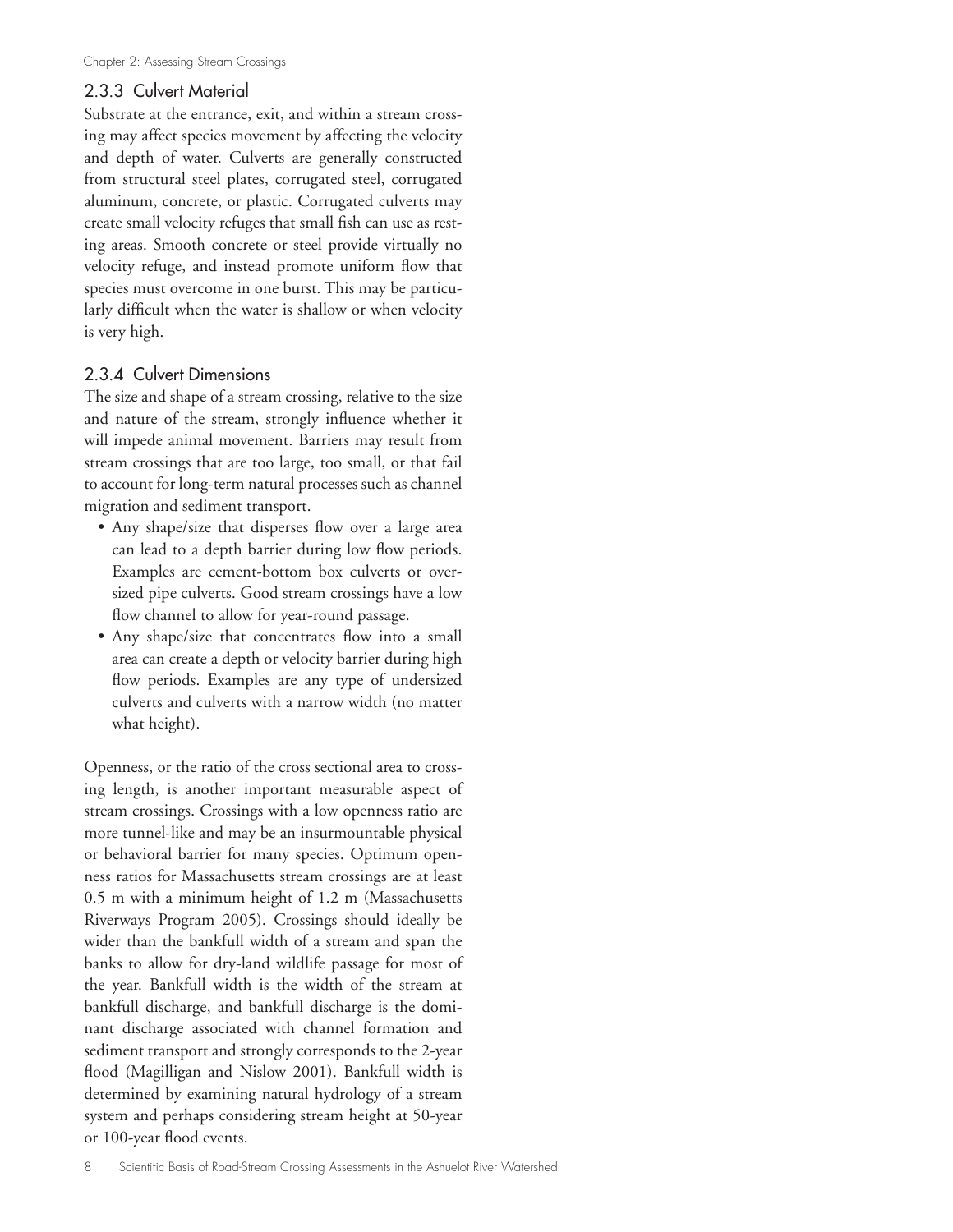### 2.3.3 Culvert Material

Substrate at the entrance, exit, and within a stream crossing may affect species movement by affecting the velocity and depth of water. Culverts are generally constructed from structural steel plates, corrugated steel, corrugated aluminum, concrete, or plastic. Corrugated culverts may create small velocity refuges that small fish can use as resting areas. Smooth concrete or steel provide virtually no velocity refuge, and instead promote uniform flow that species must overcome in one burst. This may be particularly difficult when the water is shallow or when velocity is very high.

### 2.3.4 Culvert Dimensions

The size and shape of a stream crossing, relative to the size and nature of the stream, strongly influence whether it will impede animal movement. Barriers may result from stream crossings that are too large, too small, or that fail to account for long-term natural processes such as channel migration and sediment transport.

- Any shape/size that disperses flow over a large area can lead to a depth barrier during low flow periods. Examples are cement-bottom box culverts or oversized pipe culverts. Good stream crossings have a low flow channel to allow for year-round passage.
- Any shape/size that concentrates flow into a small area can create a depth or velocity barrier during high flow periods. Examples are any type of undersized culverts and culverts with a narrow width (no matter what height).

Openness, or the ratio of the cross sectional area to crossing length, is another important measurable aspect of stream crossings. Crossings with a low openness ratio are more tunnel-like and may be an insurmountable physical or behavioral barrier for many species. Optimum openness ratios for Massachusetts stream crossings are at least 0.5 m with a minimum height of 1.2 m (Massachusetts Riverways Program 2005). Crossings should ideally be wider than the bankfull width of a stream and span the banks to allow for dry-land wildlife passage for most of the year. Bankfull width is the width of the stream at bankfull discharge, and bankfull discharge is the dominant discharge associated with channel formation and sediment transport and strongly corresponds to the 2-year flood (Magilligan and Nislow 2001). Bankfull width is determined by examining natural hydrology of a stream system and perhaps considering stream height at 50-year or 100-year flood events.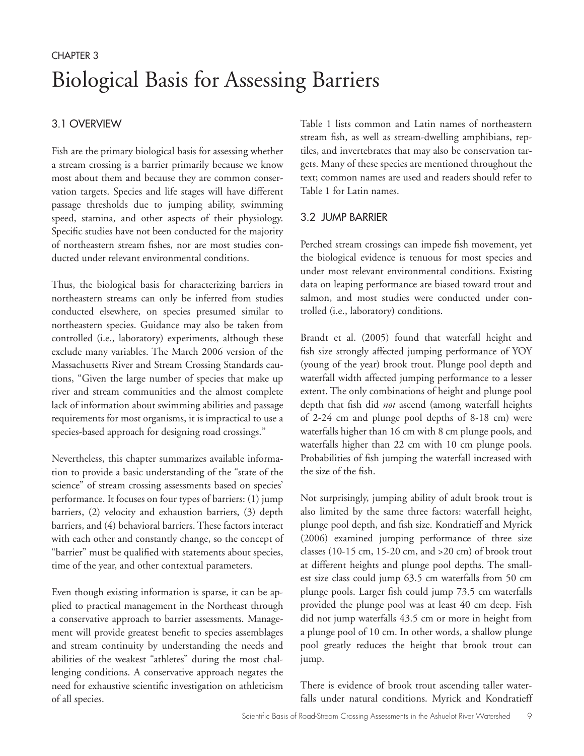CHAPTER 3

# Biological Basis for Assessing Barriers

## 3.1 OVERVIEW

Fish are the primary biological basis for assessing whether a stream crossing is a barrier primarily because we know most about them and because they are common conservation targets. Species and life stages will have different passage thresholds due to jumping ability, swimming speed, stamina, and other aspects of their physiology. Specific studies have not been conducted for the majority of northeastern stream fishes, nor are most studies conducted under relevant environmental conditions.

Thus, the biological basis for characterizing barriers in northeastern streams can only be inferred from studies conducted elsewhere, on species presumed similar to northeastern species. Guidance may also be taken from controlled (i.e., laboratory) experiments, although these exclude many variables. The March 2006 version of the Massachusetts River and Stream Crossing Standards cautions, "Given the large number of species that make up river and stream communities and the almost complete lack of information about swimming abilities and passage requirements for most organisms, it is impractical to use a species-based approach for designing road crossings."

Nevertheless, this chapter summarizes available information to provide a basic understanding of the "state of the science" of stream crossing assessments based on species' performance. It focuses on four types of barriers: (1) jump barriers, (2) velocity and exhaustion barriers, (3) depth barriers, and (4) behavioral barriers. These factors interact with each other and constantly change, so the concept of "barrier" must be qualified with statements about species, time of the year, and other contextual parameters.

Even though existing information is sparse, it can be applied to practical management in the Northeast through a conservative approach to barrier assessments. Management will provide greatest benefit to species assemblages and stream continuity by understanding the needs and abilities of the weakest "athletes" during the most challenging conditions. A conservative approach negates the need for exhaustive scientific investigation on athleticism of all species.

Table 1 lists common and Latin names of northeastern stream fish, as well as stream-dwelling amphibians, reptiles, and invertebrates that may also be conservation targets. Many of these species are mentioned throughout the text; common names are used and readers should refer to Table 1 for Latin names.

## 3.2 JUMP BARRIER

Perched stream crossings can impede fish movement, yet the biological evidence is tenuous for most species and under most relevant environmental conditions. Existing data on leaping performance are biased toward trout and salmon, and most studies were conducted under controlled (i.e., laboratory) conditions.

Brandt et al. (2005) found that waterfall height and fish size strongly affected jumping performance of YOY (young of the year) brook trout. Plunge pool depth and waterfall width affected jumping performance to a lesser extent. The only combinations of height and plunge pool depth that fish did *not* ascend (among waterfall heights of 2-24 cm and plunge pool depths of 8-18 cm) were waterfalls higher than 16 cm with 8 cm plunge pools, and waterfalls higher than 22 cm with 10 cm plunge pools. Probabilities of fish jumping the waterfall increased with the size of the fish.

Not surprisingly, jumping ability of adult brook trout is also limited by the same three factors: waterfall height, plunge pool depth, and fish size. Kondratieff and Myrick (2006) examined jumping performance of three size classes (10-15 cm, 15-20 cm, and >20 cm) of brook trout at different heights and plunge pool depths. The smallest size class could jump 63.5 cm waterfalls from 50 cm plunge pools. Larger fish could jump 73.5 cm waterfalls provided the plunge pool was at least 40 cm deep. Fish did not jump waterfalls 43.5 cm or more in height from a plunge pool of 10 cm. In other words, a shallow plunge pool greatly reduces the height that brook trout can jump.

There is evidence of brook trout ascending taller waterfalls under natural conditions. Myrick and Kondratieff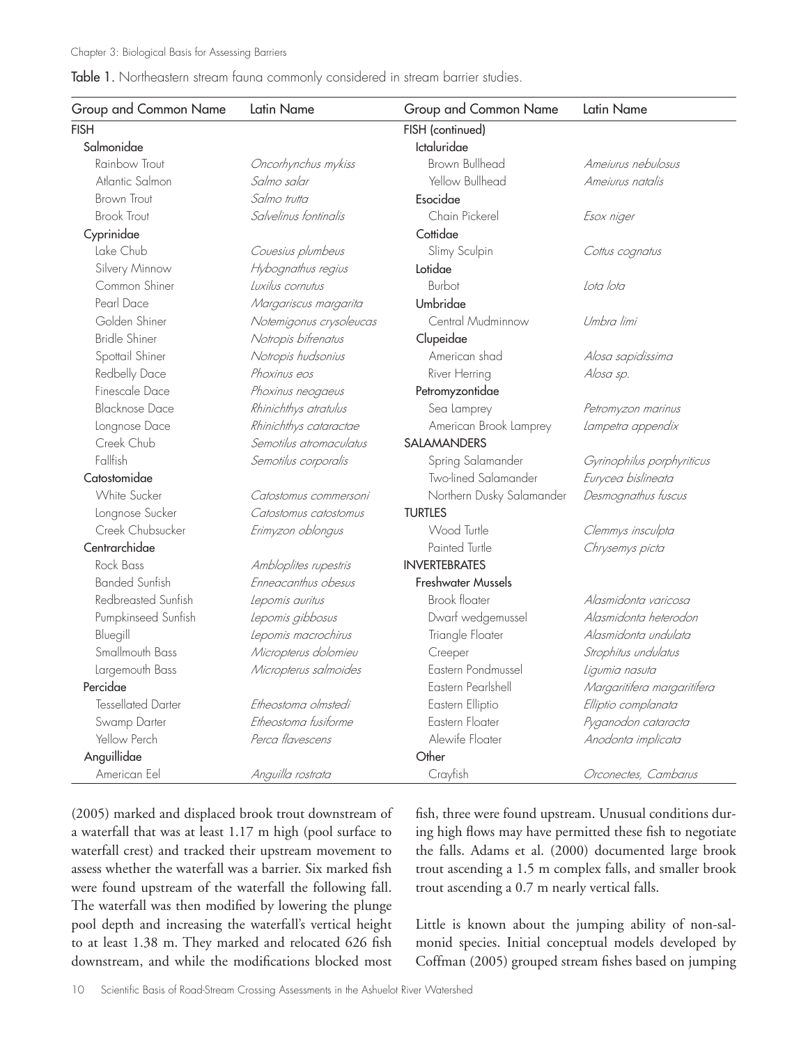Table 1. Northeastern stream fauna commonly considered in stream barrier studies.

| Group and Common Name | Latin Name | Group and Common Name | Latin Name |
|---|---|---|---|
| FISH | | FISH (continued) | |
| Salmonidae | | Ictaluridae | |
| Rainbow Trout | *Oncorhynchus mykiss* | Brown Bullhead | *Ameiurus nebulosus* |
| Atlantic Salmon | *Salmo salar* | Yellow Bullhead | *Ameiurus natalis* |
| Brown Trout | *Salmo trutta* | Esocidae | |
| Brook Trout | *Salvelinus fontinalis* | Chain Pickerel | *Esox niger* |
| Cyprinidae | | Cottidae | |
| Lake Chub | *Couesius plumbeus* | Slimy Sculpin | *Cottus cognatus* |
| Silvery Minnow | *Hybognathus regius* | Lotidae | |
| Common Shiner | *Luxilus cornutus* | Burbot | *Lota lota* |
| Pearl Dace | *Margariscus margarita* | Umbridae | |
| Golden Shiner | *Notemigonus crysoleucas* | Central Mudminnow | *Umbra limi* |
| Bridle Shiner | *Notropis bifrenatus* | Clupeidae | |
| Spottail Shiner | *Notropis hudsonius* | American shad | *Alosa sapidissima* |
| Redbelly Dace | *Phoxinus eos* | River Herring | *Alosa sp.* |
| Finescale Dace | *Phoxinus neogaeus* | Petromyzontidae | |
| Blacknose Dace | *Rhinichthys atratulus* | Sea Lamprey | *Petromyzon marinus* |
| Longnose Dace | *Rhinichthys cataractae* | American Brook Lamprey | *Lampetra appendix* |
| Creek Chub | *Semotilus atromaculatus* | SALAMANDERS | |
| Fallfish | *Semotilus corporalis* | Spring Salamander | *Gyrinophilus porphyriticus* |
| Catostomidae | | Two-lined Salamander | *Eurycea bislineata* |
| White Sucker | *Catostomus commersoni* | Northern Dusky Salamander | *Desmognathus fuscus* |
| Longnose Sucker | *Catostomus catostomus* | TURTLES | |
| Creek Chubsucker | *Erimyzon oblongus* | Wood Turtle | *Clemmys insculpta* |
| Centrarchidae | | Painted Turtle | *Chrysemys picta* |
| Rock Bass | *Ambloplites rupestris* | INVERTEBRATES | |
| Banded Sunfish | *Enneacanthus obesus* | Freshwater Mussels | |
| Redbreasted Sunfish | *Lepomis auritus* | Brook floater | *Alasmidonta varicosa* |
| Pumpkinseed Sunfish | *Lepomis gibbosus* | Dwarf wedgemussel | *Alasmidonta heterodon* |
| Bluegill | *Lepomis macrochirus* | Triangle Floater | *Alasmidonta undulata* |
| Smallmouth Bass | *Micropterus dolomieu* | Creeper | *Strophitus undulatus* |
| Largemouth Bass | *Micropterus salmoides* | Eastern Pondmussel | *Ligumia nasuta* |
| Percidae | | Eastern Pearlshell | *Margaritifera margaritifera* |
| Tessellated Darter | *Etheostoma olmstedi* | Eastern Elliptio | *Elliptio complanata* |
| Swamp Darter | *Etheostoma fusiforme* | Eastern Floater | *Pyganodon cataracta* |
| Yellow Perch | *Perca flavescens* | Alewife Floater | *Anodonta implicata* |
| Anguillidae | | Other | |
| American Eel | *Anguilla rostrata* | Crayfish | *Orconectes, Cambarus* |

(2005) marked and displaced brook trout downstream of a waterfall that was at least 1.17 m high (pool surface to waterfall crest) and tracked their upstream movement to assess whether the waterfall was a barrier. Six marked fish were found upstream of the waterfall the following fall. The waterfall was then modified by lowering the plunge pool depth and increasing the waterfall's vertical height to at least 1.38 m. They marked and relocated 626 fish downstream, and while the modifications blocked most fish, three were found upstream. Unusual conditions during high flows may have permitted these fish to negotiate the falls. Adams et al. (2000) documented large brook trout ascending a 1.5 m complex falls, and smaller brook trout ascending a 0.7 m nearly vertical falls.

Little is known about the jumping ability of non-salmonid species. Initial conceptual models developed by Coffman (2005) grouped stream fishes based on jumping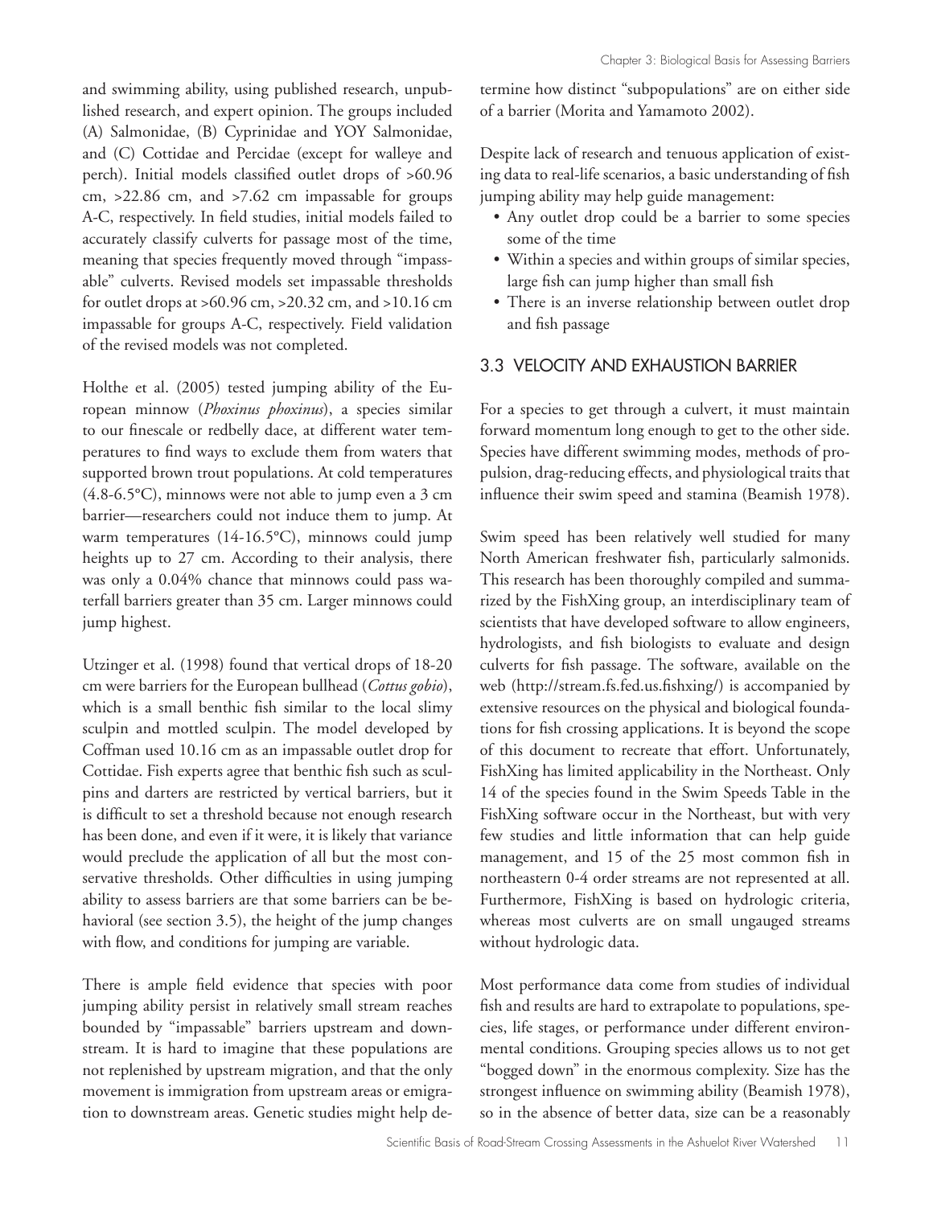and swimming ability, using published research, unpublished research, and expert opinion. The groups included (A) Salmonidae, (B) Cyprinidae and YOY Salmonidae, and (C) Cottidae and Percidae (except for walleye and perch). Initial models classified outlet drops of >60.96 cm, >22.86 cm, and >7.62 cm impassable for groups A-C, respectively. In field studies, initial models failed to accurately classify culverts for passage most of the time, meaning that species frequently moved through "impassable" culverts. Revised models set impassable thresholds for outlet drops at >60.96 cm, >20.32 cm, and >10.16 cm impassable for groups A-C, respectively. Field validation of the revised models was not completed.

Holthe et al. (2005) tested jumping ability of the European minnow (*Phoxinus phoxinus*), a species similar to our finescale or redbelly dace, at different water temperatures to find ways to exclude them from waters that supported brown trout populations. At cold temperatures (4.8-6.5°C), minnows were not able to jump even a 3 cm barrier—researchers could not induce them to jump. At warm temperatures (14-16.5°C), minnows could jump heights up to 27 cm. According to their analysis, there was only a 0.04% chance that minnows could pass waterfall barriers greater than 35 cm. Larger minnows could jump highest.

Utzinger et al. (1998) found that vertical drops of 18-20 cm were barriers for the European bullhead (*Cottus gobio*), which is a small benthic fish similar to the local slimy sculpin and mottled sculpin. The model developed by Coffman used 10.16 cm as an impassable outlet drop for Cottidae. Fish experts agree that benthic fish such as sculpins and darters are restricted by vertical barriers, but it is difficult to set a threshold because not enough research has been done, and even if it were, it is likely that variance would preclude the application of all but the most conservative thresholds. Other difficulties in using jumping ability to assess barriers are that some barriers can be behavioral (see section 3.5), the height of the jump changes with flow, and conditions for jumping are variable.

There is ample field evidence that species with poor jumping ability persist in relatively small stream reaches bounded by "impassable" barriers upstream and downstream. It is hard to imagine that these populations are not replenished by upstream migration, and that the only movement is immigration from upstream areas or emigration to downstream areas. Genetic studies might help determine how distinct "subpopulations" are on either side of a barrier (Morita and Yamamoto 2002).

Despite lack of research and tenuous application of existing data to real-life scenarios, a basic understanding of fish jumping ability may help guide management:

- Any outlet drop could be a barrier to some species some of the time
- Within a species and within groups of similar species, large fish can jump higher than small fish
- There is an inverse relationship between outlet drop and fish passage

## 3.3 VELOCITY AND EXHAUSTION BARRIER

For a species to get through a culvert, it must maintain forward momentum long enough to get to the other side. Species have different swimming modes, methods of propulsion, drag-reducing effects, and physiological traits that influence their swim speed and stamina (Beamish 1978).

Swim speed has been relatively well studied for many North American freshwater fish, particularly salmonids. This research has been thoroughly compiled and summarized by the FishXing group, an interdisciplinary team of scientists that have developed software to allow engineers, hydrologists, and fish biologists to evaluate and design culverts for fish passage. The software, available on the web (http://stream.fs.fed.us.fishxing/) is accompanied by extensive resources on the physical and biological foundations for fish crossing applications. It is beyond the scope of this document to recreate that effort. Unfortunately, FishXing has limited applicability in the Northeast. Only 14 of the species found in the Swim Speeds Table in the FishXing software occur in the Northeast, but with very few studies and little information that can help guide management, and 15 of the 25 most common fish in northeastern 0-4 order streams are not represented at all. Furthermore, FishXing is based on hydrologic criteria, whereas most culverts are on small ungauged streams without hydrologic data.

Most performance data come from studies of individual fish and results are hard to extrapolate to populations, species, life stages, or performance under different environmental conditions. Grouping species allows us to not get "bogged down" in the enormous complexity. Size has the strongest influence on swimming ability (Beamish 1978), so in the absence of better data, size can be a reasonably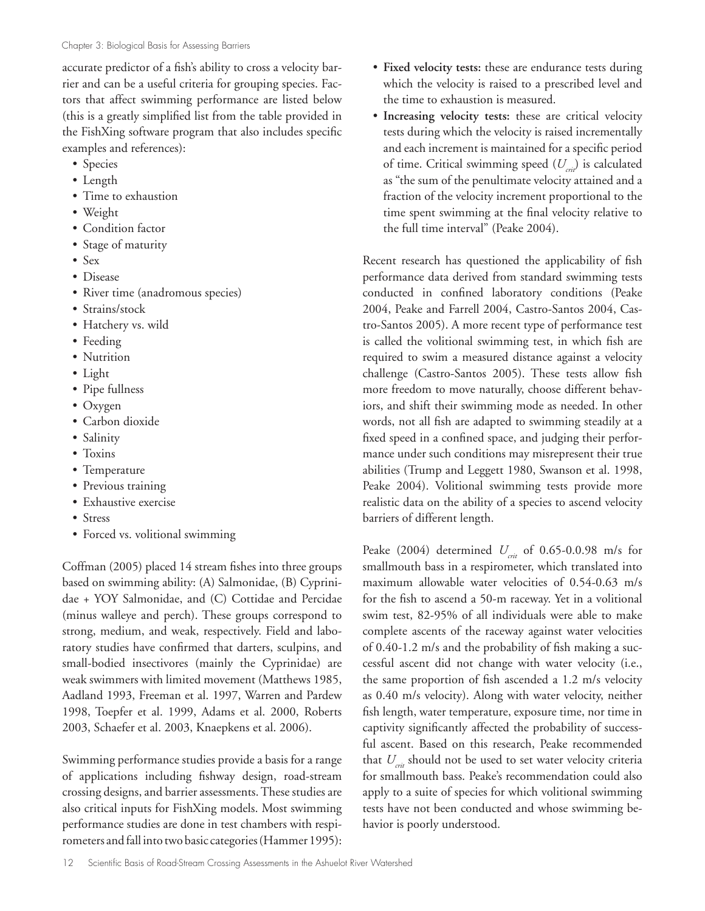accurate predictor of a fish's ability to cross a velocity barrier and can be a useful criteria for grouping species. Factors that affect swimming performance are listed below (this is a greatly simplified list from the table provided in the FishXing software program that also includes specific examples and references):

- Species
- Length
- Time to exhaustion
- Weight
- Condition factor
- Stage of maturity
- Sex
- Disease
- River time (anadromous species)
- Strains/stock
- Hatchery vs. wild
- Feeding
- Nutrition
- Light
- Pipe fullness
- Oxygen
- Carbon dioxide
- Salinity
- Toxins
- Temperature
- Previous training
- Exhaustive exercise
- Stress
- Forced vs. volitional swimming

Coffman (2005) placed 14 stream fishes into three groups based on swimming ability: (A) Salmonidae, (B) Cyprinidae + YOY Salmonidae, and (C) Cottidae and Percidae (minus walleye and perch). These groups correspond to strong, medium, and weak, respectively. Field and laboratory studies have confirmed that darters, sculpins, and small-bodied insectivores (mainly the Cyprinidae) are weak swimmers with limited movement (Matthews 1985, Aadland 1993, Freeman et al. 1997, Warren and Pardew 1998, Toepfer et al. 1999, Adams et al. 2000, Roberts 2003, Schaefer et al. 2003, Knaepkens et al. 2006).

Swimming performance studies provide a basis for a range of applications including fishway design, road-stream crossing designs, and barrier assessments. These studies are also critical inputs for FishXing models. Most swimming performance studies are done in test chambers with respirometers and fall into two basic categories (Hammer 1995):

- **Fixed velocity tests:** these are endurance tests during which the velocity is raised to a prescribed level and the time to exhaustion is measured.
- **Increasing velocity tests:** these are critical velocity tests during which the velocity is raised incrementally and each increment is maintained for a specific period of time. Critical swimming speed ($U_{crit}$) is calculated as "the sum of the penultimate velocity attained and a fraction of the velocity increment proportional to the time spent swimming at the final velocity relative to the full time interval" (Peake 2004).

Recent research has questioned the applicability of fish performance data derived from standard swimming tests conducted in confined laboratory conditions (Peake 2004, Peake and Farrell 2004, Castro-Santos 2004, Castro-Santos 2005). A more recent type of performance test is called the volitional swimming test, in which fish are required to swim a measured distance against a velocity challenge (Castro-Santos 2005). These tests allow fish more freedom to move naturally, choose different behaviors, and shift their swimming mode as needed. In other words, not all fish are adapted to swimming steadily at a fixed speed in a confined space, and judging their performance under such conditions may misrepresent their true abilities (Trump and Leggett 1980, Swanson et al. 1998, Peake 2004). Volitional swimming tests provide more realistic data on the ability of a species to ascend velocity barriers of different length.

Peake (2004) determined $U_{crit}$ of 0.65-0.0.98 m/s for smallmouth bass in a respirometer, which translated into maximum allowable water velocities of 0.54-0.63 m/s for the fish to ascend a 50-m raceway. Yet in a volitional swim test, 82-95% of all individuals were able to make complete ascents of the raceway against water velocities of 0.40-1.2 m/s and the probability of fish making a successful ascent did not change with water velocity (i.e., the same proportion of fish ascended a 1.2 m/s velocity as 0.40 m/s velocity). Along with water velocity, neither fish length, water temperature, exposure time, nor time in captivity significantly affected the probability of successful ascent. Based on this research, Peake recommended that $U_{crit}$ should not be used to set water velocity criteria for smallmouth bass. Peake's recommendation could also apply to a suite of species for which volitional swimming tests have not been conducted and whose swimming behavior is poorly understood.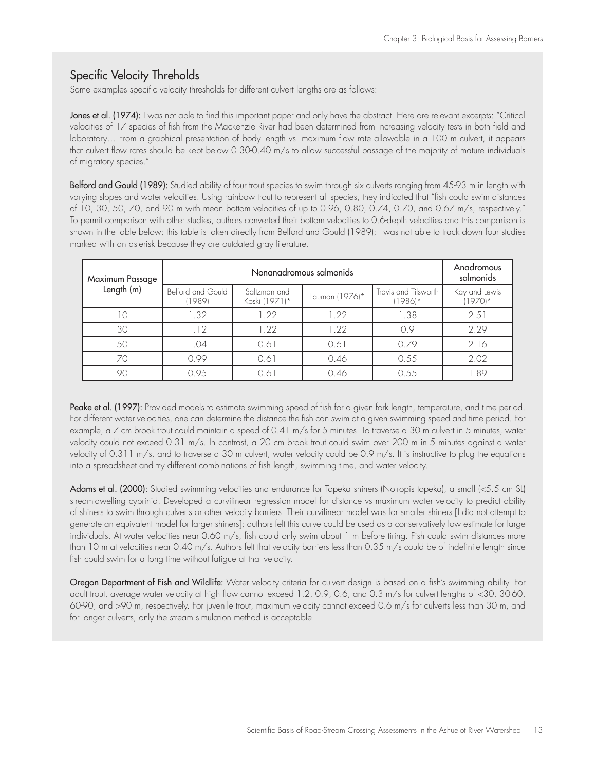## Specific Velocity Threholds

Some examples specific velocity thresholds for different culvert lengths are as follows:

**Jones et al. (1974):** I was not able to find this important paper and only have the abstract. Here are relevant excerpts: "Critical velocities of 17 species of fish from the Mackenzie River had been determined from increasing velocity tests in both field and laboratory… From a graphical presentation of body length vs. maximum flow rate allowable in a 100 m culvert, it appears that culvert flow rates should be kept below 0.30-0.40 m/s to allow successful passage of the majority of mature individuals of migratory species."

**Belford and Gould (1989):** Studied ability of four trout species to swim through six culverts ranging from 45-93 m in length with varying slopes and water velocities. Using rainbow trout to represent all species, they indicated that "fish could swim distances of 10, 30, 50, 70, and 90 m with mean bottom velocities of up to 0.96, 0.80, 0.74, 0.70, and 0.67 m/s, respectively." To permit comparison with other studies, authors converted their bottom velocities to 0.6-depth velocities and this comparison is shown in the table below; this table is taken directly from Belford and Gould (1989); I was not able to track down four studies marked with an asterisk because they are outdated gray literature.

| Maximum Passage Length (m) | Nonanadromous salmonids | | | | Anadromous salmonids |
|---|---|---|---|---|---|
| | Belford and Gould (1989) | Saltzman and Koski (1971)* | Lauman (1976)* | Travis and Tilsworth (1986)* | Kay and Lewis (1970)* |
| 10 | 1.32 | 1.22 | 1.22 | 1.38 | 2.51 |
| 30 | 1.12 | 1.22 | 1.22 | 0.9 | 2.29 |
| 50 | 1.04 | 0.61 | 0.61 | 0.79 | 2.16 |
| 70 | 0.99 | 0.61 | 0.46 | 0.55 | 2.02 |
| 90 | 0.95 | 0.61 | 0.46 | 0.55 | 1.89 |

**Peake et al. (1997):** Provided models to estimate swimming speed of fish for a given fork length, temperature, and time period. For different water velocities, one can determine the distance the fish can swim at a given swimming speed and time period. For example, a 7 cm brook trout could maintain a speed of 0.41 m/s for 5 minutes. To traverse a 30 m culvert in 5 minutes, water velocity could not exceed 0.31 m/s. In contrast, a 20 cm brook trout could swim over 200 m in 5 minutes against a water velocity of 0.311 m/s, and to traverse a 30 m culvert, water velocity could be 0.9 m/s. It is instructive to plug the equations into a spreadsheet and try different combinations of fish length, swimming time, and water velocity.

**Adams et al. (2000):** Studied swimming velocities and endurance for Topeka shiners (Notropis topeka), a small (<5.5 cm SL) stream-dwelling cyprinid. Developed a curvilinear regression model for distance vs maximum water velocity to predict ability of shiners to swim through culverts or other velocity barriers. Their curvilinear model was for smaller shiners [I did not attempt to generate an equivalent model for larger shiners]; authors felt this curve could be used as a conservatively low estimate for large individuals. At water velocities near 0.60 m/s, fish could only swim about 1 m before tiring. Fish could swim distances more than 10 m at velocities near 0.40 m/s. Authors felt that velocity barriers less than 0.35 m/s could be of indefinite length since fish could swim for a long time without fatigue at that velocity.

**Oregon Department of Fish and Wildlife:** Water velocity criteria for culvert design is based on a fish's swimming ability. For adult trout, average water velocity at high flow cannot exceed 1.2, 0.9, 0.6, and 0.3 m/s for culvert lengths of <30, 30-60, 60-90, and >90 m, respectively. For juvenile trout, maximum velocity cannot exceed 0.6 m/s for culverts less than 30 m, and for longer culverts, only the stream simulation method is acceptable.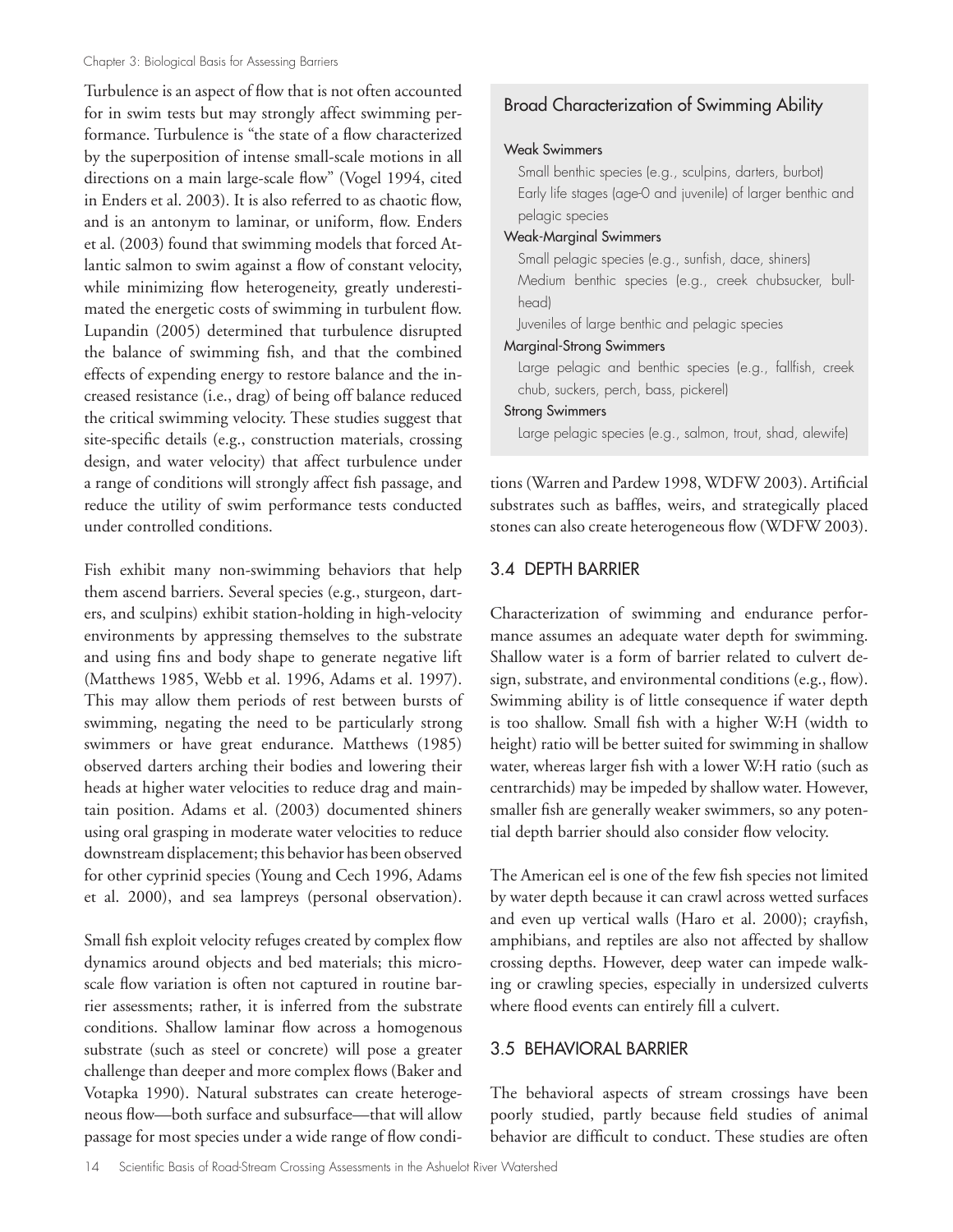Turbulence is an aspect of flow that is not often accounted for in swim tests but may strongly affect swimming performance. Turbulence is "the state of a flow characterized by the superposition of intense small-scale motions in all directions on a main large-scale flow" (Vogel 1994, cited in Enders et al. 2003). It is also referred to as chaotic flow, and is an antonym to laminar, or uniform, flow. Enders et al. (2003) found that swimming models that forced Atlantic salmon to swim against a flow of constant velocity, while minimizing flow heterogeneity, greatly underestimated the energetic costs of swimming in turbulent flow. Lupandin (2005) determined that turbulence disrupted the balance of swimming fish, and that the combined effects of expending energy to restore balance and the increased resistance (i.e., drag) of being off balance reduced the critical swimming velocity. These studies suggest that site-specific details (e.g., construction materials, crossing design, and water velocity) that affect turbulence under a range of conditions will strongly affect fish passage, and reduce the utility of swim performance tests conducted under controlled conditions.

Fish exhibit many non-swimming behaviors that help them ascend barriers. Several species (e.g., sturgeon, darters, and sculpins) exhibit station-holding in high-velocity environments by appressing themselves to the substrate and using fins and body shape to generate negative lift (Matthews 1985, Webb et al. 1996, Adams et al. 1997). This may allow them periods of rest between bursts of swimming, negating the need to be particularly strong swimmers or have great endurance. Matthews (1985) observed darters arching their bodies and lowering their heads at higher water velocities to reduce drag and maintain position. Adams et al. (2003) documented shiners using oral grasping in moderate water velocities to reduce downstream displacement; this behavior has been observed for other cyprinid species (Young and Cech 1996, Adams et al. 2000), and sea lampreys (personal observation).

Small fish exploit velocity refuges created by complex flow dynamics around objects and bed materials; this micro-scale flow variation is often not captured in routine barrier assessments; rather, it is inferred from the substrate conditions. Shallow laminar flow across a homogenous substrate (such as steel or concrete) will pose a greater challenge than deeper and more complex flows (Baker and Votapka 1990). Natural substrates can create heterogeneous flow—both surface and subsurface—that will allow passage for most species under a wide range of flow conditions (Warren and Pardew 1998, WDFW 2003). Artificial substrates such as baffles, weirs, and strategically placed stones can also create heterogeneous flow (WDFW 2003).

> **Broad Characterization of Swimming Ability**
>
> **Weak Swimmers**
> - Small benthic species (e.g., sculpins, darters, burbot)
> - Early life stages (age-0 and juvenile) of larger benthic and pelagic species
>
> **Weak-Marginal Swimmers**
> - Small pelagic species (e.g., sunfish, dace, shiners)
> - Medium benthic species (e.g., creek chubsucker, bullhead)
> - Juveniles of large benthic and pelagic species
>
> **Marginal-Strong Swimmers**
> - Large pelagic and benthic species (e.g., fallfish, creek chub, suckers, perch, bass, pickerel)
>
> **Strong Swimmers**
> - Large pelagic species (e.g., salmon, trout, shad, alewife)

## 3.4 DEPTH BARRIER

Characterization of swimming and endurance performance assumes an adequate water depth for swimming. Shallow water is a form of barrier related to culvert design, substrate, and environmental conditions (e.g., flow). Swimming ability is of little consequence if water depth is too shallow. Small fish with a higher W:H (width to height) ratio will be better suited for swimming in shallow water, whereas larger fish with a lower W:H ratio (such as centrarchids) may be impeded by shallow water. However, smaller fish are generally weaker swimmers, so any potential depth barrier should also consider flow velocity.

The American eel is one of the few fish species not limited by water depth because it can crawl across wetted surfaces and even up vertical walls (Haro et al. 2000); crayfish, amphibians, and reptiles are also not affected by shallow crossing depths. However, deep water can impede walking or crawling species, especially in undersized culverts where flood events can entirely fill a culvert.

## 3.5 BEHAVIORAL BARRIER

The behavioral aspects of stream crossings have been poorly studied, partly because field studies of animal behavior are difficult to conduct. These studies are often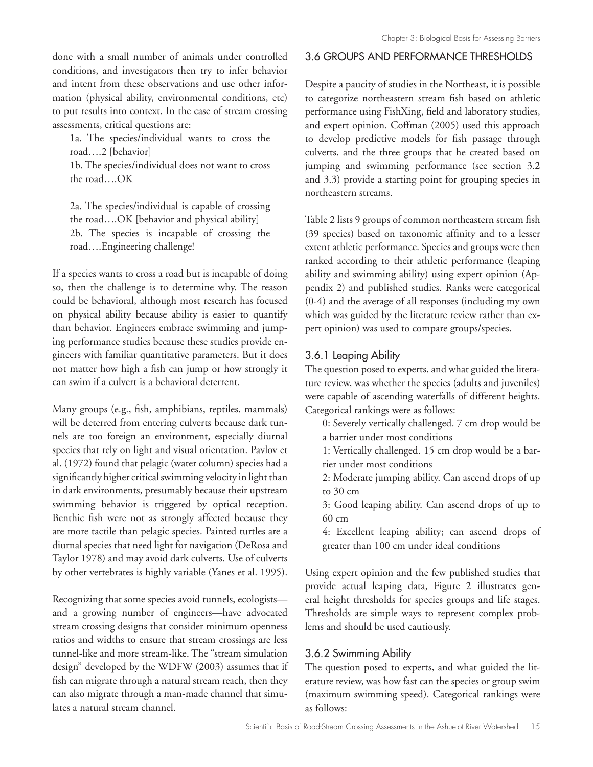done with a small number of animals under controlled conditions, and investigators then try to infer behavior and intent from these observations and use other information (physical ability, environmental conditions, etc) to put results into context. In the case of stream crossing assessments, critical questions are:

1a. The species/individual wants to cross the road….2 [behavior]

1b. The species/individual does not want to cross the road….OK

2a. The species/individual is capable of crossing the road….OK [behavior and physical ability]

2b. The species is incapable of crossing the road….Engineering challenge!

If a species wants to cross a road but is incapable of doing so, then the challenge is to determine why. The reason could be behavioral, although most research has focused on physical ability because ability is easier to quantify than behavior. Engineers embrace swimming and jumping performance studies because these studies provide engineers with familiar quantitative parameters. But it does not matter how high a fish can jump or how strongly it can swim if a culvert is a behavioral deterrent.

Many groups (e.g., fish, amphibians, reptiles, mammals) will be deterred from entering culverts because dark tunnels are too foreign an environment, especially diurnal species that rely on light and visual orientation. Pavlov et al. (1972) found that pelagic (water column) species had a significantly higher critical swimming velocity in light than in dark environments, presumably because their upstream swimming behavior is triggered by optical reception. Benthic fish were not as strongly affected because they are more tactile than pelagic species. Painted turtles are a diurnal species that need light for navigation (DeRosa and Taylor 1978) and may avoid dark culverts. Use of culverts by other vertebrates is highly variable (Yanes et al. 1995).

Recognizing that some species avoid tunnels, ecologists—and a growing number of engineers—have advocated stream crossing designs that consider minimum openness ratios and widths to ensure that stream crossings are less tunnel-like and more stream-like. The "stream simulation design" developed by the WDFW (2003) assumes that if fish can migrate through a natural stream reach, then they can also migrate through a man-made channel that simulates a natural stream channel.

## 3.6 GROUPS AND PERFORMANCE THRESHOLDS

Despite a paucity of studies in the Northeast, it is possible to categorize northeastern stream fish based on athletic performance using FishXing, field and laboratory studies, and expert opinion. Coffman (2005) used this approach to develop predictive models for fish passage through culverts, and the three groups that he created based on jumping and swimming performance (see section 3.2 and 3.3) provide a starting point for grouping species in northeastern streams.

Table 2 lists 9 groups of common northeastern stream fish (39 species) based on taxonomic affinity and to a lesser extent athletic performance. Species and groups were then ranked according to their athletic performance (leaping ability and swimming ability) using expert opinion (Appendix 2) and published studies. Ranks were categorical (0-4) and the average of all responses (including my own which was guided by the literature review rather than expert opinion) was used to compare groups/species.

### 3.6.1 Leaping Ability

The question posed to experts, and what guided the literature review, was whether the species (adults and juveniles) were capable of ascending waterfalls of different heights. Categorical rankings were as follows:

0: Severely vertically challenged. 7 cm drop would be a barrier under most conditions

1: Vertically challenged. 15 cm drop would be a barrier under most conditions

2: Moderate jumping ability. Can ascend drops of up to 30 cm

3: Good leaping ability. Can ascend drops of up to 60 cm

4: Excellent leaping ability; can ascend drops of greater than 100 cm under ideal conditions

Using expert opinion and the few published studies that provide actual leaping data, Figure 2 illustrates general height thresholds for species groups and life stages. Thresholds are simple ways to represent complex problems and should be used cautiously.

### 3.6.2 Swimming Ability

The question posed to experts, and what guided the literature review, was how fast can the species or group swim (maximum swimming speed). Categorical rankings were as follows: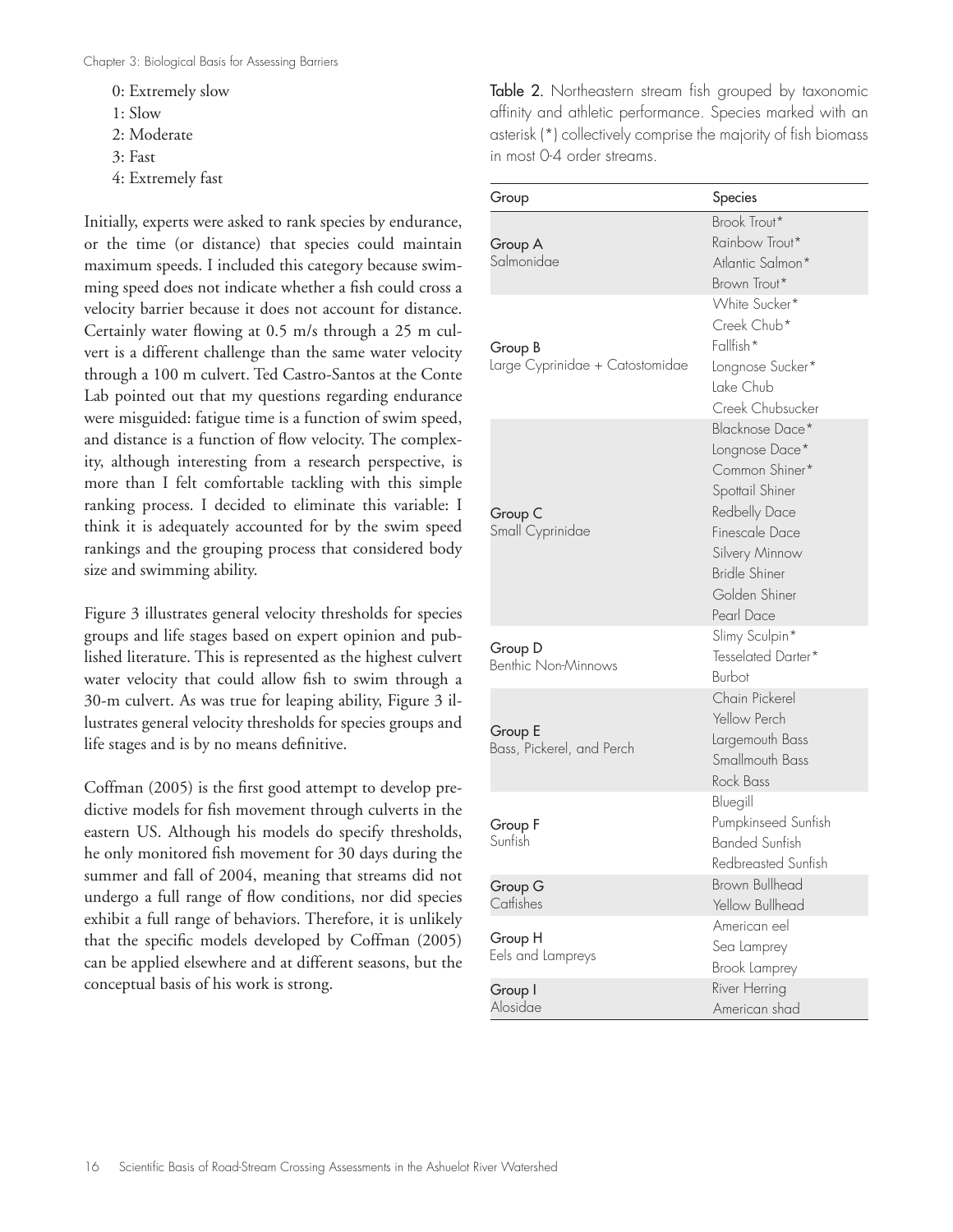0: Extremely slow
1: Slow
2: Moderate
3: Fast
4: Extremely fast

Initially, experts were asked to rank species by endurance, or the time (or distance) that species could maintain maximum speeds. I included this category because swimming speed does not indicate whether a fish could cross a velocity barrier because it does not account for distance. Certainly water flowing at 0.5 m/s through a 25 m culvert is a different challenge than the same water velocity through a 100 m culvert. Ted Castro-Santos at the Conte Lab pointed out that my questions regarding endurance were misguided: fatigue time is a function of swim speed, and distance is a function of flow velocity. The complexity, although interesting from a research perspective, is more than I felt comfortable tackling with this simple ranking process. I decided to eliminate this variable: I think it is adequately accounted for by the swim speed rankings and the grouping process that considered body size and swimming ability.

Figure 3 illustrates general velocity thresholds for species groups and life stages based on expert opinion and published literature. This is represented as the highest culvert water velocity that could allow fish to swim through a 30-m culvert. As was true for leaping ability, Figure 3 illustrates general velocity thresholds for species groups and life stages and is by no means definitive.

Coffman (2005) is the first good attempt to develop predictive models for fish movement through culverts in the eastern US. Although his models do specify thresholds, he only monitored fish movement for 30 days during the summer and fall of 2004, meaning that streams did not undergo a full range of flow conditions, nor did species exhibit a full range of behaviors. Therefore, it is unlikely that the specific models developed by Coffman (2005) can be applied elsewhere and at different seasons, but the conceptual basis of his work is strong.

**Table 2.** Northeastern stream fish grouped by taxonomic affinity and athletic performance. Species marked with an asterisk (*) collectively comprise the majority of fish biomass in most 0-4 order streams.

| Group | Species |
|---|---|
| Group A<br>Salmonidae | Brook Trout*<br>Rainbow Trout*<br>Atlantic Salmon*<br>Brown Trout* |
| Group B<br>Large Cyprinidae + Catostomidae | White Sucker*<br>Creek Chub*<br>Fallfish*<br>Longnose Sucker*<br>Lake Chub<br>Creek Chubsucker |
| Group C<br>Small Cyprinidae | Blacknose Dace*<br>Longnose Dace*<br>Common Shiner*<br>Spottail Shiner<br>Redbelly Dace<br>Finescale Dace<br>Silvery Minnow<br>Bridle Shiner<br>Golden Shiner<br>Pearl Dace |
| Group D<br>Benthic Non-Minnows | Slimy Sculpin*<br>Tesselated Darter*<br>Burbot |
| Group E<br>Bass, Pickerel, and Perch | Chain Pickerel<br>Yellow Perch<br>Largemouth Bass<br>Smallmouth Bass<br>Rock Bass |
| Group F<br>Sunfish | Bluegill<br>Pumpkinseed Sunfish<br>Banded Sunfish<br>Redbreasted Sunfish |
| Group G<br>Catfishes | Brown Bullhead<br>Yellow Bullhead |
| Group H<br>Eels and Lampreys | American eel<br>Sea Lamprey<br>Brook Lamprey |
| Group I<br>Alosidae | River Herring<br>American shad |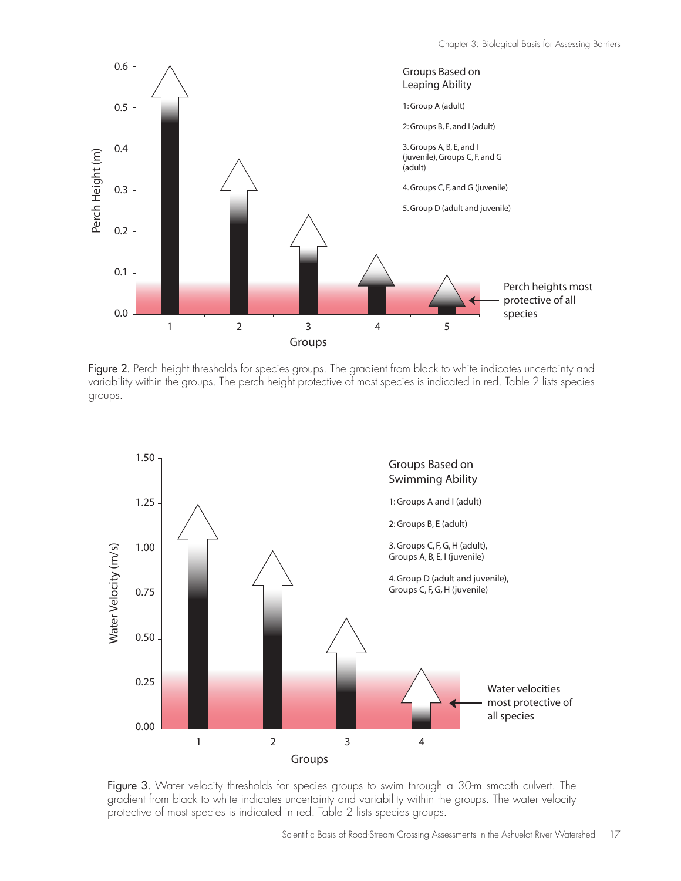Figure 2. Perch height thresholds for species groups. The gradient from black to white indicates uncertainty and variability within the groups. The perch height protective of most species is indicated in red. Table 2 lists species groups.

Figure 3. Water velocity thresholds for species groups to swim through a 30-m smooth culvert. The gradient from black to white indicates uncertainty and variability within the groups. The water velocity protective of most species is indicated in red. Table 2 lists species groups.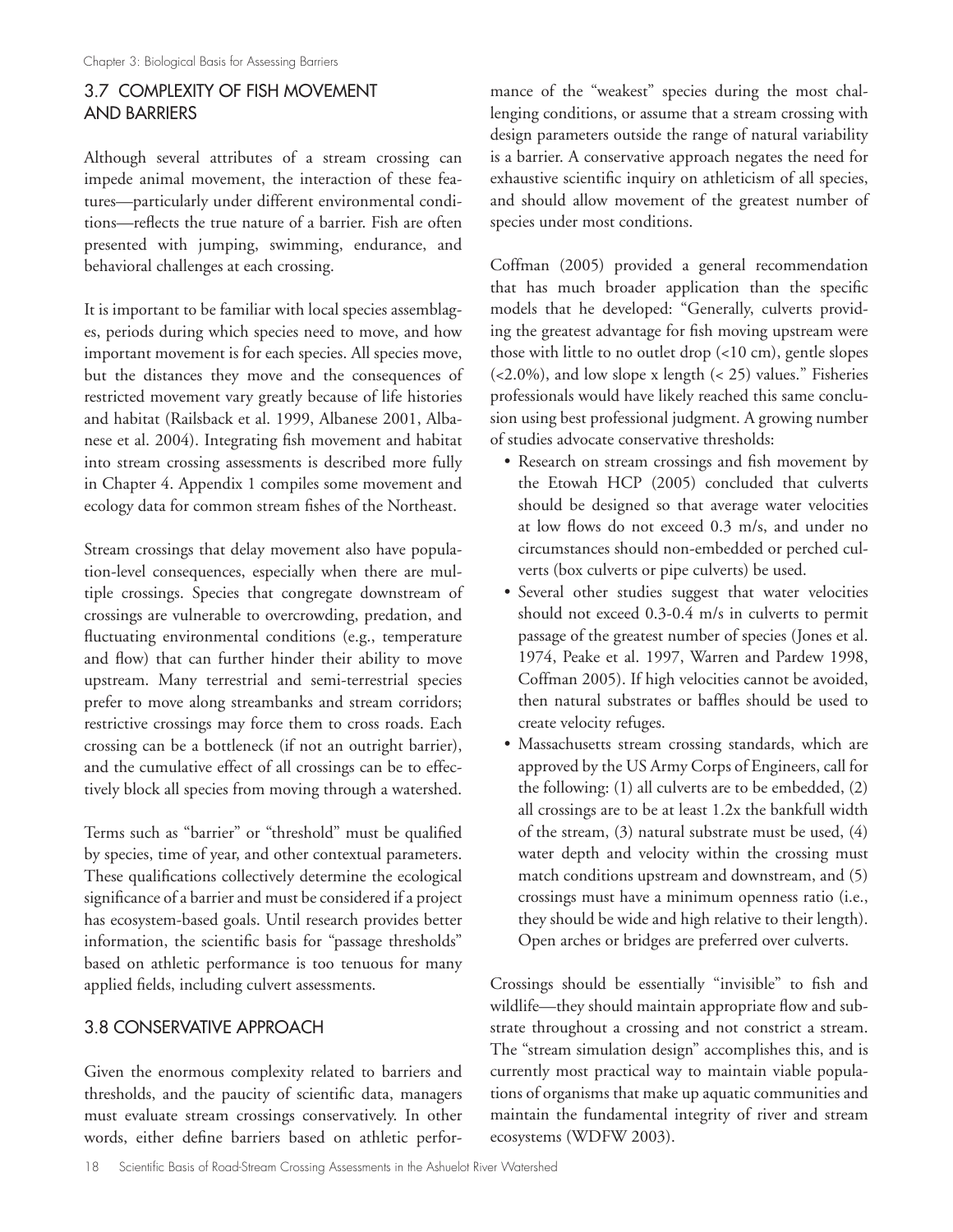## 3.7 COMPLEXITY OF FISH MOVEMENT AND BARRIERS

Although several attributes of a stream crossing can impede animal movement, the interaction of these features—particularly under different environmental conditions—reflects the true nature of a barrier. Fish are often presented with jumping, swimming, endurance, and behavioral challenges at each crossing.

It is important to be familiar with local species assemblages, periods during which species need to move, and how important movement is for each species. All species move, but the distances they move and the consequences of restricted movement vary greatly because of life histories and habitat (Railsback et al. 1999, Albanese 2001, Albanese et al. 2004). Integrating fish movement and habitat into stream crossing assessments is described more fully in Chapter 4. Appendix 1 compiles some movement and ecology data for common stream fishes of the Northeast.

Stream crossings that delay movement also have population-level consequences, especially when there are multiple crossings. Species that congregate downstream of crossings are vulnerable to overcrowding, predation, and fluctuating environmental conditions (e.g., temperature and flow) that can further hinder their ability to move upstream. Many terrestrial and semi-terrestrial species prefer to move along streambanks and stream corridors; restrictive crossings may force them to cross roads. Each crossing can be a bottleneck (if not an outright barrier), and the cumulative effect of all crossings can be to effectively block all species from moving through a watershed.

Terms such as "barrier" or "threshold" must be qualified by species, time of year, and other contextual parameters. These qualifications collectively determine the ecological significance of a barrier and must be considered if a project has ecosystem-based goals. Until research provides better information, the scientific basis for "passage thresholds" based on athletic performance is too tenuous for many applied fields, including culvert assessments.

## 3.8 CONSERVATIVE APPROACH

Given the enormous complexity related to barriers and thresholds, and the paucity of scientific data, managers must evaluate stream crossings conservatively. In other words, either define barriers based on athletic performance of the "weakest" species during the most challenging conditions, or assume that a stream crossing with design parameters outside the range of natural variability is a barrier. A conservative approach negates the need for exhaustive scientific inquiry on athleticism of all species, and should allow movement of the greatest number of species under most conditions.

Coffman (2005) provided a general recommendation that has much broader application than the specific models that he developed: "Generally, culverts providing the greatest advantage for fish moving upstream were those with little to no outlet drop (<10 cm), gentle slopes (<2.0%), and low slope x length (< 25) values." Fisheries professionals would have likely reached this same conclusion using best professional judgment. A growing number of studies advocate conservative thresholds:

- Research on stream crossings and fish movement by the Etowah HCP (2005) concluded that culverts should be designed so that average water velocities at low flows do not exceed 0.3 m/s, and under no circumstances should non-embedded or perched culverts (box culverts or pipe culverts) be used.
- Several other studies suggest that water velocities should not exceed 0.3-0.4 m/s in culverts to permit passage of the greatest number of species (Jones et al. 1974, Peake et al. 1997, Warren and Pardew 1998, Coffman 2005). If high velocities cannot be avoided, then natural substrates or baffles should be used to create velocity refuges.
- Massachusetts stream crossing standards, which are approved by the US Army Corps of Engineers, call for the following: (1) all culverts are to be embedded, (2) all crossings are to be at least 1.2x the bankfull width of the stream, (3) natural substrate must be used, (4) water depth and velocity within the crossing must match conditions upstream and downstream, and (5) crossings must have a minimum openness ratio (i.e., they should be wide and high relative to their length). Open arches or bridges are preferred over culverts.

Crossings should be essentially "invisible" to fish and wildlife—they should maintain appropriate flow and substrate throughout a crossing and not constrict a stream. The "stream simulation design" accomplishes this, and is currently most practical way to maintain viable populations of organisms that make up aquatic communities and maintain the fundamental integrity of river and stream ecosystems (WDFW 2003).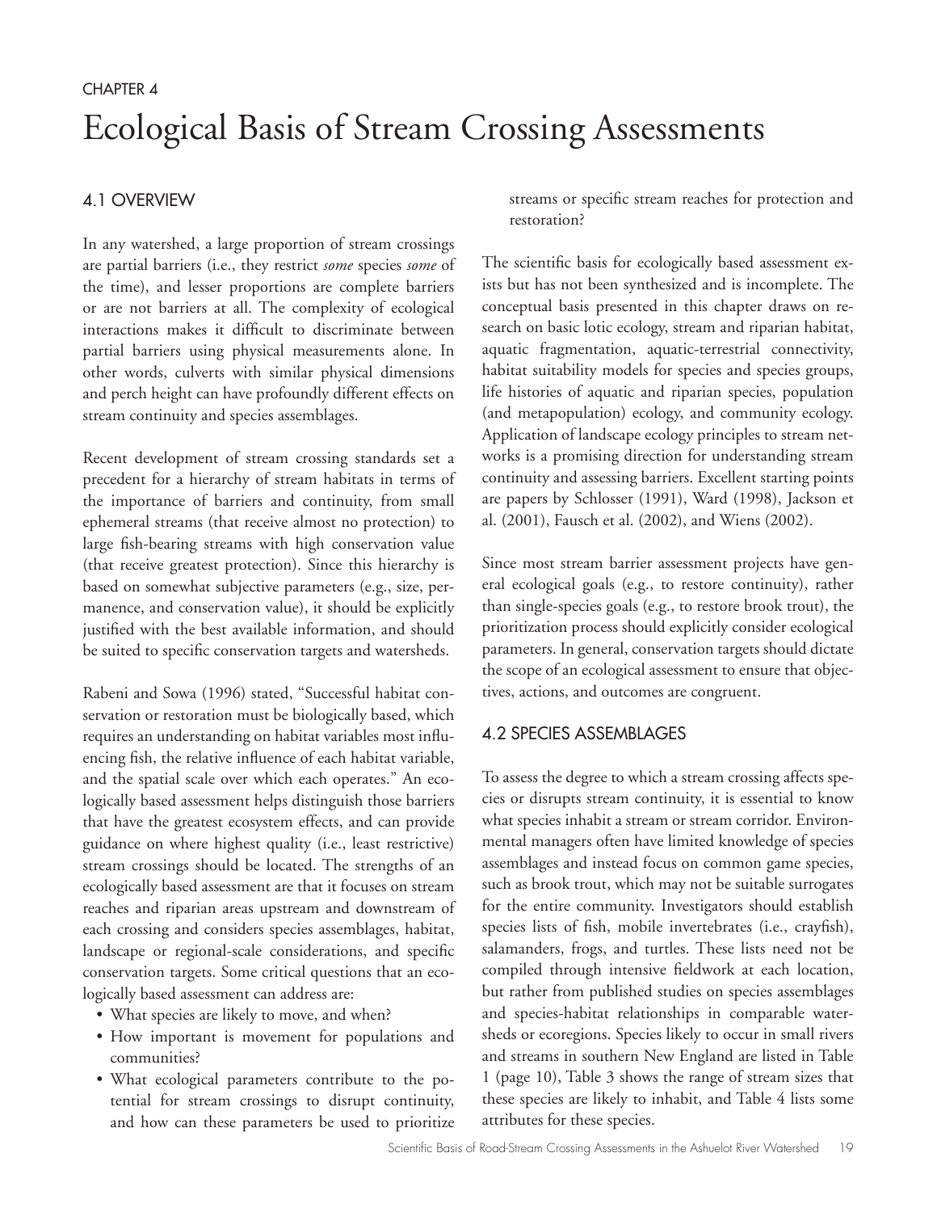CHAPTER 4

# Ecological Basis of Stream Crossing Assessments

## 4.1 OVERVIEW

In any watershed, a large proportion of stream crossings are partial barriers (i.e., they restrict *some* species *some* of the time), and lesser proportions are complete barriers or are not barriers at all. The complexity of ecological interactions makes it difficult to discriminate between partial barriers using physical measurements alone. In other words, culverts with similar physical dimensions and perch height can have profoundly different effects on stream continuity and species assemblages.

Recent development of stream crossing standards set a precedent for a hierarchy of stream habitats in terms of the importance of barriers and continuity, from small ephemeral streams (that receive almost no protection) to large fish-bearing streams with high conservation value (that receive greatest protection). Since this hierarchy is based on somewhat subjective parameters (e.g., size, permanence, and conservation value), it should be explicitly justified with the best available information, and should be suited to specific conservation targets and watersheds.

Rabeni and Sowa (1996) stated, "Successful habitat conservation or restoration must be biologically based, which requires an understanding on habitat variables most influencing fish, the relative influence of each habitat variable, and the spatial scale over which each operates." An ecologically based assessment helps distinguish those barriers that have the greatest ecosystem effects, and can provide guidance on where highest quality (i.e., least restrictive) stream crossings should be located. The strengths of an ecologically based assessment are that it focuses on stream reaches and riparian areas upstream and downstream of each crossing and considers species assemblages, habitat, landscape or regional-scale considerations, and specific conservation targets. Some critical questions that an ecologically based assessment can address are:

- What species are likely to move, and when?
- How important is movement for populations and communities?
- What ecological parameters contribute to the potential for stream crossings to disrupt continuity, and how can these parameters be used to prioritize streams or specific stream reaches for protection and restoration?

The scientific basis for ecologically based assessment exists but has not been synthesized and is incomplete. The conceptual basis presented in this chapter draws on research on basic lotic ecology, stream and riparian habitat, aquatic fragmentation, aquatic-terrestrial connectivity, habitat suitability models for species and species groups, life histories of aquatic and riparian species, population (and metapopulation) ecology, and community ecology. Application of landscape ecology principles to stream networks is a promising direction for understanding stream continuity and assessing barriers. Excellent starting points are papers by Schlosser (1991), Ward (1998), Jackson et al. (2001), Fausch et al. (2002), and Wiens (2002).

Since most stream barrier assessment projects have general ecological goals (e.g., to restore continuity), rather than single-species goals (e.g., to restore brook trout), the prioritization process should explicitly consider ecological parameters. In general, conservation targets should dictate the scope of an ecological assessment to ensure that objectives, actions, and outcomes are congruent.

## 4.2 SPECIES ASSEMBLAGES

To assess the degree to which a stream crossing affects species or disrupts stream continuity, it is essential to know what species inhabit a stream or stream corridor. Environmental managers often have limited knowledge of species assemblages and instead focus on common game species, such as brook trout, which may not be suitable surrogates for the entire community. Investigators should establish species lists of fish, mobile invertebrates (i.e., crayfish), salamanders, frogs, and turtles. These lists need not be compiled through intensive fieldwork at each location, but rather from published studies on species assemblages and species-habitat relationships in comparable watersheds or ecoregions. Species likely to occur in small rivers and streams in southern New England are listed in Table 1 (page 10), Table 3 shows the range of stream sizes that these species are likely to inhabit, and Table 4 lists some attributes for these species.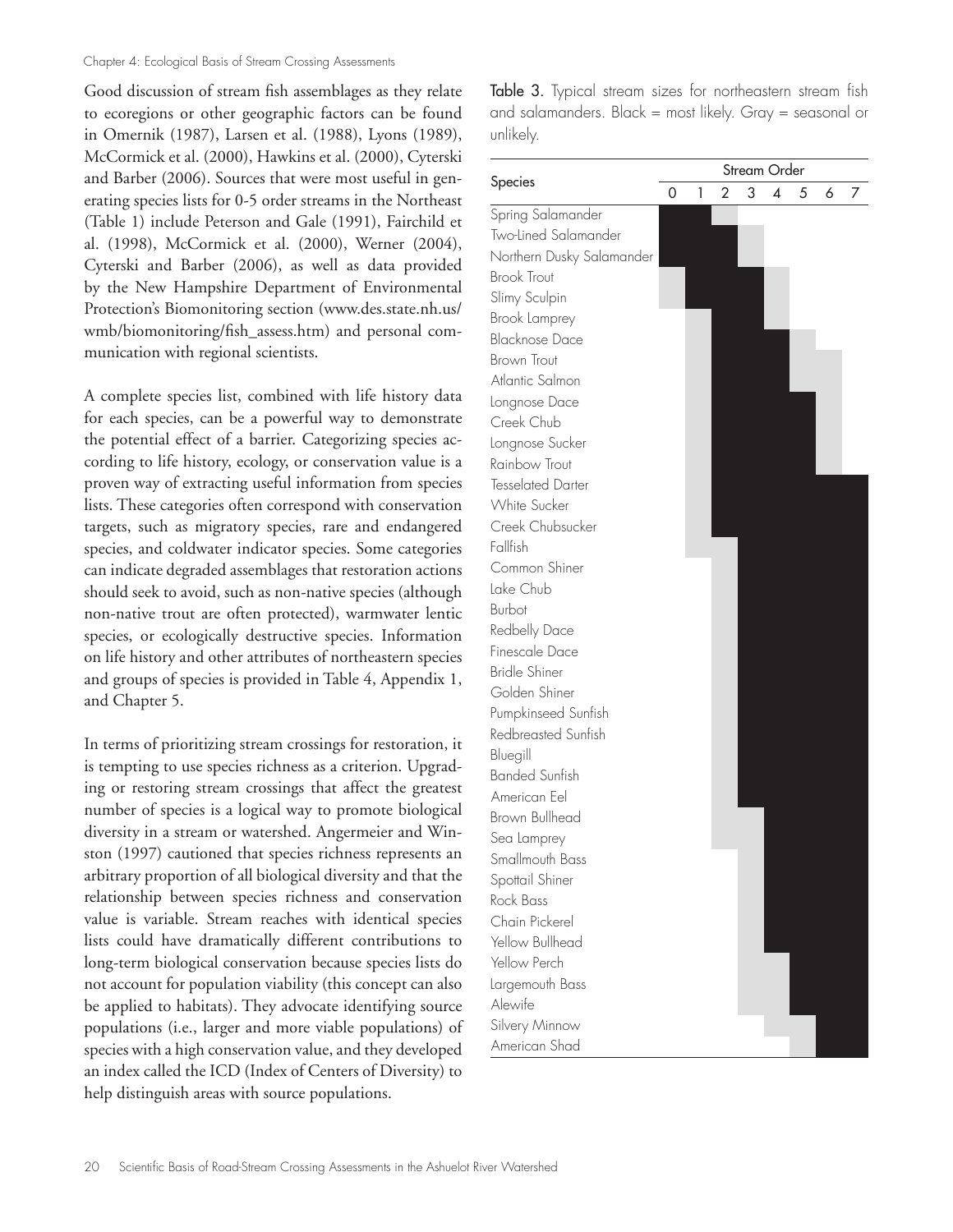Good discussion of stream fish assemblages as they relate to ecoregions or other geographic factors can be found in Omernik (1987), Larsen et al. (1988), Lyons (1989), McCormick et al. (2000), Hawkins et al. (2000), Cyterski and Barber (2006). Sources that were most useful in generating species lists for 0-5 order streams in the Northeast (Table 1) include Peterson and Gale (1991), Fairchild et al. (1998), McCormick et al. (2000), Werner (2004), Cyterski and Barber (2006), as well as data provided by the New Hampshire Department of Environmental Protection's Biomonitoring section (www.des.state.nh.us/wmb/biomonitoring/fish_assess.htm) and personal communication with regional scientists.

A complete species list, combined with life history data for each species, can be a powerful way to demonstrate the potential effect of a barrier. Categorizing species according to life history, ecology, or conservation value is a proven way of extracting useful information from species lists. These categories often correspond with conservation targets, such as migratory species, rare and endangered species, and coldwater indicator species. Some categories can indicate degraded assemblages that restoration actions should seek to avoid, such as non-native species (although non-native trout are often protected), warmwater lentic species, or ecologically destructive species. Information on life history and other attributes of northeastern species and groups of species is provided in Table 4, Appendix 1, and Chapter 5.

In terms of prioritizing stream crossings for restoration, it is tempting to use species richness as a criterion. Upgrading or restoring stream crossings that affect the greatest number of species is a logical way to promote biological diversity in a stream or watershed. Angermeier and Winston (1997) cautioned that species richness represents an arbitrary proportion of all biological diversity and that the relationship between species richness and conservation value is variable. Stream reaches with identical species lists could have dramatically different contributions to long-term biological conservation because species lists do not account for population viability (this concept can also be applied to habitats). They advocate identifying source populations (i.e., larger and more viable populations) of species with a high conservation value, and they developed an index called the ICD (Index of Centers of Diversity) to help distinguish areas with source populations.

**Table 3.** Typical stream sizes for northeastern stream fish and salamanders. Black = most likely. Gray = seasonal or unlikely.

| Species | Stream Order | | | | | | | |
|---|---|---|---|---|---|---|---|---|
| | 0 | 1 | 2 | 3 | 4 | 5 | 6 | 7 |
| Spring Salamander | Black | Black | Gray | | | | | |
| Two-lined Salamander | Black | Black | Black | Gray | | | | |
| Northern Dusky Salamander | Black | Black | Black | Gray | | | | |
| Brook Trout | Gray | Black | Black | Black | Gray | | | |
| Slimy Sculpin | Gray | Black | Black | Black | Gray | | | |
| Brook Lamprey | | Gray | Black | Black | Gray | | | |
| Blacknose Dace | | Gray | Black | Black | Black | Gray | | |
| Brown Trout | | Gray | Black | Black | Black | Gray | Gray | |
| Atlantic Salmon | | Gray | Black | Black | Black | Gray | Gray | |
| Longnose Dace | | Gray | Black | Black | Black | Black | Gray | |
| Creek Chub | | Gray | Black | Black | Black | Black | Gray | |
| Longnose Sucker | | Gray | Black | Black | Black | Black | Gray | |
| Rainbow Trout | | Gray | Black | Black | Black | Black | Gray | |
| Tesselated Darter | | Gray | Black | Black | Black | Black | Black | Black |
| White Sucker | | Gray | Black | Black | Black | Black | Black | Black |
| Creek Chubsucker | | Gray | Black | Black | Black | Black | Black | Black |
| Fallfish | | Gray | Black | Black | Black | Black | Black | Black |
| Common Shiner | | | Black | Black | Black | Black | Black | Black |
| Lake Chub | | | Black | Black | Black | Black | Black | Black |
| Burbot | | | Black | Black | Black | Black | Black | Black |
| Redbelly Dace | | | Black | Black | Black | Black | Black | Black |
| Finescale Dace | | | Black | Black | Black | Black | Black | Black |
| Bridle Shiner | | | Black | Black | Black | Black | Black | Black |
| Golden Shiner | | | Black | Black | Black | Black | Black | Black |
| Pumpkinseed Sunfish | | | Black | Black | Black | Black | Black | Black |
| Redbreasted Sunfish | | | Black | Black | Black | Black | Black | Black |
| Bluegill | | | Black | Black | Black | Black | Black | Black |
| Banded Sunfish | | | Black | Black | Black | Black | Black | Black |
| American Eel | | | Gray | Black | Black | Black | Black | Black |
| Brown Bullhead | | | Gray | Black | Black | Black | Black | Black |
| Sea Lamprey | | | Gray | Black | Black | Black | Black | Black |
| Smallmouth Bass | | | Gray | Black | Black | Black | Black | Black |
| Spottail Shiner | | | Gray | Black | Black | Black | Black | Black |
| Rock Bass | | | Gray | Black | Black | Black | Black | Black |
| Chain Pickerel | | | Gray | Black | Black | Black | Black | Black |
| Yellow Bullhead | | | | Gray | Black | Black | Black | Black |
| Yellow Perch | | | | Gray | Gray | Black | Black | Black |
| Largemouth Bass | | | | Gray | Gray | Black | Black | Black |
| Alewife | | | | Gray | Gray | Black | Black | Black |
| Silvery Minnow | | | | | Gray | Black | Black | Black |
| American Shad | | | | | | Gray | Black | Black |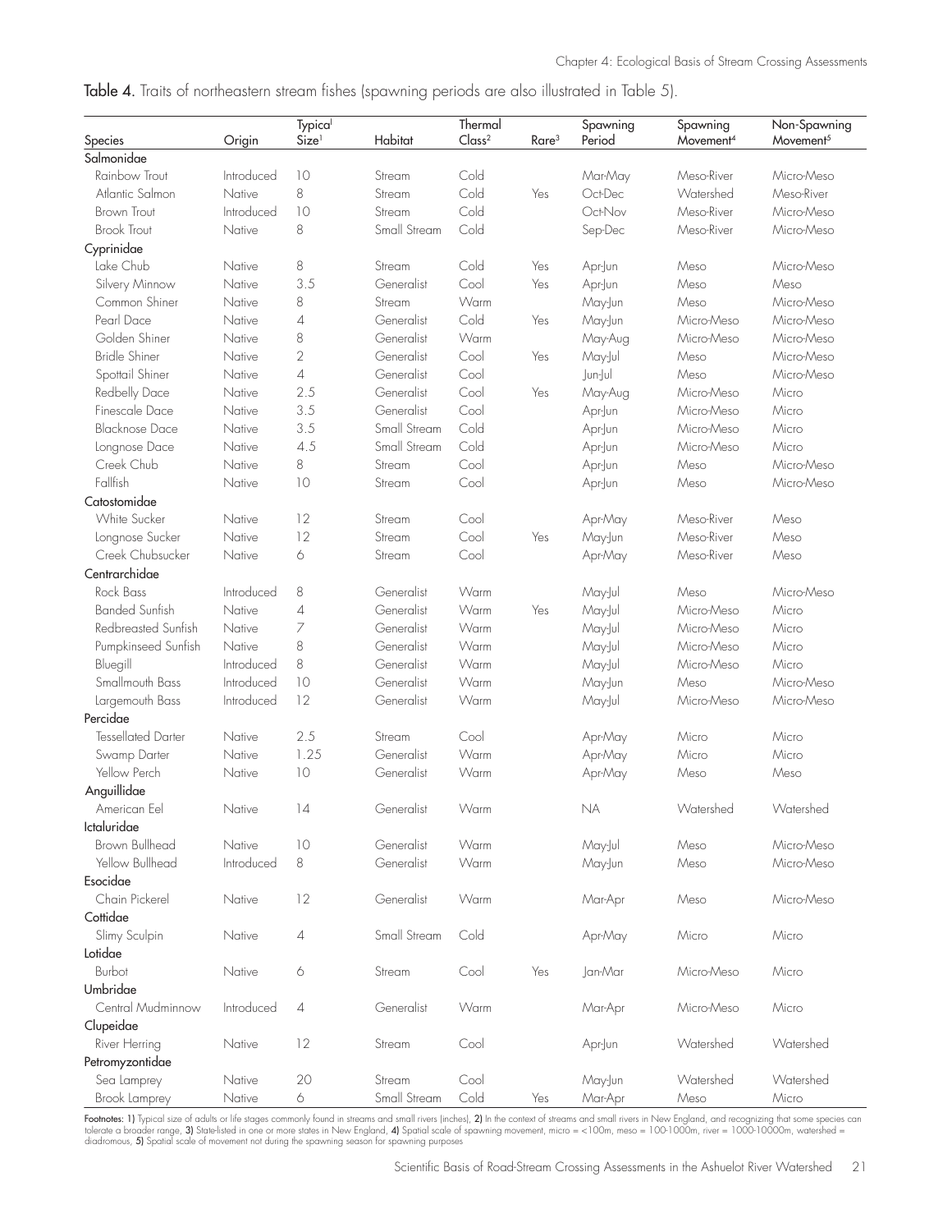**Table 4.** Traits of northeastern stream fishes (spawning periods are also illustrated in Table 5).

| Species | Origin | Typical Size[1] | Habitat | Thermal Class[2] | Rare[3] | Spawning Period | Spawning Movement[4] | Non-Spawning Movement[5] |
|---|---|---|---|---|---|---|---|---|
| **Salmonidae** | | | | | | | | |
| Rainbow Trout | Introduced | 10 | Stream | Cold | | Mar-May | Meso-River | Micro-Meso |
| Atlantic Salmon | Native | 8 | Stream | Cold | Yes | Oct-Dec | Watershed | Meso-River |
| Brown Trout | Introduced | 10 | Stream | Cold | | Oct-Nov | Meso-River | Micro-Meso |
| Brook Trout | Native | 8 | Small Stream | Cold | | Sep-Dec | Meso-River | Micro-Meso |
| **Cyprinidae** | | | | | | | | |
| Lake Chub | Native | 8 | Stream | Cold | Yes | Apr-Jun | Meso | Micro-Meso |
| Silvery Minnow | Native | 3.5 | Generalist | Cool | Yes | Apr-Jun | Meso | Meso |
| Common Shiner | Native | 8 | Stream | Warm | | May-Jun | Meso | Micro-Meso |
| Pearl Dace | Native | 4 | Generalist | Cold | Yes | May-Jun | Micro-Meso | Micro-Meso |
| Golden Shiner | Native | 8 | Generalist | Warm | | May-Aug | Micro-Meso | Micro-Meso |
| Bridle Shiner | Native | 2 | Generalist | Cool | Yes | May-Jul | Meso | Micro-Meso |
| Spottail Shiner | Native | 4 | Generalist | Cool | | Jun-Jul | Meso | Micro-Meso |
| Redbelly Dace | Native | 2.5 | Generalist | Cool | Yes | May-Aug | Micro-Meso | Micro |
| Finescale Dace | Native | 3.5 | Generalist | Cool | | Apr-Jun | Micro-Meso | Micro |
| Blacknose Dace | Native | 3.5 | Small Stream | Cold | | Apr-Jun | Micro-Meso | Micro |
| Longnose Dace | Native | 4.5 | Small Stream | Cold | | Apr-Jun | Micro-Meso | Micro |
| Creek Chub | Native | 8 | Stream | Cool | | Apr-Jun | Meso | Micro-Meso |
| Fallfish | Native | 10 | Stream | Cool | | Apr-Jun | Meso | Micro-Meso |
| **Catostomidae** | | | | | | | | |
| White Sucker | Native | 12 | Stream | Cool | | Apr-May | Meso-River | Meso |
| Longnose Sucker | Native | 12 | Stream | Cool | Yes | May-Jun | Meso-River | Meso |
| Creek Chubsucker | Native | 6 | Stream | Cool | | Apr-May | Meso-River | Meso |
| **Centrarchidae** | | | | | | | | |
| Rock Bass | Introduced | 8 | Generalist | Warm | | May-Jul | Meso | Micro-Meso |
| Banded Sunfish | Native | 4 | Generalist | Warm | Yes | May-Jul | Micro-Meso | Micro |
| Redbreasted Sunfish | Native | 7 | Generalist | Warm | | May-Jul | Micro-Meso | Micro |
| Pumpkinseed Sunfish | Native | 8 | Generalist | Warm | | May-Jul | Micro-Meso | Micro |
| Bluegill | Introduced | 8 | Generalist | Warm | | May-Jul | Micro-Meso | Micro |
| Smallmouth Bass | Introduced | 10 | Generalist | Warm | | May-Jun | Meso | Micro-Meso |
| Largemouth Bass | Introduced | 12 | Generalist | Warm | | May-Jul | Micro-Meso | Micro-Meso |
| **Percidae** | | | | | | | | |
| Tessellated Darter | Native | 2.5 | Stream | Cool | | Apr-May | Micro | Micro |
| Swamp Darter | Native | 1.25 | Generalist | Warm | | Apr-May | Micro | Micro |
| Yellow Perch | Native | 10 | Generalist | Warm | | Apr-May | Meso | Meso |
| **Anguillidae** | | | | | | | | |
| American Eel | Native | 14 | Generalist | Warm | | NA | Watershed | Watershed |
| **Ictaluridae** | | | | | | | | |
| Brown Bullhead | Native | 10 | Generalist | Warm | | May-Jul | Meso | Micro-Meso |
| Yellow Bullhead | Introduced | 8 | Generalist | Warm | | May-Jun | Meso | Micro-Meso |
| **Esocidae** | | | | | | | | |
| Chain Pickerel | Native | 12 | Generalist | Warm | | Mar-Apr | Meso | Micro-Meso |
| **Cottidae** | | | | | | | | |
| Slimy Sculpin | Native | 4 | Small Stream | Cold | | Apr-May | Micro | Micro |
| **Lotidae** | | | | | | | | |
| Burbot | Native | 6 | Stream | Cool | Yes | Jan-Mar | Micro-Meso | Micro |
| **Umbridae** | | | | | | | | |
| Central Mudminnow | Introduced | 4 | Generalist | Warm | | Mar-Apr | Micro-Meso | Micro |
| **Clupeidae** | | | | | | | | |
| River Herring | Native | 12 | Stream | Cool | | Apr-Jun | Watershed | Watershed |
| **Petromyzontidae** | | | | | | | | |
| Sea Lamprey | Native | 20 | Stream | Cool | | May-Jun | Watershed | Watershed |
| Brook Lamprey | Native | 6 | Small Stream | Cold | Yes | Mar-Apr | Meso | Micro |

**Footnotes:** **1)** Typical size of adults or life stages commonly found in streams and small rivers (inches), **2)** In the context of streams and small rivers in New England, and recognizing that some species can tolerate a broader range, **3)** State-listed in one or more states in New England, **4)** Spatial scale of spawning movement, micro = <100m, meso = 100-1000m, river = 1000-10000m, watershed = diadromous, **5)** Spatial scale of movement not during the spawning season for spawning purposes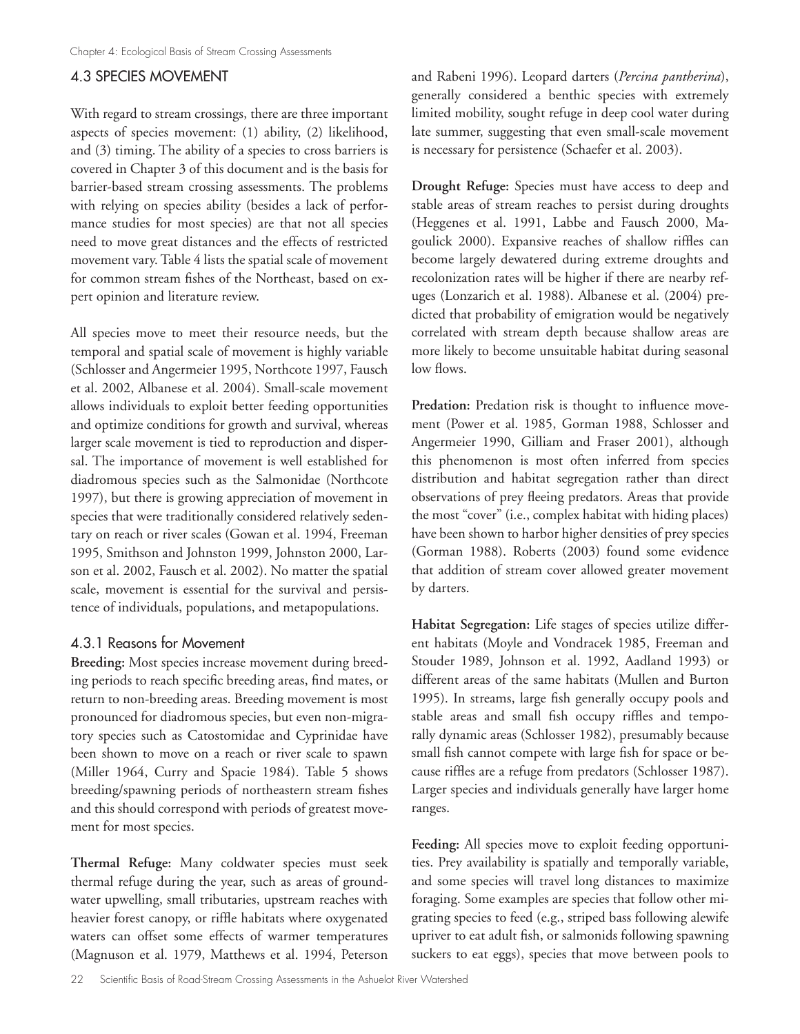## 4.3 SPECIES MOVEMENT

With regard to stream crossings, there are three important aspects of species movement: (1) ability, (2) likelihood, and (3) timing. The ability of a species to cross barriers is covered in Chapter 3 of this document and is the basis for barrier-based stream crossing assessments. The problems with relying on species ability (besides a lack of performance studies for most species) are that not all species need to move great distances and the effects of restricted movement vary. Table 4 lists the spatial scale of movement for common stream fishes of the Northeast, based on expert opinion and literature review.

All species move to meet their resource needs, but the temporal and spatial scale of movement is highly variable (Schlosser and Angermeier 1995, Northcote 1997, Fausch et al. 2002, Albanese et al. 2004). Small-scale movement allows individuals to exploit better feeding opportunities and optimize conditions for growth and survival, whereas larger scale movement is tied to reproduction and dispersal. The importance of movement is well established for diadromous species such as the Salmonidae (Northcote 1997), but there is growing appreciation of movement in species that were traditionally considered relatively sedentary on reach or river scales (Gowan et al. 1994, Freeman 1995, Smithson and Johnston 1999, Johnston 2000, Larson et al. 2002, Fausch et al. 2002). No matter the spatial scale, movement is essential for the survival and persistence of individuals, populations, and metapopulations.

### 4.3.1 Reasons for Movement

**Breeding:** Most species increase movement during breeding periods to reach specific breeding areas, find mates, or return to non-breeding areas. Breeding movement is most pronounced for diadromous species, but even non-migratory species such as Catostomidae and Cyprinidae have been shown to move on a reach or river scale to spawn (Miller 1964, Curry and Spacie 1984). Table 5 shows breeding/spawning periods of northeastern stream fishes and this should correspond with periods of greatest movement for most species.

**Thermal Refuge:** Many coldwater species must seek thermal refuge during the year, such as areas of groundwater upwelling, small tributaries, upstream reaches with heavier forest canopy, or riffle habitats where oxygenated waters can offset some effects of warmer temperatures (Magnuson et al. 1979, Matthews et al. 1994, Peterson and Rabeni 1996). Leopard darters (*Percina pantherina*), generally considered a benthic species with extremely limited mobility, sought refuge in deep cool water during late summer, suggesting that even small-scale movement is necessary for persistence (Schaefer et al. 2003).

**Drought Refuge:** Species must have access to deep and stable areas of stream reaches to persist during droughts (Heggenes et al. 1991, Labbe and Fausch 2000, Magoulick 2000). Expansive reaches of shallow riffles can become largely dewatered during extreme droughts and recolonization rates will be higher if there are nearby refuges (Lonzarich et al. 1988). Albanese et al. (2004) predicted that probability of emigration would be negatively correlated with stream depth because shallow areas are more likely to become unsuitable habitat during seasonal low flows.

**Predation:** Predation risk is thought to influence movement (Power et al. 1985, Gorman 1988, Schlosser and Angermeier 1990, Gilliam and Fraser 2001), although this phenomenon is most often inferred from species distribution and habitat segregation rather than direct observations of prey fleeing predators. Areas that provide the most "cover" (i.e., complex habitat with hiding places) have been shown to harbor higher densities of prey species (Gorman 1988). Roberts (2003) found some evidence that addition of stream cover allowed greater movement by darters.

**Habitat Segregation:** Life stages of species utilize different habitats (Moyle and Vondracek 1985, Freeman and Stouder 1989, Johnson et al. 1992, Aadland 1993) or different areas of the same habitats (Mullen and Burton 1995). In streams, large fish generally occupy pools and stable areas and small fish occupy riffles and temporally dynamic areas (Schlosser 1982), presumably because small fish cannot compete with large fish for space or because riffles are a refuge from predators (Schlosser 1987). Larger species and individuals generally have larger home ranges.

**Feeding:** All species move to exploit feeding opportunities. Prey availability is spatially and temporally variable, and some species will travel long distances to maximize foraging. Some examples are species that follow other migrating species to feed (e.g., striped bass following alewife upriver to eat adult fish, or salmonids following spawning suckers to eat eggs), species that move between pools to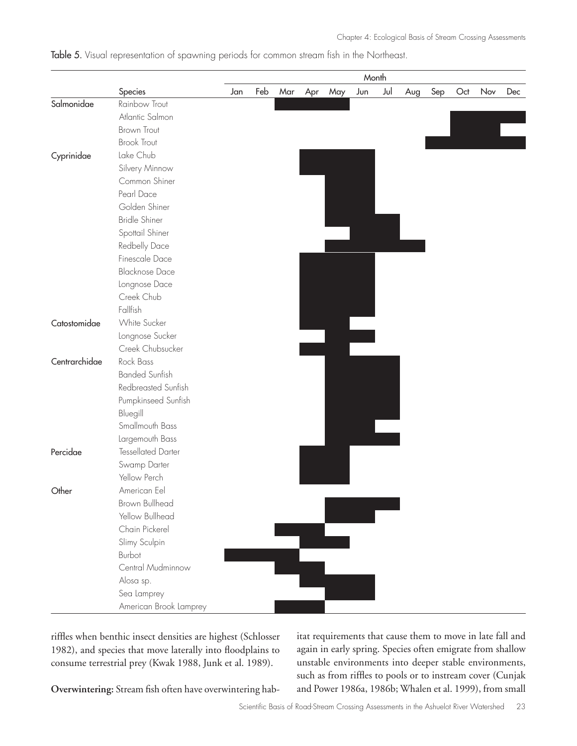Table 5. Visual representation of spawning periods for common stream fish in the Northeast.

| | Species | Jan | Feb | Mar | Apr | May | Jun | Jul | Aug | Sep | Oct | Nov | Dec |
|---|---|---|---|---|---|---|---|---|---|---|---|---|---|
| Salmonidae | Rainbow Trout | | | ■ | ■ | ■ | | | | | | | |
| | Atlantic Salmon | | | | | | | | | | ■ | ■ | ■ |
| | Brown Trout | | | | | | | | | | ■ | ■ | |
| | Brook Trout | | | | | | | | | ■ | ■ | ■ | ■ |
| Cyprinidae | Lake Chub | | | | ■ | ■ | ■ | | | | | | |
| | Silvery Minnow | | | | ■ | ■ | ■ | | | | | | |
| | Common Shiner | | | | | ■ | ■ | | | | | | |
| | Pearl Dace | | | | | ■ | ■ | | | | | | |
| | Golden Shiner | | | | | ■ | ■ | | | | | | |
| | Bridle Shiner | | | | | ■ | ■ | ■ | | | | | |
| | Spottail Shiner | | | | | | ■ | ■ | | | | | |
| | Redbelly Dace | | | | | ■ | ■ | ■ | ■ | | | | |
| | Finescale Dace | | | | ■ | ■ | ■ | | | | | | |
| | Blacknose Dace | | | | ■ | ■ | ■ | | | | | | |
| | Longnose Dace | | | | ■ | ■ | ■ | | | | | | |
| | Creek Chub | | | | ■ | ■ | ■ | | | | | | |
| | Fallfish | | | | ■ | ■ | ■ | | | | | | |
| Catostomidae | White Sucker | | | | ■ | ■ | | | | | | | |
| | Longnose Sucker | | | | | ■ | ■ | | | | | | |
| | Creek Chubsucker | | | | ■ | ■ | | | | | | | |
| Centrarchidae | Rock Bass | | | | | ■ | ■ | ■ | | | | | |
| | Banded Sunfish | | | | | ■ | ■ | ■ | | | | | |
| | Redbreasted Sunfish | | | | | ■ | ■ | ■ | | | | | |
| | Pumpkinseed Sunfish | | | | | ■ | ■ | ■ | | | | | |
| | Bluegill | | | | | ■ | ■ | ■ | | | | | |
| | Smallmouth Bass | | | | | ■ | ■ | | | | | | |
| | Largemouth Bass | | | | | ■ | ■ | ■ | | | | | |
| Percidae | Tessellated Darter | | | | ■ | ■ | | | | | | | |
| | Swamp Darter | | | | ■ | ■ | | | | | | | |
| | Yellow Perch | | | | ■ | ■ | | | | | | | |
| Other | American Eel | | | | | | | | | | | | |
| | Brown Bullhead | | | | | ■ | ■ | ■ | | | | | |
| | Yellow Bullhead | | | | | ■ | ■ | | | | | | |
| | Chain Pickerel | | | ■ | ■ | | | | | | | | |
| | Slimy Sculpin | | | | ■ | ■ | | | | | | | |
| | Burbot | ■ | ■ | ■ | | | | | | | | | |
| | Central Mudminnow | | | ■ | ■ | | | | | | | | |
| | Alosa sp. | | | | ■ | ■ | ■ | | | | | | |
| | Sea Lamprey | | | | | ■ | ■ | | | | | | |
| | American Brook Lamprey | | | ■ | ■ | | | | | | | | |

riffles when benthic insect densities are highest (Schlosser 1982), and species that move laterally into floodplains to consume terrestrial prey (Kwak 1988, Junk et al. 1989).

**Overwintering:** Stream fish often have overwintering habitat requirements that cause them to move in late fall and again in early spring. Species often emigrate from shallow unstable environments into deeper stable environments, such as from riffles to pools or to instream cover (Cunjak and Power 1986a, 1986b; Whalen et al. 1999), from small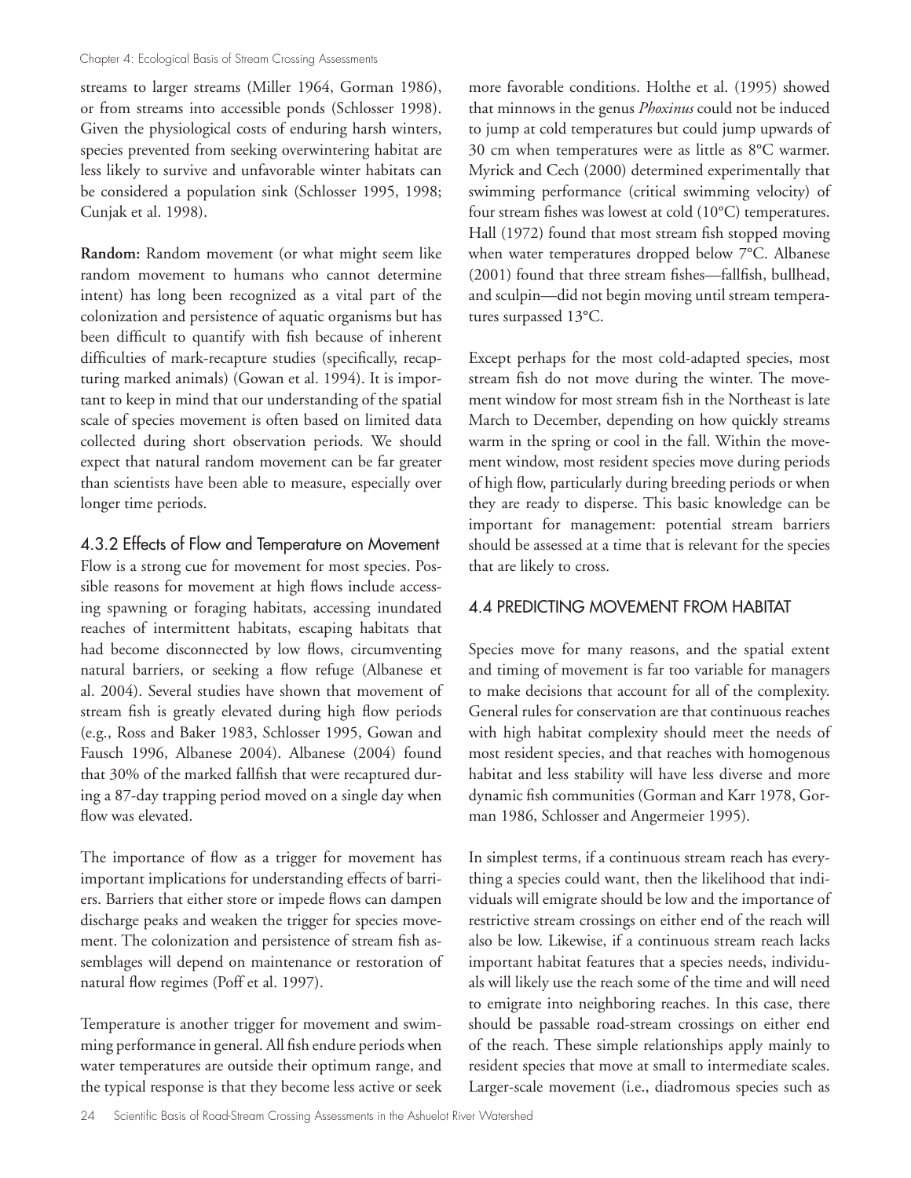streams to larger streams (Miller 1964, Gorman 1986), or from streams into accessible ponds (Schlosser 1998). Given the physiological costs of enduring harsh winters, species prevented from seeking overwintering habitat are less likely to survive and unfavorable winter habitats can be considered a population sink (Schlosser 1995, 1998; Cunjak et al. 1998).

**Random:** Random movement (or what might seem like random movement to humans who cannot determine intent) has long been recognized as a vital part of the colonization and persistence of aquatic organisms but has been difficult to quantify with fish because of inherent difficulties of mark-recapture studies (specifically, recapturing marked animals) (Gowan et al. 1994). It is important to keep in mind that our understanding of the spatial scale of species movement is often based on limited data collected during short observation periods. We should expect that natural random movement can be far greater than scientists have been able to measure, especially over longer time periods.

### 4.3.2 Effects of Flow and Temperature on Movement

Flow is a strong cue for movement for most species. Possible reasons for movement at high flows include accessing spawning or foraging habitats, accessing inundated reaches of intermittent habitats, escaping habitats that had become disconnected by low flows, circumventing natural barriers, or seeking a flow refuge (Albanese et al. 2004). Several studies have shown that movement of stream fish is greatly elevated during high flow periods (e.g., Ross and Baker 1983, Schlosser 1995, Gowan and Fausch 1996, Albanese 2004). Albanese (2004) found that 30% of the marked fallfish that were recaptured during a 87-day trapping period moved on a single day when flow was elevated.

The importance of flow as a trigger for movement has important implications for understanding effects of barriers. Barriers that either store or impede flows can dampen discharge peaks and weaken the trigger for species movement. The colonization and persistence of stream fish assemblages will depend on maintenance or restoration of natural flow regimes (Poff et al. 1997).

Temperature is another trigger for movement and swimming performance in general. All fish endure periods when water temperatures are outside their optimum range, and the typical response is that they become less active or seek more favorable conditions. Holthe et al. (1995) showed that minnows in the genus *Phoxinus* could not be induced to jump at cold temperatures but could jump upwards of 30 cm when temperatures were as little as 8°C warmer. Myrick and Cech (2000) determined experimentally that swimming performance (critical swimming velocity) of four stream fishes was lowest at cold (10°C) temperatures. Hall (1972) found that most stream fish stopped moving when water temperatures dropped below 7°C. Albanese (2001) found that three stream fishes—fallfish, bullhead, and sculpin—did not begin moving until stream temperatures surpassed 13°C.

Except perhaps for the most cold-adapted species, most stream fish do not move during the winter. The movement window for most stream fish in the Northeast is late March to December, depending on how quickly streams warm in the spring or cool in the fall. Within the movement window, most resident species move during periods of high flow, particularly during breeding periods or when they are ready to disperse. This basic knowledge can be important for management: potential stream barriers should be assessed at a time that is relevant for the species that are likely to cross.

## 4.4 PREDICTING MOVEMENT FROM HABITAT

Species move for many reasons, and the spatial extent and timing of movement is far too variable for managers to make decisions that account for all of the complexity. General rules for conservation are that continuous reaches with high habitat complexity should meet the needs of most resident species, and that reaches with homogenous habitat and less stability will have less diverse and more dynamic fish communities (Gorman and Karr 1978, Gorman 1986, Schlosser and Angermeier 1995).

In simplest terms, if a continuous stream reach has everything a species could want, then the likelihood that individuals will emigrate should be low and the importance of restrictive stream crossings on either end of the reach will also be low. Likewise, if a continuous stream reach lacks important habitat features that a species needs, individuals will likely use the reach some of the time and will need to emigrate into neighboring reaches. In this case, there should be passable road-stream crossings on either end of the reach. These simple relationships apply mainly to resident species that move at small to intermediate scales. Larger-scale movement (i.e., diadromous species such as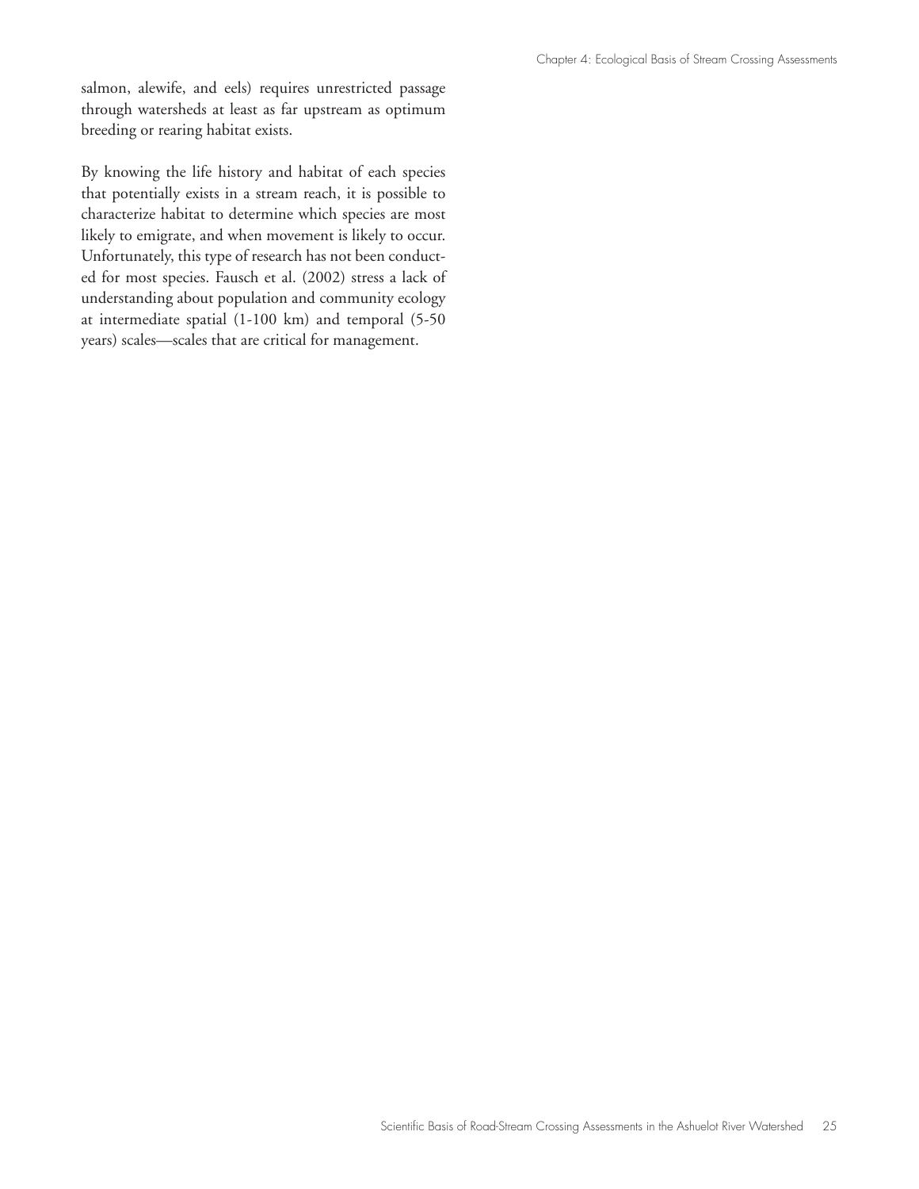salmon, alewife, and eels) requires unrestricted passage through watersheds at least as far upstream as optimum breeding or rearing habitat exists.

By knowing the life history and habitat of each species that potentially exists in a stream reach, it is possible to characterize habitat to determine which species are most likely to emigrate, and when movement is likely to occur. Unfortunately, this type of research has not been conducted for most species. Fausch et al. (2002) stress a lack of understanding about population and community ecology at intermediate spatial (1-100 km) and temporal (5-50 years) scales—scales that are critical for management.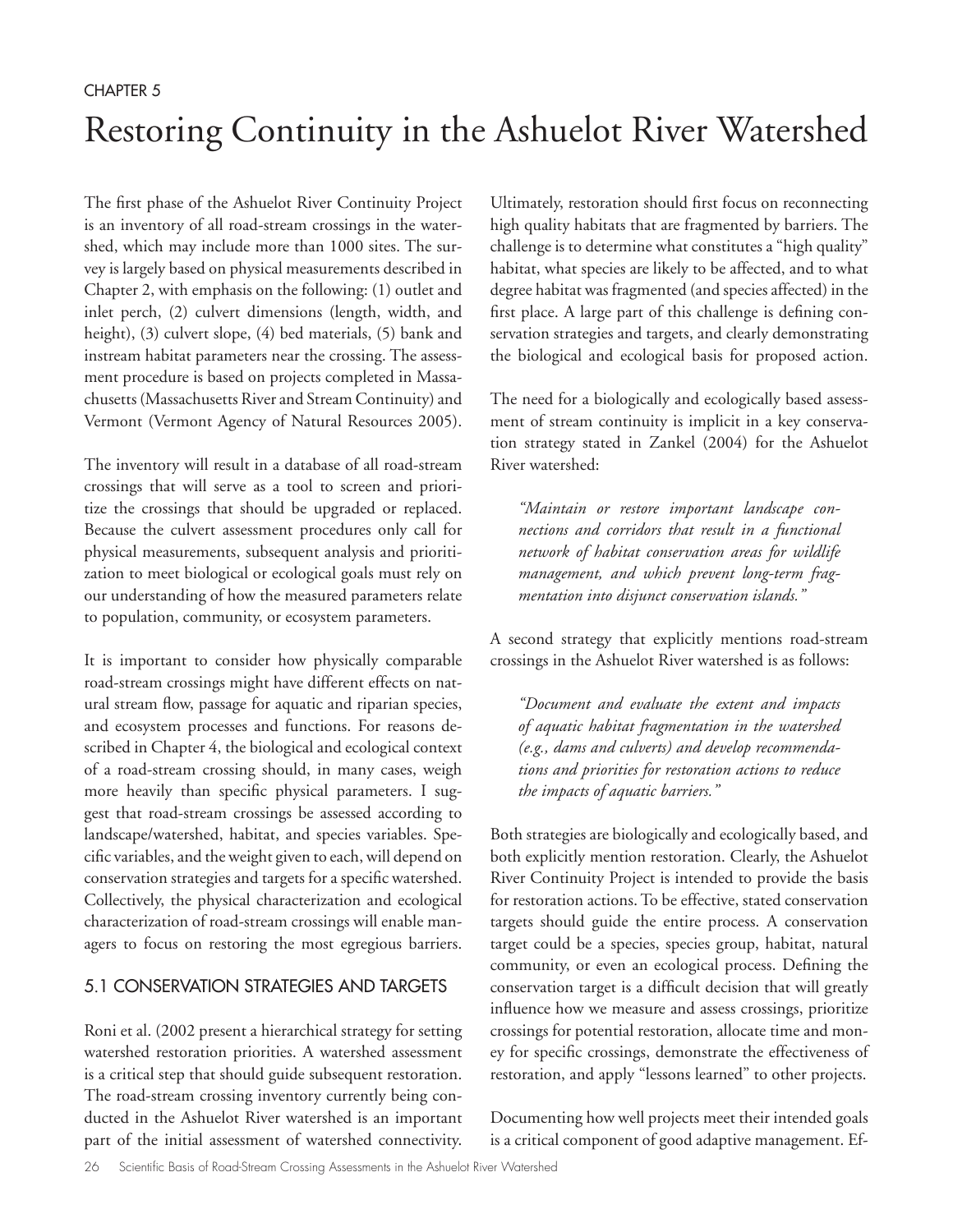CHAPTER 5

# Restoring Continuity in the Ashuelot River Watershed

The first phase of the Ashuelot River Continuity Project is an inventory of all road-stream crossings in the watershed, which may include more than 1000 sites. The survey is largely based on physical measurements described in Chapter 2, with emphasis on the following: (1) outlet and inlet perch, (2) culvert dimensions (length, width, and height), (3) culvert slope, (4) bed materials, (5) bank and instream habitat parameters near the crossing. The assessment procedure is based on projects completed in Massachusetts (Massachusetts River and Stream Continuity) and Vermont (Vermont Agency of Natural Resources 2005).

The inventory will result in a database of all road-stream crossings that will serve as a tool to screen and prioritize the crossings that should be upgraded or replaced. Because the culvert assessment procedures only call for physical measurements, subsequent analysis and prioritization to meet biological or ecological goals must rely on our understanding of how the measured parameters relate to population, community, or ecosystem parameters.

It is important to consider how physically comparable road-stream crossings might have different effects on natural stream flow, passage for aquatic and riparian species, and ecosystem processes and functions. For reasons described in Chapter 4, the biological and ecological context of a road-stream crossing should, in many cases, weigh more heavily than specific physical parameters. I suggest that road-stream crossings be assessed according to landscape/watershed, habitat, and species variables. Specific variables, and the weight given to each, will depend on conservation strategies and targets for a specific watershed. Collectively, the physical characterization and ecological characterization of road-stream crossings will enable managers to focus on restoring the most egregious barriers.

## 5.1 CONSERVATION STRATEGIES AND TARGETS

Roni et al. (2002 present a hierarchical strategy for setting watershed restoration priorities. A watershed assessment is a critical step that should guide subsequent restoration. The road-stream crossing inventory currently being conducted in the Ashuelot River watershed is an important part of the initial assessment of watershed connectivity. Ultimately, restoration should first focus on reconnecting high quality habitats that are fragmented by barriers. The challenge is to determine what constitutes a "high quality" habitat, what species are likely to be affected, and to what degree habitat was fragmented (and species affected) in the first place. A large part of this challenge is defining conservation strategies and targets, and clearly demonstrating the biological and ecological basis for proposed action.

The need for a biologically and ecologically based assessment of stream continuity is implicit in a key conservation strategy stated in Zankel (2004) for the Ashuelot River watershed:

> *"Maintain or restore important landscape connections and corridors that result in a functional network of habitat conservation areas for wildlife management, and which prevent long-term fragmentation into disjunct conservation islands."*

A second strategy that explicitly mentions road-stream crossings in the Ashuelot River watershed is as follows:

> *"Document and evaluate the extent and impacts of aquatic habitat fragmentation in the watershed (e.g., dams and culverts) and develop recommendations and priorities for restoration actions to reduce the impacts of aquatic barriers."*

Both strategies are biologically and ecologically based, and both explicitly mention restoration. Clearly, the Ashuelot River Continuity Project is intended to provide the basis for restoration actions. To be effective, stated conservation targets should guide the entire process. A conservation target could be a species, species group, habitat, natural community, or even an ecological process. Defining the conservation target is a difficult decision that will greatly influence how we measure and assess crossings, prioritize crossings for potential restoration, allocate time and money for specific crossings, demonstrate the effectiveness of restoration, and apply "lessons learned" to other projects.

Documenting how well projects meet their intended goals is a critical component of good adaptive management. Ef-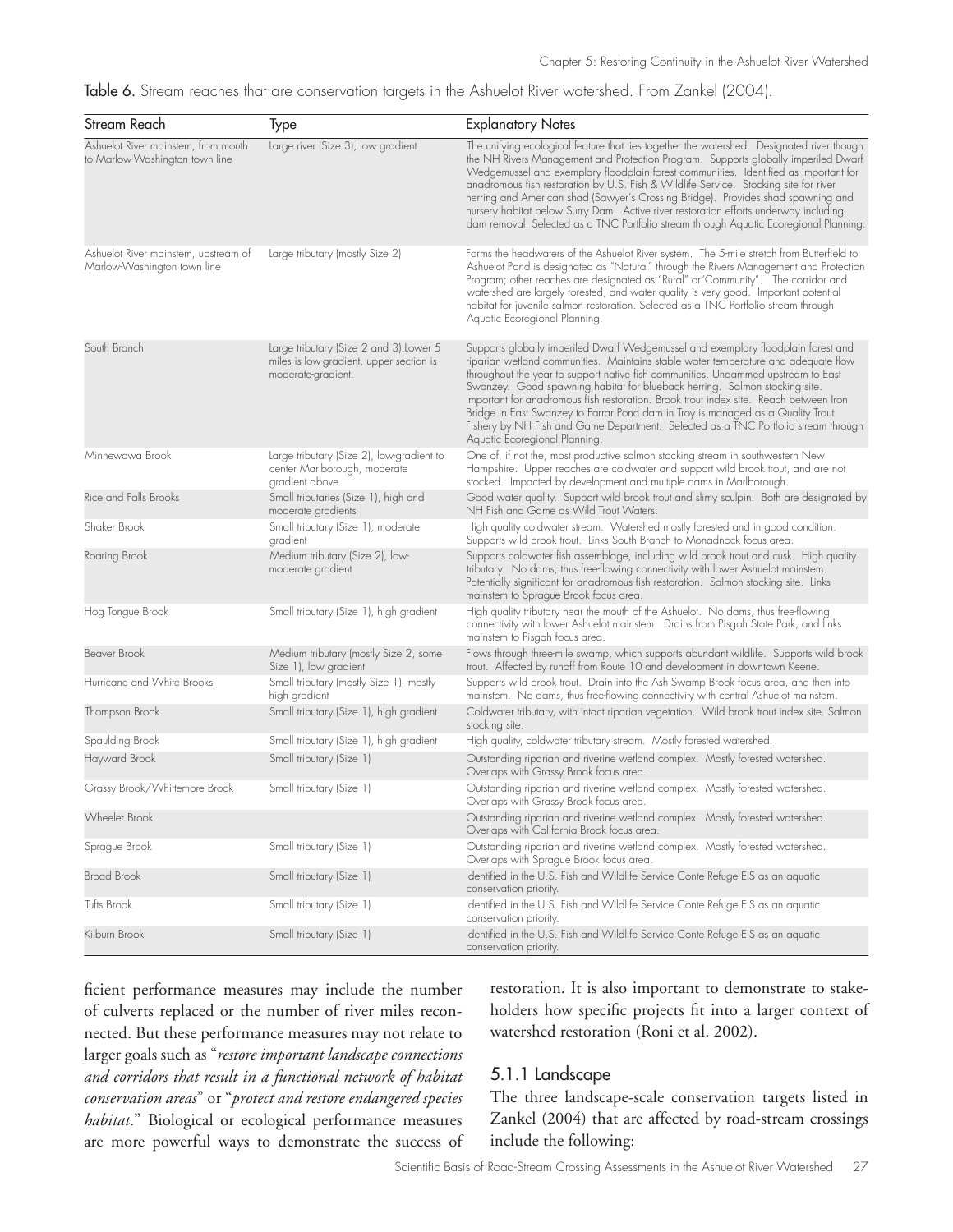**Table 6.** Stream reaches that are conservation targets in the Ashuelot River watershed. From Zankel (2004).

| Stream Reach | Type | Explanatory Notes |
| --- | --- | --- |
| Ashuelot River mainstem, from mouth to Marlow-Washington town line | Large river (Size 3), low gradient | The unifying ecological feature that ties together the watershed. Designated river though the NH Rivers Management and Protection Program. Supports globally imperiled Dwarf Wedgemussel and exemplary floodplain forest communities. Identified as important for anadromous fish restoration by U.S. Fish & Wildlife Service. Stocking site for river herring and American shad (Sawyer's Crossing Bridge). Provides shad spawning and nursery habitat below Surry Dam. Active river restoration efforts underway including dam removal. Selected as a TNC Portfolio stream through Aquatic Ecoregional Planning. |
| Ashuelot River mainstem, upstream of Marlow-Washington town line | Large tributary (mostly Size 2) | Forms the headwaters of the Ashuelot River system. The 5-mile stretch from Butterfield to Ashuelot Pond is designated as "Natural" through the Rivers Management and Protection Program; other reaches are designated as "Rural" or"Community". The corridor and watershed are largely forested, and water quality is very good. Important potential habitat for juvenile salmon restoration. Selected as a TNC Portfolio stream through Aquatic Ecoregional Planning. |
| South Branch | Large tributary (Size 2 and 3).Lower 5 miles is low-gradient, upper section is moderate-gradient. | Supports globally imperiled Dwarf Wedgemussel and exemplary floodplain forest and riparian wetland communities. Maintains stable water temperature and adequate flow throughout the year to support native fish communities. Undammed upstream to East Swanzey. Good spawning habitat for blueback herring. Salmon stocking site. Important for anadromous fish restoration. Brook trout index site. Reach between Iron Bridge in East Swanzey to Farrar Pond dam in Troy is managed as a Quality Trout Fishery by NH Fish and Game Department. Selected as a TNC Portfolio stream through Aquatic Ecoregional Planning. |
| Minnewawa Brook | Large tributary (Size 2), low-gradient to center Marlborough, moderate gradient above | One of, if not the, most productive salmon stocking stream in southwestern New Hampshire. Upper reaches are coldwater and support wild brook trout, and are not stocked. Impacted by development and multiple dams in Marlborough. |
| Rice and Falls Brooks | Small tributaries (Size 1), high and moderate gradients | Good water quality. Support wild brook trout and slimy sculpin. Both are designated by NH Fish and Game as Wild Trout Waters. |
| Shaker Brook | Small tributary (Size 1), moderate gradient | High quality coldwater stream. Watershed mostly forested and in good condition. Supports wild brook trout. Links South Branch to Monadnock focus area. |
| Roaring Brook | Medium tributary (Size 2), low-moderate gradient | Supports coldwater fish assemblage, including wild brook trout and cusk. High quality tributary. No dams, thus free-flowing connectivity with lower Ashuelot mainstem. Potentially significant for anadromous fish restoration. Salmon stocking site. Links mainstem to Sprague Brook focus area. |
| Hog Tongue Brook | Small tributary (Size 1), high gradient | High quality tributary near the mouth of the Ashuelot. No dams, thus free-flowing connectivity with lower Ashuelot mainstem. Drains from Pisgah State Park, and links mainstem to Pisgah focus area. |
| Beaver Brook | Medium tributary (mostly Size 2, some Size 1), low gradient | Flows through three-mile swamp, which supports abundant wildlife. Supports wild brook trout. Affected by runoff from Route 10 and development in downtown Keene. |
| Hurricane and White Brooks | Small tributary (mostly Size 1), mostly high gradient | Supports wild brook trout. Drain into the Ash Swamp Brook focus area, and then into mainstem. No dams, thus free-flowing connectivity with central Ashuelot mainstem. |
| Thompson Brook | Small tributary (Size 1), high gradient | Coldwater tributary, with intact riparian vegetation. Wild brook trout index site. Salmon stocking site. |
| Spaulding Brook | Small tributary (Size 1), high gradient | High quality, coldwater tributary stream. Mostly forested watershed. |
| Hayward Brook | Small tributary (Size 1) | Outstanding riparian and riverine wetland complex. Mostly forested watershed. Overlaps with Grassy Brook focus area. |
| Grassy Brook/Whittemore Brook | Small tributary (Size 1) | Outstanding riparian and riverine wetland complex. Mostly forested watershed. Overlaps with Grassy Brook focus area. |
| Wheeler Brook | | Outstanding riparian and riverine wetland complex. Mostly forested watershed. Overlaps with California Brook focus area. |
| Sprague Brook | Small tributary (Size 1) | Outstanding riparian and riverine wetland complex. Mostly forested watershed. Overlaps with Sprague Brook focus area. |
| Broad Brook | Small tributary (Size 1) | Identified in the U.S. Fish and Wildlife Service Conte Refuge EIS as an aquatic conservation priority. |
| Tufts Brook | Small tributary (Size 1) | Identified in the U.S. Fish and Wildlife Service Conte Refuge EIS as an aquatic conservation priority. |
| Kilburn Brook | Small tributary (Size 1) | Identified in the U.S. Fish and Wildlife Service Conte Refuge EIS as an aquatic conservation priority. |

ficient performance measures may include the number of culverts replaced or the number of river miles reconnected. But these performance measures may not relate to larger goals such as "*restore important landscape connections and corridors that result in a functional network of habitat conservation areas*" or "*protect and restore endangered species habitat*." Biological or ecological performance measures are more powerful ways to demonstrate the success of restoration. It is also important to demonstrate to stakeholders how specific projects fit into a larger context of watershed restoration (Roni et al. 2002).

### 5.1.1 Landscape

The three landscape-scale conservation targets listed in Zankel (2004) that are affected by road-stream crossings include the following: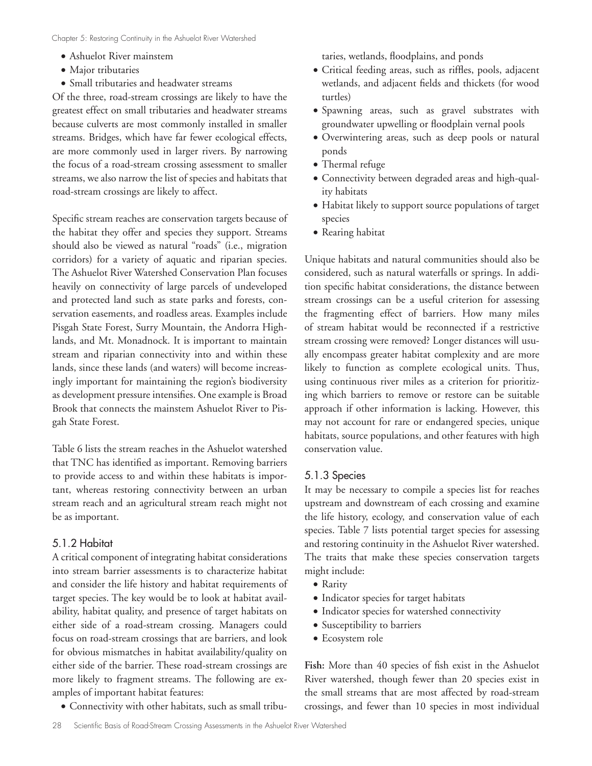- Ashuelot River mainstem
- Major tributaries
- Small tributaries and headwater streams

Of the three, road-stream crossings are likely to have the greatest effect on small tributaries and headwater streams because culverts are most commonly installed in smaller streams. Bridges, which have far fewer ecological effects, are more commonly used in larger rivers. By narrowing the focus of a road-stream crossing assessment to smaller streams, we also narrow the list of species and habitats that road-stream crossings are likely to affect.

Specific stream reaches are conservation targets because of the habitat they offer and species they support. Streams should also be viewed as natural "roads" (i.e., migration corridors) for a variety of aquatic and riparian species. The Ashuelot River Watershed Conservation Plan focuses heavily on connectivity of large parcels of undeveloped and protected land such as state parks and forests, conservation easements, and roadless areas. Examples include Pisgah State Forest, Surry Mountain, the Andorra Highlands, and Mt. Monadnock. It is important to maintain stream and riparian connectivity into and within these lands, since these lands (and waters) will become increasingly important for maintaining the region's biodiversity as development pressure intensifies. One example is Broad Brook that connects the mainstem Ashuelot River to Pisgah State Forest.

Table 6 lists the stream reaches in the Ashuelot watershed that TNC has identified as important. Removing barriers to provide access to and within these habitats is important, whereas restoring connectivity between an urban stream reach and an agricultural stream reach might not be as important.

### 5.1.2 Habitat

A critical component of integrating habitat considerations into stream barrier assessments is to characterize habitat and consider the life history and habitat requirements of target species. The key would be to look at habitat availability, habitat quality, and presence of target habitats on either side of a road-stream crossing. Managers could focus on road-stream crossings that are barriers, and look for obvious mismatches in habitat availability/quality on either side of the barrier. These road-stream crossings are more likely to fragment streams. The following are examples of important habitat features:

- Connectivity with other habitats, such as small tributaries, wetlands, floodplains, and ponds
- Critical feeding areas, such as riffles, pools, adjacent wetlands, and adjacent fields and thickets (for wood turtles)
- Spawning areas, such as gravel substrates with groundwater upwelling or floodplain vernal pools
- Overwintering areas, such as deep pools or natural ponds
- Thermal refuge
- Connectivity between degraded areas and high-quality habitats
- Habitat likely to support source populations of target species
- Rearing habitat

Unique habitats and natural communities should also be considered, such as natural waterfalls or springs. In addition specific habitat considerations, the distance between stream crossings can be a useful criterion for assessing the fragmenting effect of barriers. How many miles of stream habitat would be reconnected if a restrictive stream crossing were removed? Longer distances will usually encompass greater habitat complexity and are more likely to function as complete ecological units. Thus, using continuous river miles as a criterion for prioritizing which barriers to remove or restore can be suitable approach if other information is lacking. However, this may not account for rare or endangered species, unique habitats, source populations, and other features with high conservation value.

### 5.1.3 Species

It may be necessary to compile a species list for reaches upstream and downstream of each crossing and examine the life history, ecology, and conservation value of each species. Table 7 lists potential target species for assessing and restoring continuity in the Ashuelot River watershed. The traits that make these species conservation targets might include:

- Rarity
- Indicator species for target habitats
- Indicator species for watershed connectivity
- Susceptibility to barriers
- Ecosystem role

**Fish:** More than 40 species of fish exist in the Ashuelot River watershed, though fewer than 20 species exist in the small streams that are most affected by road-stream crossings, and fewer than 10 species in most individual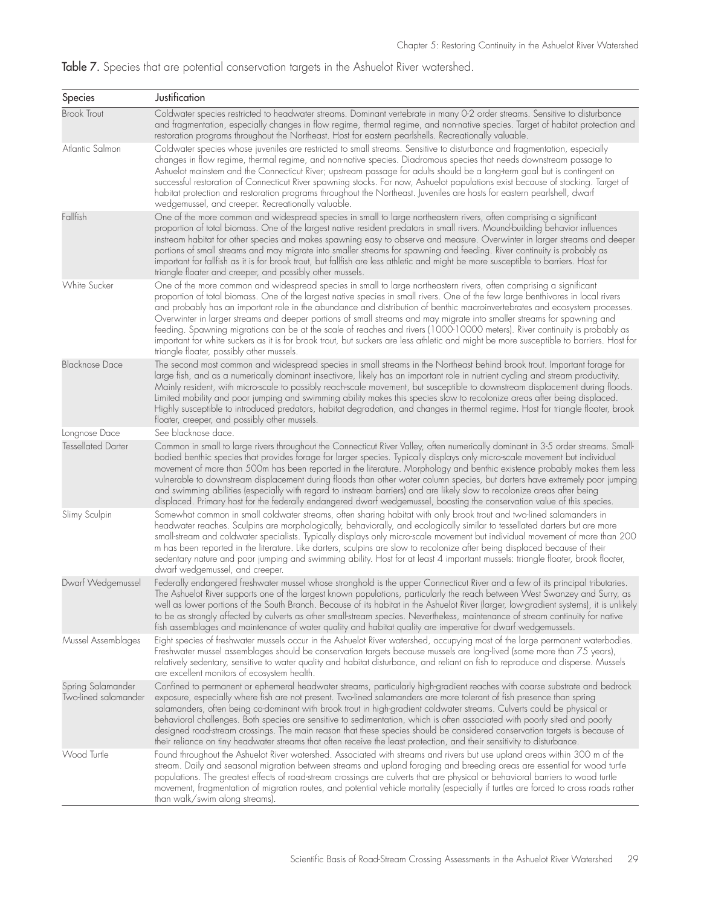**Table 7.** Species that are potential conservation targets in the Ashuelot River watershed.

| Species | Justification |
|---|---|
| Brook Trout | Coldwater species restricted to headwater streams. Dominant vertebrate in many 0-2 order streams. Sensitive to disturbance and fragmentation, especially changes in flow regime, thermal regime, and non-native species. Target of habitat protection and restoration programs throughout the Northeast. Host for eastern pearlshells. Recreationally valuable. |
| Atlantic Salmon | Coldwater species whose juveniles are restricted to small streams. Sensitive to disturbance and fragmentation, especially changes in flow regime, thermal regime, and non-native species. Diadromous species that needs downstream passage to Ashuelot mainstem and the Connecticut River; upstream passage for adults should be a long-term goal but is contingent on successful restoration of Connecticut River spawning stocks. For now, Ashuelot populations exist because of stocking. Target of habitat protection and restoration programs throughout the Northeast. Juveniles are hosts for eastern pearlshell, dwarf wedgemussel, and creeper. Recreationally valuable. |
| Fallfish | One of the more common and widespread species in small to large northeastern rivers, often comprising a significant proportion of total biomass. One of the largest native resident predators in small rivers. Mound-building behavior influences instream habitat for other species and makes spawning easy to observe and measure. Overwinter in larger streams and deeper portions of small streams and may migrate into smaller streams for spawning and feeding. River continuity is probably as important for fallfish as it is for brook trout, but fallfish are less athletic and might be more susceptible to barriers. Host for triangle floater and creeper, and possibly other mussels. |
| White Sucker | One of the more common and widespread species in small to large northeastern rivers, often comprising a significant proportion of total biomass. One of the largest native species in small rivers. One of the few large benthivores in local rivers and probably has an important role in the abundance and distribution of benthic macroinvertebrates and ecosystem processes. Overwinter in larger streams and deeper portions of small streams and may migrate into smaller streams for spawning and feeding. Spawning migrations can be at the scale of reaches and rivers (1000-10000 meters). River continuity is probably as important for white suckers as it is for brook trout, but suckers are less athletic and might be more susceptible to barriers. Host for triangle floater, possibly other mussels. |
| Blacknose Dace | The second most common and widespread species in small streams in the Northeast behind brook trout. Important forage for large fish, and as a numerically dominant insectivore, likely has an important role in nutrient cycling and stream productivity. Mainly resident, with micro-scale to possibly reach-scale movement, but susceptible to downstream displacement during floods. Limited mobility and poor jumping and swimming ability makes this species slow to recolonize areas after being displaced. Highly susceptible to introduced predators, habitat degradation, and changes in thermal regime. Host for triangle floater, brook floater, creeper, and possibly other mussels. |
| Longnose Dace | See blacknose dace. |
| Tessellated Darter | Common in small to large rivers throughout the Connecticut River Valley, often numerically dominant in 3-5 order streams. Small-bodied benthic species that provides forage for larger species. Typically displays only micro-scale movement but individual movement of more than 500m has been reported in the literature. Morphology and benthic existence probably makes them less vulnerable to downstream displacement during floods than other water column species, but darters have extremely poor jumping and swimming abilities (especially with regard to instream barriers) and are likely slow to recolonize areas after being displaced. Primary host for the federally endangered dwarf wedgemussel, boosting the conservation value of this species. |
| Slimy Sculpin | Somewhat common in small coldwater streams, often sharing habitat with only brook trout and two-lined salamanders in headwater reaches. Sculpins are morphologically, behaviorally, and ecologically similar to tessellated darters but are more small-stream and coldwater specialists. Typically displays only micro-scale movement but individual movement of more than 200 m has been reported in the literature. Like darters, sculpins are slow to recolonize after being displaced because of their sedentary nature and poor jumping and swimming ability. Host for at least 4 important mussels: triangle floater, brook floater, dwarf wedgemussel, and creeper. |
| Dwarf Wedgemussel | Federally endangered freshwater mussel whose stronghold is the upper Connecticut River and a few of its principal tributaries. The Ashuelot River supports one of the largest known populations, particularly the reach between West Swanzey and Surry, as well as lower portions of the South Branch. Because of its habitat in the Ashuelot River (larger, low-gradient systems), it is unlikely to be as strongly affected by culverts as other small-stream species. Nevertheless, maintenance of stream continuity for native fish assemblages and maintenance of water quality and habitat quality are imperative for dwarf wedgemussels. |
| Mussel Assemblages | Eight species of freshwater mussels occur in the Ashuelot River watershed, occupying most of the large permanent waterbodies. Freshwater mussel assemblages should be conservation targets because mussels are long-lived (some more than 75 years), relatively sedentary, sensitive to water quality and habitat disturbance, and reliant on fish to reproduce and disperse. Mussels are excellent monitors of ecosystem health. |
| Spring Salamander Two-lined salamander | Confined to permanent or ephemeral headwater streams, particularly high-gradient reaches with coarse substrate and bedrock exposure, especially where fish are not present. Two-lined salamanders are more tolerant of fish presence than spring salamanders, often being co-dominant with brook trout in high-gradient coldwater streams. Culverts could be physical or behavioral challenges. Both species are sensitive to sedimentation, which is often associated with poorly sited and poorly designed road-stream crossings. The main reason that these species should be considered conservation targets is because of their reliance on tiny headwater streams that often receive the least protection, and their sensitivity to disturbance. |
| Wood Turtle | Found throughout the Ashuelot River watershed. Associated with streams and rivers but use upland areas within 300 m of the stream. Daily and seasonal migration between streams and upland foraging and breeding areas are essential for wood turtle populations. The greatest effects of road-stream crossings are culverts that are physical or behavioral barriers to wood turtle movement, fragmentation of migration routes, and potential vehicle mortality (especially if turtles are forced to cross roads rather than walk/swim along streams). |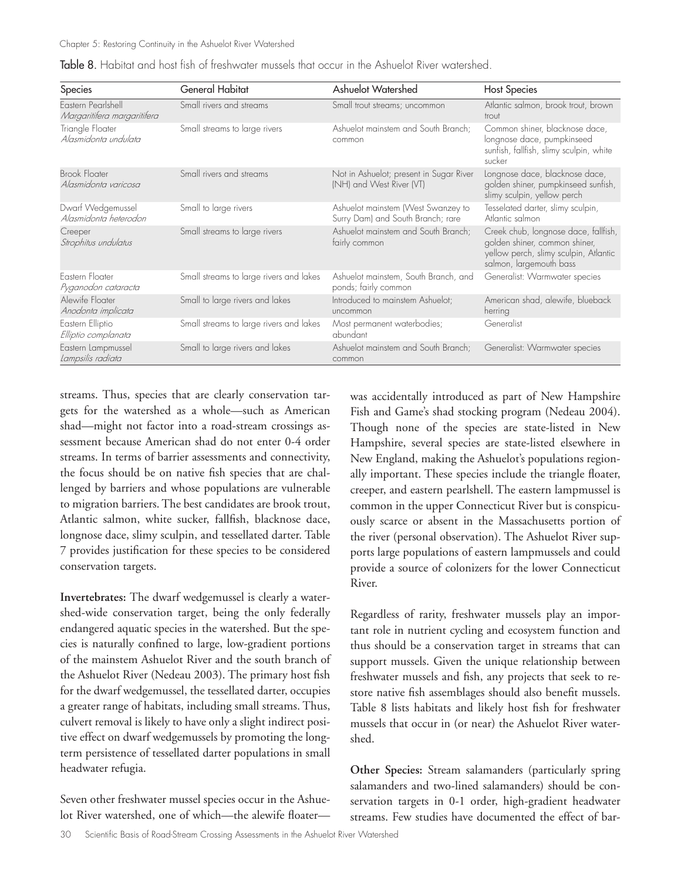**Table 8.** Habitat and host fish of freshwater mussels that occur in the Ashuelot River watershed.

| Species | General Habitat | Ashuelot Watershed | Host Species |
| --- | --- | --- | --- |
| Eastern Pearlshell *Margaritifera margaritifera* | Small rivers and streams | Small trout streams; uncommon | Atlantic salmon, brook trout, brown trout |
| Triangle Floater *Alasmidonta undulata* | Small streams to large rivers | Ashuelot mainstem and South Branch; common | Common shiner, blacknose dace, longnose dace, pumpkinseed sunfish, fallfish, slimy sculpin, white sucker |
| Brook Floater *Alasmidonta varicosa* | Small rivers and streams | Not in Ashuelot; present in Sugar River (NH) and West River (VT) | Longnose dace, blacknose dace, golden shiner, pumpkinseed sunfish, slimy sculpin, yellow perch |
| Dwarf Wedgemussel *Alasmidonta heterodon* | Small to large rivers | Ashuelot mainstem (West Swanzey to Surry Dam) and South Branch; rare | Tesselated darter, slimy sculpin, Atlantic salmon |
| Creeper *Strophitus undulatus* | Small streams to large rivers | Ashuelot mainstem and South Branch; fairly common | Creek chub, longnose dace, fallfish, golden shiner, common shiner, yellow perch, slimy sculpin, Atlantic salmon, largemouth bass |
| Eastern Floater *Pyganodon cataracta* | Small streams to large rivers and lakes | Ashuelot mainstem, South Branch, and ponds; fairly common | Generalist: Warmwater species |
| Alewife Floater *Anodonta implicata* | Small to large rivers and lakes | Introduced to mainstem Ashuelot; uncommon | American shad, alewife, blueback herring |
| Eastern Elliptio *Elliptio complanata* | Small streams to large rivers and lakes | Most permanent waterbodies; abundant | Generalist |
| Eastern Lampmussel *Lampsilis radiata* | Small to large rivers and lakes | Ashuelot mainstem and South Branch; common | Generalist: Warmwater species |

streams. Thus, species that are clearly conservation targets for the watershed as a whole—such as American shad—might not factor into a road-stream crossings assessment because American shad do not enter 0-4 order streams. In terms of barrier assessments and connectivity, the focus should be on native fish species that are challenged by barriers and whose populations are vulnerable to migration barriers. The best candidates are brook trout, Atlantic salmon, white sucker, fallfish, blacknose dace, longnose dace, slimy sculpin, and tessellated darter. Table 7 provides justification for these species to be considered conservation targets.

**Invertebrates:** The dwarf wedgemussel is clearly a watershed-wide conservation target, being the only federally endangered aquatic species in the watershed. But the species is naturally confined to large, low-gradient portions of the mainstem Ashuelot River and the south branch of the Ashuelot River (Nedeau 2003). The primary host fish for the dwarf wedgemussel, the tessellated darter, occupies a greater range of habitats, including small streams. Thus, culvert removal is likely to have only a slight indirect positive effect on dwarf wedgemussels by promoting the long-term persistence of tessellated darter populations in small headwater refugia.

Seven other freshwater mussel species occur in the Ashuelot River watershed, one of which—the alewife floater—was accidentally introduced as part of New Hampshire Fish and Game's shad stocking program (Nedeau 2004). Though none of the species are state-listed in New Hampshire, several species are state-listed elsewhere in New England, making the Ashuelot's populations regionally important. These species include the triangle floater, creeper, and eastern pearlshell. The eastern lampmussel is common in the upper Connecticut River but is conspicuously scarce or absent in the Massachusetts portion of the river (personal observation). The Ashuelot River supports large populations of eastern lampmussels and could provide a source of colonizers for the lower Connecticut River.

Regardless of rarity, freshwater mussels play an important role in nutrient cycling and ecosystem function and thus should be a conservation target in streams that can support mussels. Given the unique relationship between freshwater mussels and fish, any projects that seek to restore native fish assemblages should also benefit mussels. Table 8 lists habitats and likely host fish for freshwater mussels that occur in (or near) the Ashuelot River watershed.

**Other Species:** Stream salamanders (particularly spring salamanders and two-lined salamanders) should be conservation targets in 0-1 order, high-gradient headwater streams. Few studies have documented the effect of bar-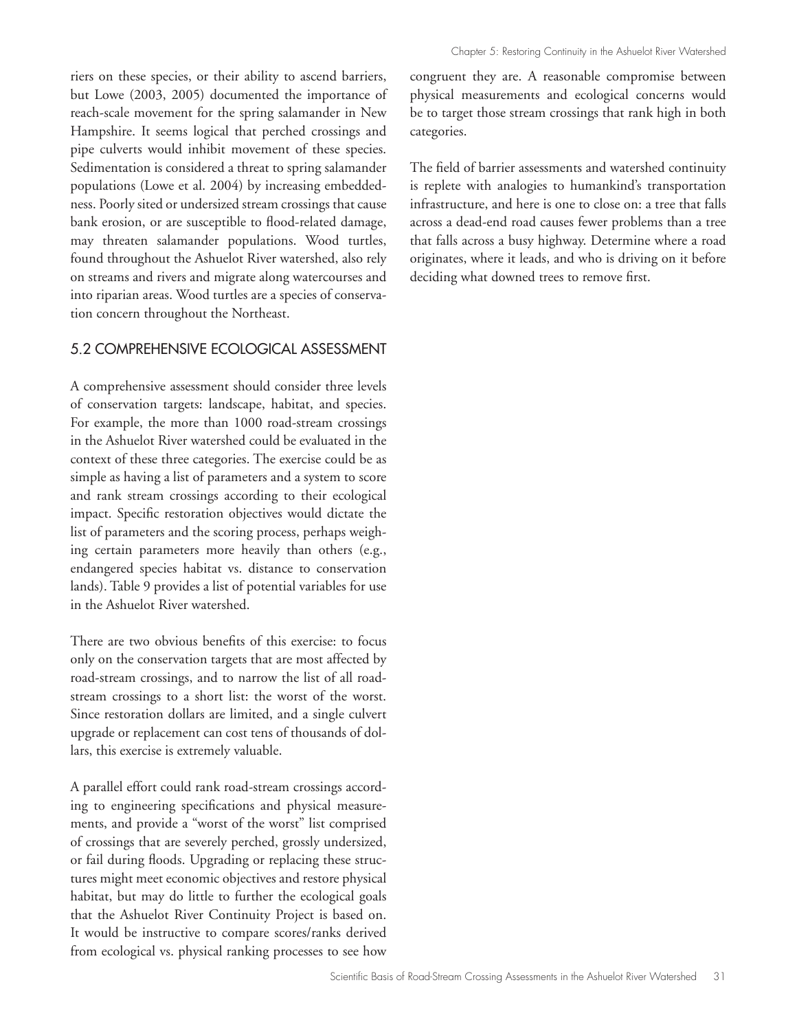riers on these species, or their ability to ascend barriers, but Lowe (2003, 2005) documented the importance of reach-scale movement for the spring salamander in New Hampshire. It seems logical that perched crossings and pipe culverts would inhibit movement of these species. Sedimentation is considered a threat to spring salamander populations (Lowe et al. 2004) by increasing embeddedness. Poorly sited or undersized stream crossings that cause bank erosion, or are susceptible to flood-related damage, may threaten salamander populations. Wood turtles, found throughout the Ashuelot River watershed, also rely on streams and rivers and migrate along watercourses and into riparian areas. Wood turtles are a species of conservation concern throughout the Northeast.

## 5.2 COMPREHENSIVE ECOLOGICAL ASSESSMENT

A comprehensive assessment should consider three levels of conservation targets: landscape, habitat, and species. For example, the more than 1000 road-stream crossings in the Ashuelot River watershed could be evaluated in the context of these three categories. The exercise could be as simple as having a list of parameters and a system to score and rank stream crossings according to their ecological impact. Specific restoration objectives would dictate the list of parameters and the scoring process, perhaps weighing certain parameters more heavily than others (e.g., endangered species habitat vs. distance to conservation lands). Table 9 provides a list of potential variables for use in the Ashuelot River watershed.

There are two obvious benefits of this exercise: to focus only on the conservation targets that are most affected by road-stream crossings, and to narrow the list of all road-stream crossings to a short list: the worst of the worst. Since restoration dollars are limited, and a single culvert upgrade or replacement can cost tens of thousands of dollars, this exercise is extremely valuable.

A parallel effort could rank road-stream crossings according to engineering specifications and physical measurements, and provide a "worst of the worst" list comprised of crossings that are severely perched, grossly undersized, or fail during floods. Upgrading or replacing these structures might meet economic objectives and restore physical habitat, but may do little to further the ecological goals that the Ashuelot River Continuity Project is based on. It would be instructive to compare scores/ranks derived from ecological vs. physical ranking processes to see how congruent they are. A reasonable compromise between physical measurements and ecological concerns would be to target those stream crossings that rank high in both categories.

The field of barrier assessments and watershed continuity is replete with analogies to humankind's transportation infrastructure, and here is one to close on: a tree that falls across a dead-end road causes fewer problems than a tree that falls across a busy highway. Determine where a road originates, where it leads, and who is driving on it before deciding what downed trees to remove first.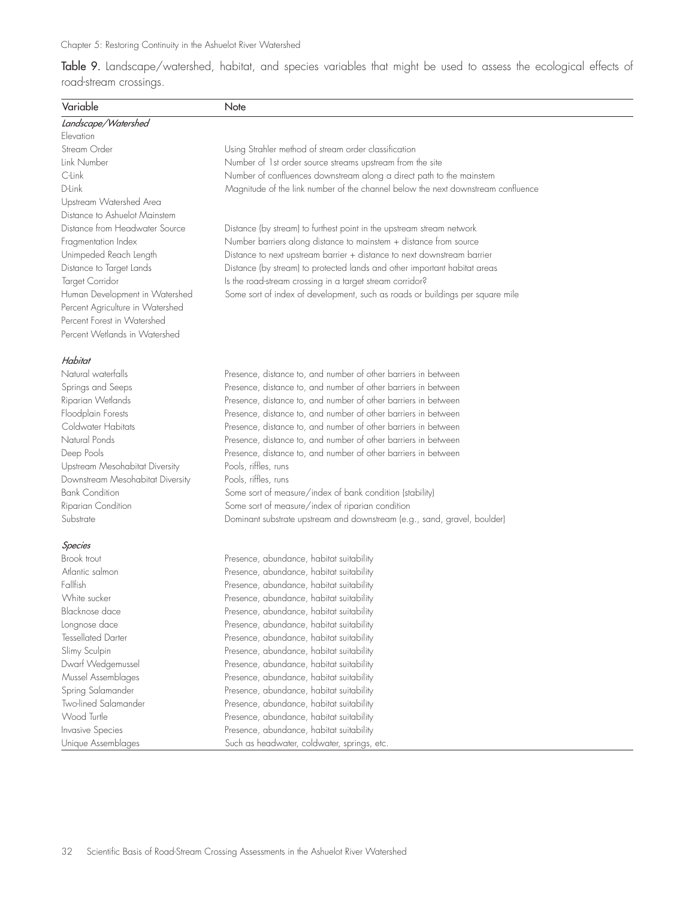**Table 9.** Landscape/watershed, habitat, and species variables that might be used to assess the ecological effects of road-stream crossings.

| Variable | Note |
|---|---|
| *Landscape/Watershed* | |
| Elevation | |
| Stream Order | Using Strahler method of stream order classification |
| Link Number | Number of 1st order source streams upstream from the site |
| C-Link | Number of confluences downstream along a direct path to the mainstem |
| D-Link | Magnitude of the link number of the channel below the next downstream confluence |
| Upstream Watershed Area | |
| Distance to Ashuelot Mainstem | |
| Distance from Headwater Source | Distance (by stream) to furthest point in the upstream stream network |
| Fragmentation Index | Number barriers along distance to mainstem + distance from source |
| Unimpeded Reach Length | Distance to next upstream barrier + distance to next downstream barrier |
| Distance to Target Lands | Distance (by stream) to protected lands and other important habitat areas |
| Target Corridor | Is the road-stream crossing in a target stream corridor? |
| Human Development in Watershed | Some sort of index of development, such as roads or buildings per square mile |
| Percent Agriculture in Watershed | |
| Percent Forest in Watershed | |
| Percent Wetlands in Watershed | |
| *Habitat* | |
| Natural waterfalls | Presence, distance to, and number of other barriers in between |
| Springs and Seeps | Presence, distance to, and number of other barriers in between |
| Riparian Wetlands | Presence, distance to, and number of other barriers in between |
| Floodplain Forests | Presence, distance to, and number of other barriers in between |
| Coldwater Habitats | Presence, distance to, and number of other barriers in between |
| Natural Ponds | Presence, distance to, and number of other barriers in between |
| Deep Pools | Presence, distance to, and number of other barriers in between |
| Upstream Mesohabitat Diversity | Pools, riffles, runs |
| Downstream Mesohabitat Diversity | Pools, riffles, runs |
| Bank Condition | Some sort of measure/index of bank condition (stability) |
| Riparian Condition | Some sort of measure/index of riparian condition |
| Substrate | Dominant substrate upstream and downstream (e.g., sand, gravel, boulder) |
| *Species* | |
| Brook trout | Presence, abundance, habitat suitability |
| Atlantic salmon | Presence, abundance, habitat suitability |
| Fallfish | Presence, abundance, habitat suitability |
| White sucker | Presence, abundance, habitat suitability |
| Blacknose dace | Presence, abundance, habitat suitability |
| Longnose dace | Presence, abundance, habitat suitability |
| Tessellated Darter | Presence, abundance, habitat suitability |
| Slimy Sculpin | Presence, abundance, habitat suitability |
| Dwarf Wedgemussel | Presence, abundance, habitat suitability |
| Mussel Assemblages | Presence, abundance, habitat suitability |
| Spring Salamander | Presence, abundance, habitat suitability |
| Two-lined Salamander | Presence, abundance, habitat suitability |
| Wood Turtle | Presence, abundance, habitat suitability |
| Invasive Species | Presence, abundance, habitat suitability |
| Unique Assemblages | Such as headwater, coldwater, springs, etc. |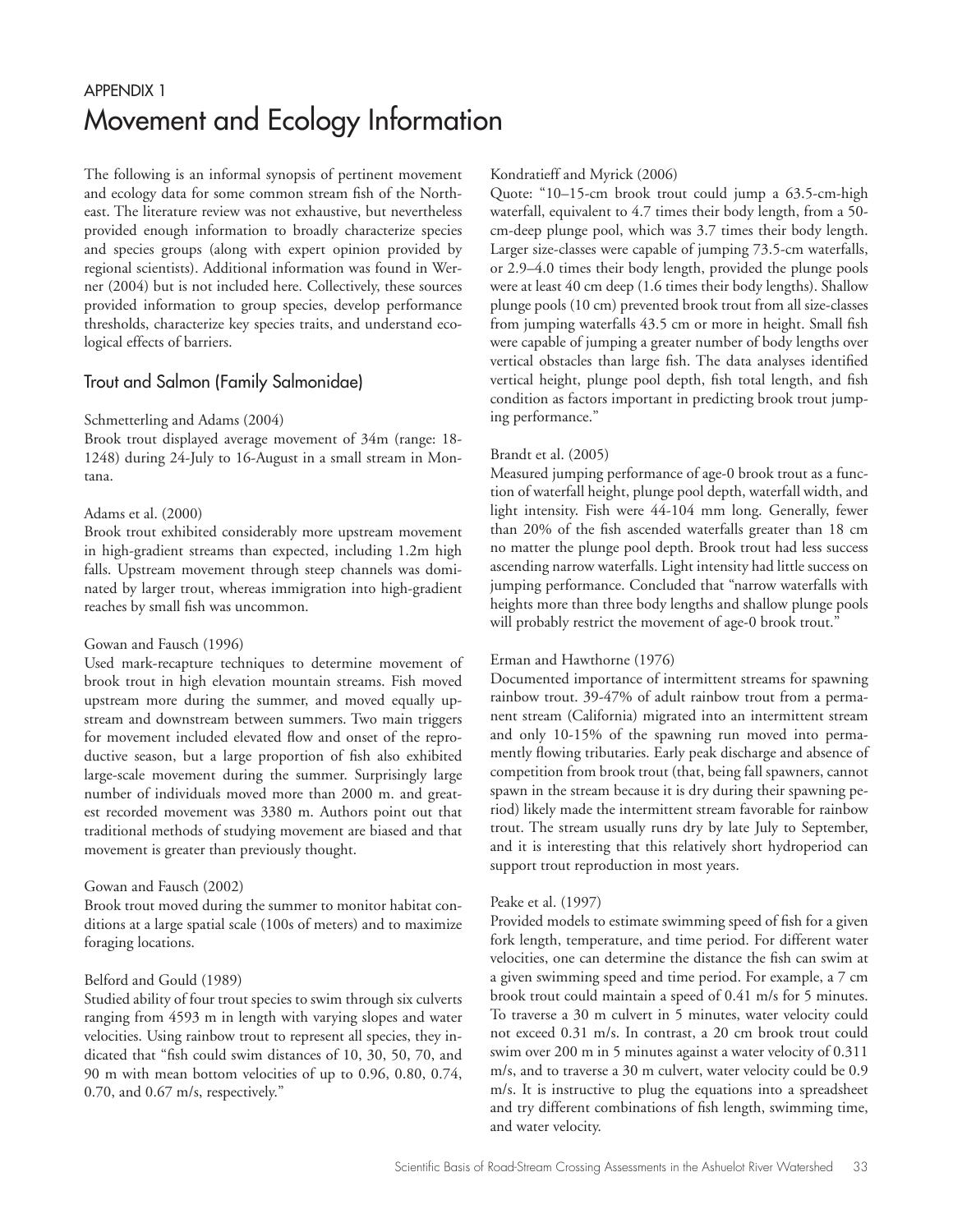APPENDIX 1

# Movement and Ecology Information

The following is an informal synopsis of pertinent movement and ecology data for some common stream fish of the Northeast. The literature review was not exhaustive, but nevertheless provided enough information to broadly characterize species and species groups (along with expert opinion provided by regional scientists). Additional information was found in Werner (2004) but is not included here. Collectively, these sources provided information to group species, develop performance thresholds, characterize key species traits, and understand ecological effects of barriers.

## Trout and Salmon (Family Salmonidae)

Schmetterling and Adams (2004)
Brook trout displayed average movement of 34m (range: 18-1248) during 24-July to 16-August in a small stream in Montana.

Adams et al. (2000)
Brook trout exhibited considerably more upstream movement in high-gradient streams than expected, including 1.2m high falls. Upstream movement through steep channels was dominated by larger trout, whereas immigration into high-gradient reaches by small fish was uncommon.

Gowan and Fausch (1996)
Used mark-recapture techniques to determine movement of brook trout in high elevation mountain streams. Fish moved upstream more during the summer, and moved equally upstream and downstream between summers. Two main triggers for movement included elevated flow and onset of the reproductive season, but a large proportion of fish also exhibited large-scale movement during the summer. Surprisingly large number of individuals moved more than 2000 m. and greatest recorded movement was 3380 m. Authors point out that traditional methods of studying movement are biased and that movement is greater than previously thought.

Gowan and Fausch (2002)
Brook trout moved during the summer to monitor habitat conditions at a large spatial scale (100s of meters) and to maximize foraging locations.

Belford and Gould (1989)
Studied ability of four trout species to swim through six culverts ranging from 4593 m in length with varying slopes and water velocities. Using rainbow trout to represent all species, they indicated that "fish could swim distances of 10, 30, 50, 70, and 90 m with mean bottom velocities of up to 0.96, 0.80, 0.74, 0.70, and 0.67 m/s, respectively."

Kondratieff and Myrick (2006)
Quote: "10–15-cm brook trout could jump a 63.5-cm-high waterfall, equivalent to 4.7 times their body length, from a 50-cm-deep plunge pool, which was 3.7 times their body length. Larger size-classes were capable of jumping 73.5-cm waterfalls, or 2.9–4.0 times their body length, provided the plunge pools were at least 40 cm deep (1.6 times their body lengths). Shallow plunge pools (10 cm) prevented brook trout from all size-classes from jumping waterfalls 43.5 cm or more in height. Small fish were capable of jumping a greater number of body lengths over vertical obstacles than large fish. The data analyses identified vertical height, plunge pool depth, fish total length, and fish condition as factors important in predicting brook trout jumping performance."

Brandt et al. (2005)
Measured jumping performance of age-0 brook trout as a function of waterfall height, plunge pool depth, waterfall width, and light intensity. Fish were 44-104 mm long. Generally, fewer than 20% of the fish ascended waterfalls greater than 18 cm no matter the plunge pool depth. Brook trout had less success ascending narrow waterfalls. Light intensity had little success on jumping performance. Concluded that "narrow waterfalls with heights more than three body lengths and shallow plunge pools will probably restrict the movement of age-0 brook trout."

Erman and Hawthorne (1976)
Documented importance of intermittent streams for spawning rainbow trout. 39-47% of adult rainbow trout from a permanent stream (California) migrated into an intermittent stream and only 10-15% of the spawning run moved into permanently flowing tributaries. Early peak discharge and absence of competition from brook trout (that, being fall spawners, cannot spawn in the stream because it is dry during their spawning period) likely made the intermittent stream favorable for rainbow trout. The stream usually runs dry by late July to September, and it is interesting that this relatively short hydroperiod can support trout reproduction in most years.

Peake et al. (1997)
Provided models to estimate swimming speed of fish for a given fork length, temperature, and time period. For different water velocities, one can determine the distance the fish can swim at a given swimming speed and time period. For example, a 7 cm brook trout could maintain a speed of 0.41 m/s for 5 minutes. To traverse a 30 m culvert in 5 minutes, water velocity could not exceed 0.31 m/s. In contrast, a 20 cm brook trout could swim over 200 m in 5 minutes against a water velocity of 0.311 m/s, and to traverse a 30 m culvert, water velocity could be 0.9 m/s. It is instructive to plug the equations into a spreadsheet and try different combinations of fish length, swimming time, and water velocity.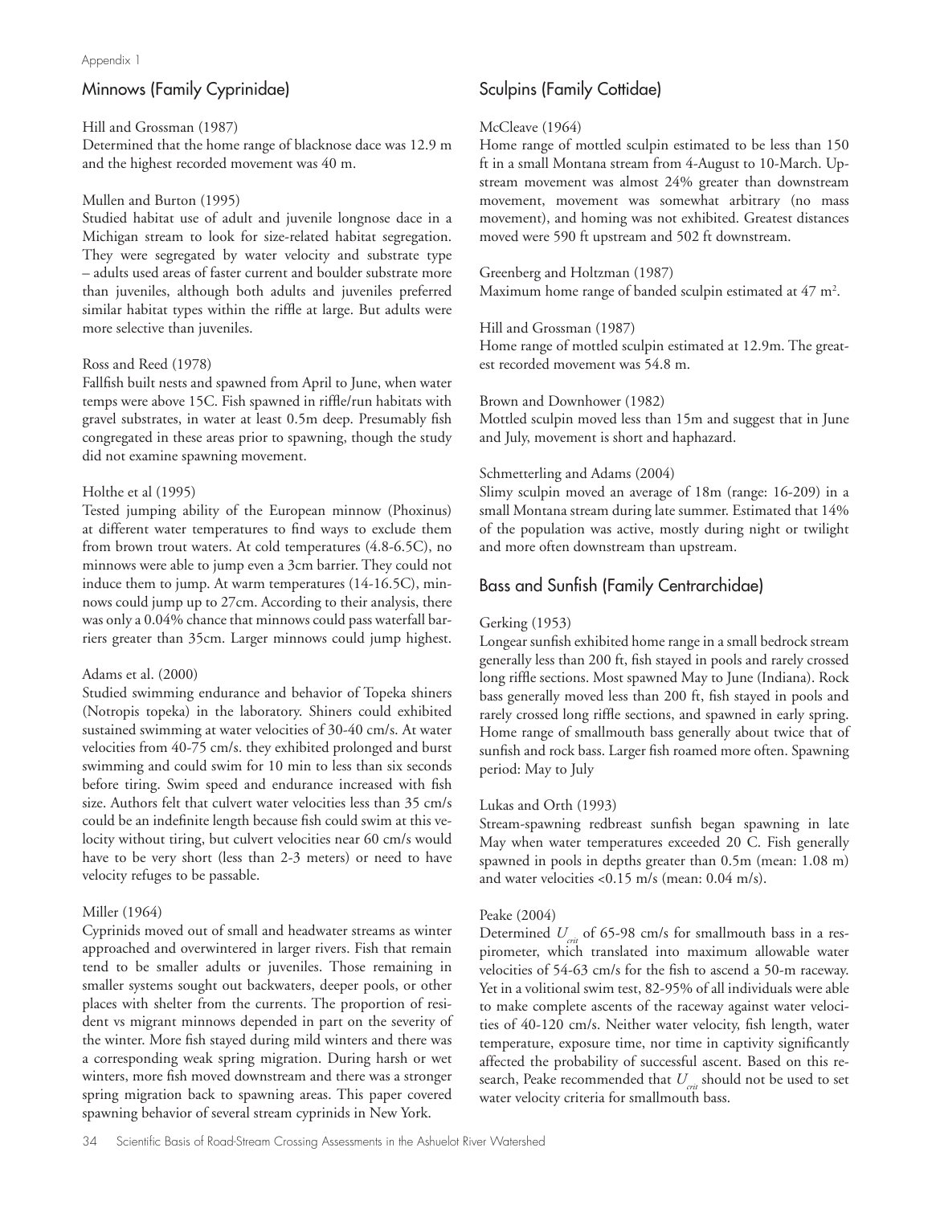## Minnows (Family Cyprinidae)

Hill and Grossman (1987)
Determined that the home range of blacknose dace was 12.9 m and the highest recorded movement was 40 m.

Mullen and Burton (1995)
Studied habitat use of adult and juvenile longnose dace in a Michigan stream to look for size-related habitat segregation. They were segregated by water velocity and substrate type – adults used areas of faster current and boulder substrate more than juveniles, although both adults and juveniles preferred similar habitat types within the riffle at large. But adults were more selective than juveniles.

Ross and Reed (1978)
Fallfish built nests and spawned from April to June, when water temps were above 15C. Fish spawned in riffle/run habitats with gravel substrates, in water at least 0.5m deep. Presumably fish congregated in these areas prior to spawning, though the study did not examine spawning movement.

Holthe et al (1995)
Tested jumping ability of the European minnow (Phoxinus) at different water temperatures to find ways to exclude them from brown trout waters. At cold temperatures (4.8-6.5C), no minnows were able to jump even a 3cm barrier. They could not induce them to jump. At warm temperatures (14-16.5C), minnows could jump up to 27cm. According to their analysis, there was only a 0.04% chance that minnows could pass waterfall barriers greater than 35cm. Larger minnows could jump highest.

Adams et al. (2000)
Studied swimming endurance and behavior of Topeka shiners (Notropis topeka) in the laboratory. Shiners could exhibited sustained swimming at water velocities of 30-40 cm/s. At water velocities from 40-75 cm/s. they exhibited prolonged and burst swimming and could swim for 10 min to less than six seconds before tiring. Swim speed and endurance increased with fish size. Authors felt that culvert water velocities less than 35 cm/s could be an indefinite length because fish could swim at this velocity without tiring, but culvert velocities near 60 cm/s would have to be very short (less than 2-3 meters) or need to have velocity refuges to be passable.

Miller (1964)
Cyprinids moved out of small and headwater streams as winter approached and overwintered in larger rivers. Fish that remain tend to be smaller adults or juveniles. Those remaining in smaller systems sought out backwaters, deeper pools, or other places with shelter from the currents. The proportion of resident vs migrant minnows depended in part on the severity of the winter. More fish stayed during mild winters and there was a corresponding weak spring migration. During harsh or wet winters, more fish moved downstream and there was a stronger spring migration back to spawning areas. This paper covered spawning behavior of several stream cyprinids in New York.

## Sculpins (Family Cottidae)

McCleave (1964)
Home range of mottled sculpin estimated to be less than 150 ft in a small Montana stream from 4-August to 10-March. Upstream movement was almost 24% greater than downstream movement, movement was somewhat arbitrary (no mass movement), and homing was not exhibited. Greatest distances moved were 590 ft upstream and 502 ft downstream.

Greenberg and Holtzman (1987)
Maximum home range of banded sculpin estimated at 47 $m^2$.

Hill and Grossman (1987)
Home range of mottled sculpin estimated at 12.9m. The greatest recorded movement was 54.8 m.

Brown and Downhower (1982)
Mottled sculpin moved less than 15m and suggest that in June and July, movement is short and haphazard.

Schmetterling and Adams (2004)
Slimy sculpin moved an average of 18m (range: 16-209) in a small Montana stream during late summer. Estimated that 14% of the population was active, mostly during night or twilight and more often downstream than upstream.

## Bass and Sunfish (Family Centrarchidae)

Gerking (1953)
Longear sunfish exhibited home range in a small bedrock stream generally less than 200 ft, fish stayed in pools and rarely crossed long riffle sections. Most spawned May to June (Indiana). Rock bass generally moved less than 200 ft, fish stayed in pools and rarely crossed long riffle sections, and spawned in early spring. Home range of smallmouth bass generally about twice that of sunfish and rock bass. Larger fish roamed more often. Spawning period: May to July

Lukas and Orth (1993)
Stream-spawning redbreast sunfish began spawning in late May when water temperatures exceeded 20 C. Fish generally spawned in pools in depths greater than 0.5m (mean: 1.08 m) and water velocities <0.15 m/s (mean: 0.04 m/s).

Peake (2004)
Determined $U_{crit}$ of 65-98 cm/s for smallmouth bass in a respirometer, which translated into maximum allowable water velocities of 54-63 cm/s for the fish to ascend a 50-m raceway. Yet in a volitional swim test, 82-95% of all individuals were able to make complete ascents of the raceway against water velocities of 40-120 cm/s. Neither water velocity, fish length, water temperature, exposure time, nor time in captivity significantly affected the probability of successful ascent. Based on this research, Peake recommended that $U_{crit}$ should not be used to set water velocity criteria for smallmouth bass.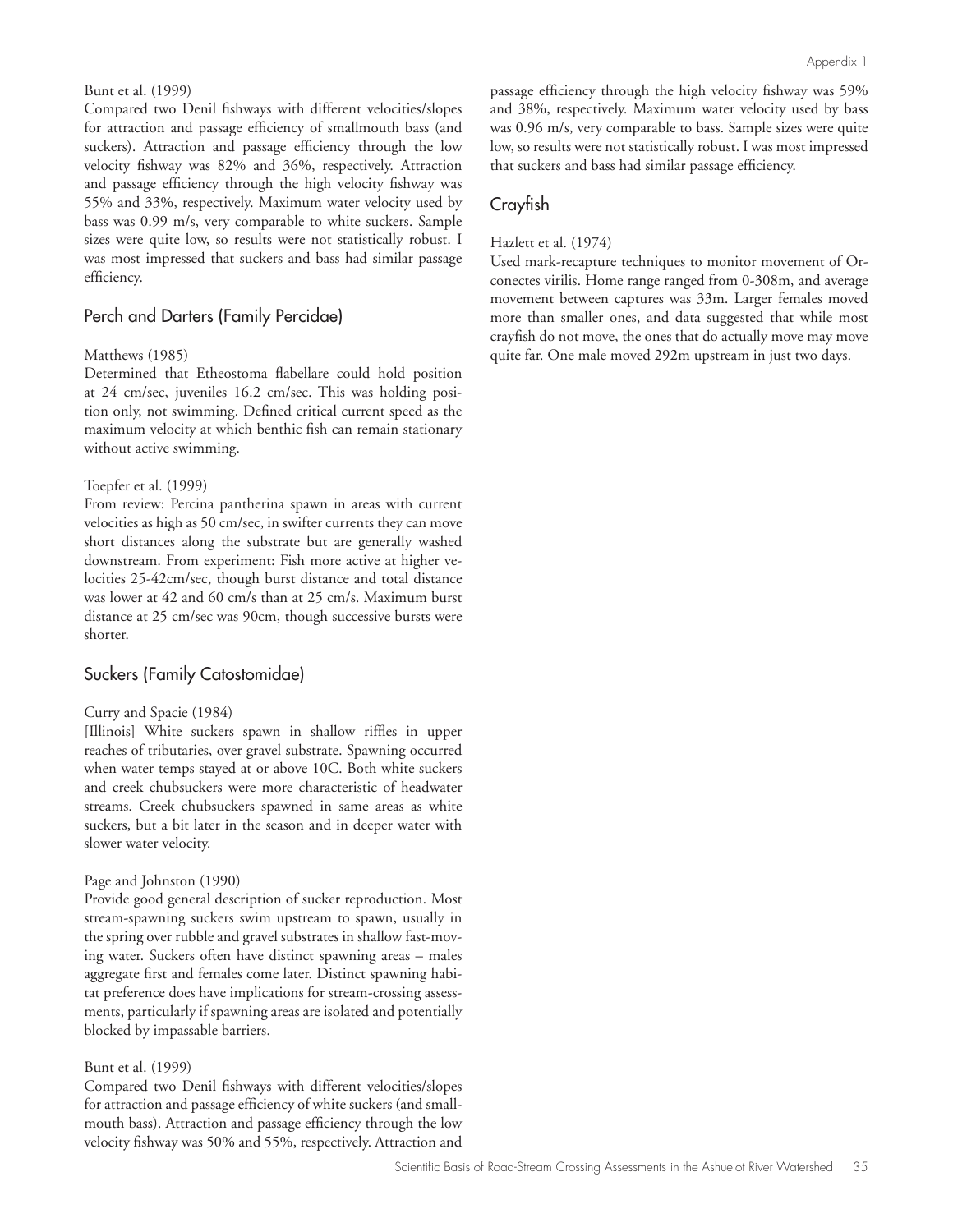Bunt et al. (1999)
Compared two Denil fishways with different velocities/slopes for attraction and passage efficiency of smallmouth bass (and suckers). Attraction and passage efficiency through the low velocity fishway was 82% and 36%, respectively. Attraction and passage efficiency through the high velocity fishway was 55% and 33%, respectively. Maximum water velocity used by bass was 0.99 m/s, very comparable to white suckers. Sample sizes were quite low, so results were not statistically robust. I was most impressed that suckers and bass had similar passage efficiency.

## Perch and Darters (Family Percidae)

Matthews (1985)
Determined that Etheostoma flabellare could hold position at 24 cm/sec, juveniles 16.2 cm/sec. This was holding position only, not swimming. Defined critical current speed as the maximum velocity at which benthic fish can remain stationary without active swimming.

Toepfer et al. (1999)
From review: Percina pantherina spawn in areas with current velocities as high as 50 cm/sec, in swifter currents they can move short distances along the substrate but are generally washed downstream. From experiment: Fish more active at higher velocities 25-42cm/sec, though burst distance and total distance was lower at 42 and 60 cm/s than at 25 cm/s. Maximum burst distance at 25 cm/sec was 90cm, though successive bursts were shorter.

## Suckers (Family Catostomidae)

Curry and Spacie (1984)
[Illinois] White suckers spawn in shallow riffles in upper reaches of tributaries, over gravel substrate. Spawning occurred when water temps stayed at or above 10C. Both white suckers and creek chubsuckers were more characteristic of headwater streams. Creek chubsuckers spawned in same areas as white suckers, but a bit later in the season and in deeper water with slower water velocity.

Page and Johnston (1990)
Provide good general description of sucker reproduction. Most stream-spawning suckers swim upstream to spawn, usually in the spring over rubble and gravel substrates in shallow fast-moving water. Suckers often have distinct spawning areas – males aggregate first and females come later. Distinct spawning habitat preference does have implications for stream-crossing assessments, particularly if spawning areas are isolated and potentially blocked by impassable barriers.

Bunt et al. (1999)
Compared two Denil fishways with different velocities/slopes for attraction and passage efficiency of white suckers (and smallmouth bass). Attraction and passage efficiency through the low velocity fishway was 50% and 55%, respectively. Attraction and passage efficiency through the high velocity fishway was 59% and 38%, respectively. Maximum water velocity used by bass was 0.96 m/s, very comparable to bass. Sample sizes were quite low, so results were not statistically robust. I was most impressed that suckers and bass had similar passage efficiency.

## Crayfish

Hazlett et al. (1974)
Used mark-recapture techniques to monitor movement of Orconectes virilis. Home range ranged from 0-308m, and average movement between captures was 33m. Larger females moved more than smaller ones, and data suggested that while most crayfish do not move, the ones that do actually move may move quite far. One male moved 292m upstream in just two days.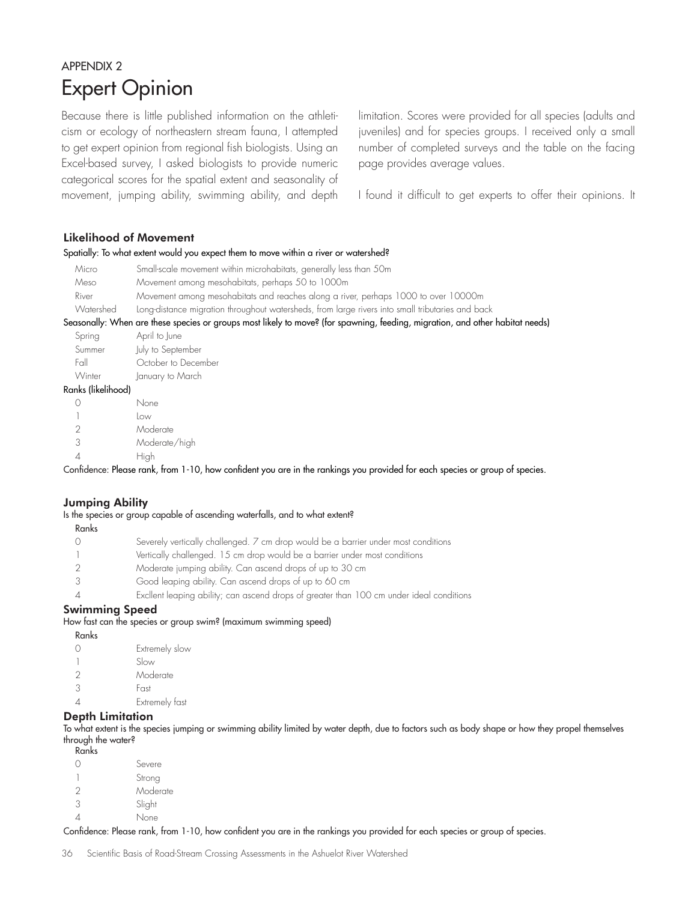APPENDIX 2

# Expert Opinion

Because there is little published information on the athleticism or ecology of northeastern stream fauna, I attempted to get expert opinion from regional fish biologists. Using an Excel-based survey, I asked biologists to provide numeric categorical scores for the spatial extent and seasonality of movement, jumping ability, swimming ability, and depth limitation. Scores were provided for all species (adults and juveniles) and for species groups. I received only a small number of completed surveys and the table on the facing page provides average values.

I found it difficult to get experts to offer their opinions. It

### Likelihood of Movement

Spatially: To what extent would you expect them to move within a river or watershed?

| | |
|---|---|
| Micro | Small-scale movement within microhabitats, generally less than 50m |
| Meso | Movement among mesohabitats, perhaps 50 to 1000m |
| River | Movement among mesohabitats and reaches along a river, perhaps 1000 to over 10000m |
| Watershed | Long-distance migration throughout watersheds, from large rivers into small tributaries and back |

Seasonally: When are these species or groups most likely to move? (for spawning, feeding, migration, and other habitat needs)

| | |
|---|---|
| Spring | April to June |
| Summer | July to September |
| Fall | October to December |
| Winter | January to March |

Ranks (likelihood)

| | |
|---|---|
| 0 | None |
| 1 | Low |
| 2 | Moderate |
| 3 | Moderate/high |
| 4 | High |

Confidence: Please rank, from 1-10, how confident you are in the rankings you provided for each species or group of species.

### Jumping Ability

Is the species or group capable of ascending waterfalls, and to what extent?

Ranks

| | |
|---|---|
| 0 | Severely vertically challenged. 7 cm drop would be a barrier under most conditions |
| 1 | Vertically challenged. 15 cm drop would be a barrier under most conditions |
| 2 | Moderate jumping ability. Can ascend drops of up to 30 cm |
| 3 | Good leaping ability. Can ascend drops of up to 60 cm |
| 4 | Excllent leaping ability; can ascend drops of greater than 100 cm under ideal conditions |

### Swimming Speed

How fast can the species or group swim? (maximum swimming speed)

Ranks

| | |
|---|---|
| 0 | Extremely slow |
| 1 | Slow |
| 2 | Moderate |
| 3 | Fast |
| 4 | Extremely fast |

### Depth Limitation

To what extent is the species jumping or swimming ability limited by water depth, due to factors such as body shape or how they propel themselves through the water?

Ranks

| | |
|---|---|
| 0 | Severe |
| 1 | Strong |
| 2 | Moderate |
| 3 | Slight |
| 4 | None |

Confidence: Please rank, from 1-10, how confident you are in the rankings you provided for each species or group of species.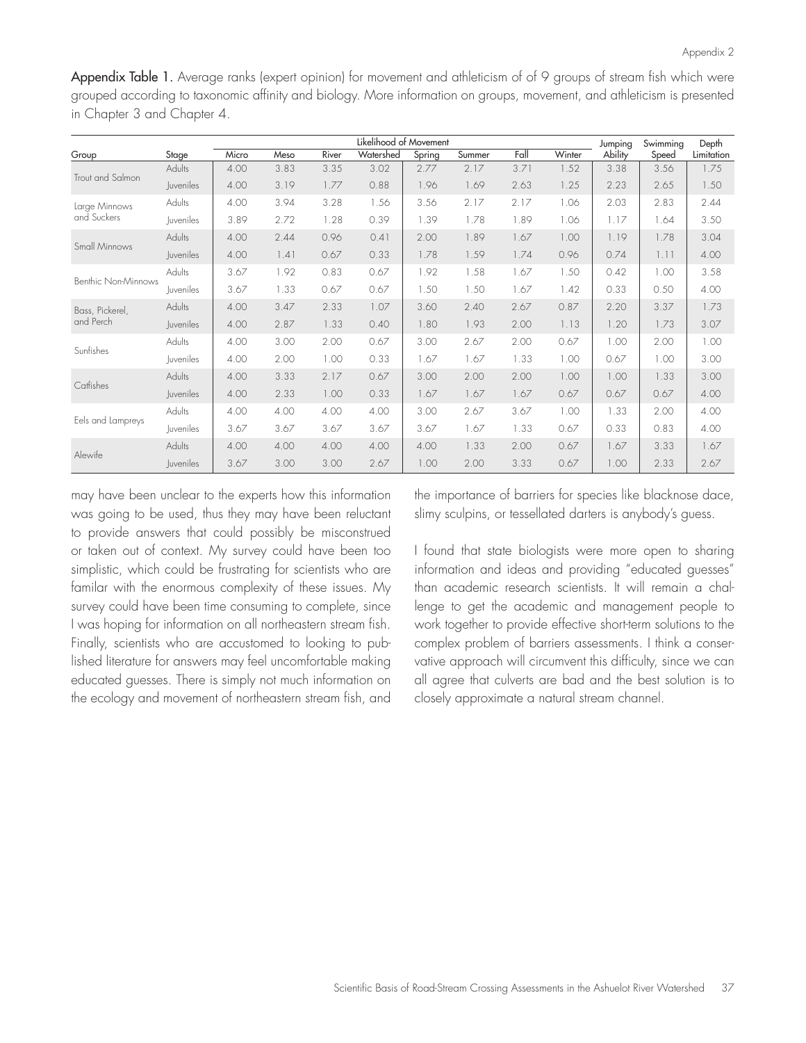**Appendix Table 1.** Average ranks (expert opinion) for movement and athleticism of of 9 groups of stream fish which were grouped according to taxonomic affinity and biology. More information on groups, movement, and athleticism is presented in Chapter 3 and Chapter 4.

| Group | Stage | Likelihood of Movement | | | | | | | | Jumping Ability | Swimming Speed | Depth Limitation |
|---|---|---|---|---|---|---|---|---|---|---|---|---|
| | | Micro | Meso | River | Watershed | Spring | Summer | Fall | Winter | | | |
| Trout and Salmon | Adults | 4.00 | 3.83 | 3.35 | 3.02 | 2.77 | 2.17 | 3.71 | 1.52 | 3.38 | 3.56 | 1.75 |
| | Juveniles | 4.00 | 3.19 | 1.77 | 0.88 | 1.96 | 1.69 | 2.63 | 1.25 | 2.23 | 2.65 | 1.50 |
| Large Minnows and Suckers | Adults | 4.00 | 3.94 | 3.28 | 1.56 | 3.56 | 2.17 | 2.17 | 1.06 | 2.03 | 2.83 | 2.44 |
| | Juveniles | 3.89 | 2.72 | 1.28 | 0.39 | 1.39 | 1.78 | 1.89 | 1.06 | 1.17 | 1.64 | 3.50 |
| Small Minnows | Adults | 4.00 | 2.44 | 0.96 | 0.41 | 2.00 | 1.89 | 1.67 | 1.00 | 1.19 | 1.78 | 3.04 |
| | Juveniles | 4.00 | 1.41 | 0.67 | 0.33 | 1.78 | 1.59 | 1.74 | 0.96 | 0.74 | 1.11 | 4.00 |
| Benthic Non-Minnows | Adults | 3.67 | 1.92 | 0.83 | 0.67 | 1.92 | 1.58 | 1.67 | 1.50 | 0.42 | 1.00 | 3.58 |
| | Juveniles | 3.67 | 1.33 | 0.67 | 0.67 | 1.50 | 1.50 | 1.67 | 1.42 | 0.33 | 0.50 | 4.00 |
| Bass, Pickerel, and Perch | Adults | 4.00 | 3.47 | 2.33 | 1.07 | 3.60 | 2.40 | 2.67 | 0.87 | 2.20 | 3.37 | 1.73 |
| | Juveniles | 4.00 | 2.87 | 1.33 | 0.40 | 1.80 | 1.93 | 2.00 | 1.13 | 1.20 | 1.73 | 3.07 |
| Sunfishes | Adults | 4.00 | 3.00 | 2.00 | 0.67 | 3.00 | 2.67 | 2.00 | 0.67 | 1.00 | 2.00 | 1.00 |
| | Juveniles | 4.00 | 2.00 | 1.00 | 0.33 | 1.67 | 1.67 | 1.33 | 1.00 | 0.67 | 1.00 | 3.00 |
| Catfishes | Adults | 4.00 | 3.33 | 2.17 | 0.67 | 3.00 | 2.00 | 2.00 | 1.00 | 1.00 | 1.33 | 3.00 |
| | Juveniles | 4.00 | 2.33 | 1.00 | 0.33 | 1.67 | 1.67 | 1.67 | 0.67 | 0.67 | 0.67 | 4.00 |
| Eels and Lampreys | Adults | 4.00 | 4.00 | 4.00 | 4.00 | 3.00 | 2.67 | 3.67 | 1.00 | 1.33 | 2.00 | 4.00 |
| | Juveniles | 3.67 | 3.67 | 3.67 | 3.67 | 3.67 | 1.67 | 1.33 | 0.67 | 0.33 | 0.83 | 4.00 |
| Alewife | Adults | 4.00 | 4.00 | 4.00 | 4.00 | 4.00 | 1.33 | 2.00 | 0.67 | 1.67 | 3.33 | 1.67 |
| | Juveniles | 3.67 | 3.00 | 3.00 | 2.67 | 1.00 | 2.00 | 3.33 | 0.67 | 1.00 | 2.33 | 2.67 |

may have been unclear to the experts how this information was going to be used, thus they may have been reluctant to provide answers that could possibly be misconstrued or taken out of context. My survey could have been too simplistic, which could be frustrating for scientists who are familar with the enormous complexity of these issues. My survey could have been time consuming to complete, since I was hoping for information on all northeastern stream fish. Finally, scientists who are accustomed to looking to published literature for answers may feel uncomfortable making educated guesses. There is simply not much information on the ecology and movement of northeastern stream fish, and the importance of barriers for species like blacknose dace, slimy sculpins, or tessellated darters is anybody's guess.

I found that state biologists were more open to sharing information and ideas and providing "educated guesses" than academic research scientists. It will remain a challenge to get the academic and management people to work together to provide effective short-term solutions to the complex problem of barriers assessments. I think a conservative approach will circumvent this difficulty, since we can all agree that culverts are bad and the best solution is to closely approximate a natural stream channel.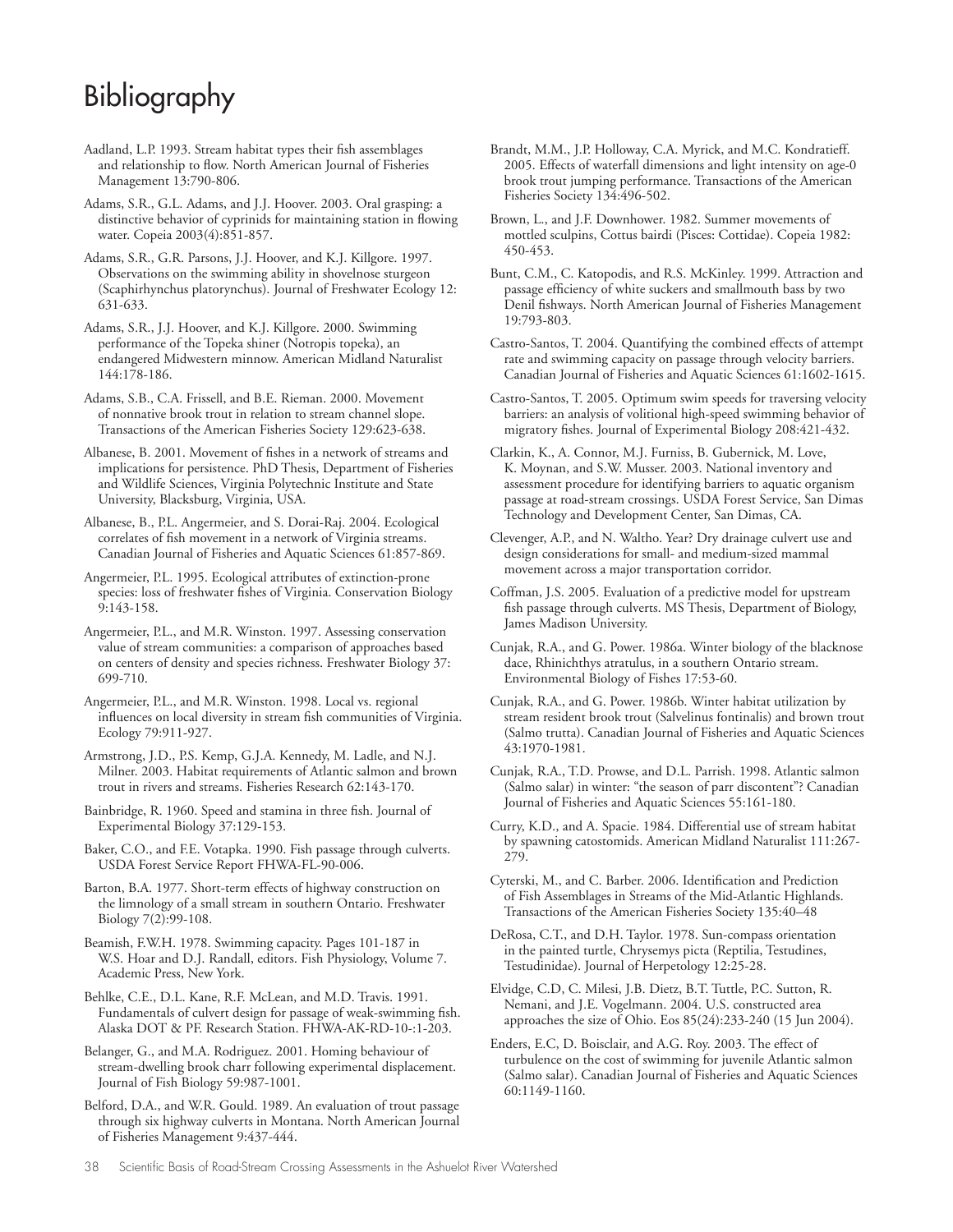# Bibliography

Aadland, L.P. 1993. Stream habitat types their fish assemblages and relationship to flow. North American Journal of Fisheries Management 13:790-806.

Adams, S.R., G.L. Adams, and J.J. Hoover. 2003. Oral grasping: a distinctive behavior of cyprinids for maintaining station in flowing water. Copeia 2003(4):851-857.

Adams, S.R., G.R. Parsons, J.J. Hoover, and K.J. Killgore. 1997. Observations on the swimming ability in shovelnose sturgeon (Scaphirhynchus platorynchus). Journal of Freshwater Ecology 12: 631-633.

Adams, S.R., J.J. Hoover, and K.J. Killgore. 2000. Swimming performance of the Topeka shiner (Notropis topeka), an endangered Midwestern minnow. American Midland Naturalist 144:178-186.

Adams, S.B., C.A. Frissell, and B.E. Rieman. 2000. Movement of nonnative brook trout in relation to stream channel slope. Transactions of the American Fisheries Society 129:623-638.

Albanese, B. 2001. Movement of fishes in a network of streams and implications for persistence. PhD Thesis, Department of Fisheries and Wildlife Sciences, Virginia Polytechnic Institute and State University, Blacksburg, Virginia, USA.

Albanese, B., P.L. Angermeier, and S. Dorai-Raj. 2004. Ecological correlates of fish movement in a network of Virginia streams. Canadian Journal of Fisheries and Aquatic Sciences 61:857-869.

Angermeier, P.L. 1995. Ecological attributes of extinction-prone species: loss of freshwater fishes of Virginia. Conservation Biology 9:143-158.

Angermeier, P.L., and M.R. Winston. 1997. Assessing conservation value of stream communities: a comparison of approaches based on centers of density and species richness. Freshwater Biology 37: 699-710.

Angermeier, P.L., and M.R. Winston. 1998. Local vs. regional influences on local diversity in stream fish communities of Virginia. Ecology 79:911-927.

Armstrong, J.D., P.S. Kemp, G.J.A. Kennedy, M. Ladle, and N.J. Milner. 2003. Habitat requirements of Atlantic salmon and brown trout in rivers and streams. Fisheries Research 62:143-170.

Bainbridge, R. 1960. Speed and stamina in three fish. Journal of Experimental Biology 37:129-153.

Baker, C.O., and F.E. Votapka. 1990. Fish passage through culverts. USDA Forest Service Report FHWA-FL-90-006.

Barton, B.A. 1977. Short-term effects of highway construction on the limnology of a small stream in southern Ontario. Freshwater Biology 7(2):99-108.

Beamish, F.W.H. 1978. Swimming capacity. Pages 101-187 in W.S. Hoar and D.J. Randall, editors. Fish Physiology, Volume 7. Academic Press, New York.

Behlke, C.E., D.L. Kane, R.F. McLean, and M.D. Travis. 1991. Fundamentals of culvert design for passage of weak-swimming fish. Alaska DOT & PF. Research Station. FHWA-AK-RD-10-:1-203.

Belanger, G., and M.A. Rodriguez. 2001. Homing behaviour of stream-dwelling brook charr following experimental displacement. Journal of Fish Biology 59:987-1001.

Belford, D.A., and W.R. Gould. 1989. An evaluation of trout passage through six highway culverts in Montana. North American Journal of Fisheries Management 9:437-444.

Brandt, M.M., J.P. Holloway, C.A. Myrick, and M.C. Kondratieff. 2005. Effects of waterfall dimensions and light intensity on age-0 brook trout jumping performance. Transactions of the American Fisheries Society 134:496-502.

Brown, L., and J.F. Downhower. 1982. Summer movements of mottled sculpins, Cottus bairdi (Pisces: Cottidae). Copeia 1982: 450-453.

Bunt, C.M., C. Katopodis, and R.S. McKinley. 1999. Attraction and passage efficiency of white suckers and smallmouth bass by two Denil fishways. North American Journal of Fisheries Management 19:793-803.

Castro-Santos, T. 2004. Quantifying the combined effects of attempt rate and swimming capacity on passage through velocity barriers. Canadian Journal of Fisheries and Aquatic Sciences 61:1602-1615.

Castro-Santos, T. 2005. Optimum swim speeds for traversing velocity barriers: an analysis of volitional high-speed swimming behavior of migratory fishes. Journal of Experimental Biology 208:421-432.

Clarkin, K., A. Connor, M.J. Furniss, B. Gubernick, M. Love, K. Moynan, and S.W. Musser. 2003. National inventory and assessment procedure for identifying barriers to aquatic organism passage at road-stream crossings. USDA Forest Service, San Dimas Technology and Development Center, San Dimas, CA.

Clevenger, A.P., and N. Waltho. Year? Dry drainage culvert use and design considerations for small- and medium-sized mammal movement across a major transportation corridor.

Coffman, J.S. 2005. Evaluation of a predictive model for upstream fish passage through culverts. MS Thesis, Department of Biology, James Madison University.

Cunjak, R.A., and G. Power. 1986a. Winter biology of the blacknose dace, Rhinichthys atratulus, in a southern Ontario stream. Environmental Biology of Fishes 17:53-60.

Cunjak, R.A., and G. Power. 1986b. Winter habitat utilization by stream resident brook trout (Salvelinus fontinalis) and brown trout (Salmo trutta). Canadian Journal of Fisheries and Aquatic Sciences 43:1970-1981.

Cunjak, R.A., T.D. Prowse, and D.L. Parrish. 1998. Atlantic salmon (Salmo salar) in winter: "the season of parr discontent"? Canadian Journal of Fisheries and Aquatic Sciences 55:161-180.

Curry, K.D., and A. Spacie. 1984. Differential use of stream habitat by spawning catostomids. American Midland Naturalist 111:267-279.

Cyterski, M., and C. Barber. 2006. Identification and Prediction of Fish Assemblages in Streams of the Mid-Atlantic Highlands. Transactions of the American Fisheries Society 135:40–48

DeRosa, C.T., and D.H. Taylor. 1978. Sun-compass orientation in the painted turtle, Chrysemys picta (Reptilia, Testudines, Testudinidae). Journal of Herpetology 12:25-28.

Elvidge, C.D, C. Milesi, J.B. Dietz, B.T. Tuttle, P.C. Sutton, R. Nemani, and J.E. Vogelmann. 2004. U.S. constructed area approaches the size of Ohio. Eos 85(24):233-240 (15 Jun 2004).

Enders, E.C, D. Boisclair, and A.G. Roy. 2003. The effect of turbulence on the cost of swimming for juvenile Atlantic salmon (Salmo salar). Canadian Journal of Fisheries and Aquatic Sciences 60:1149-1160.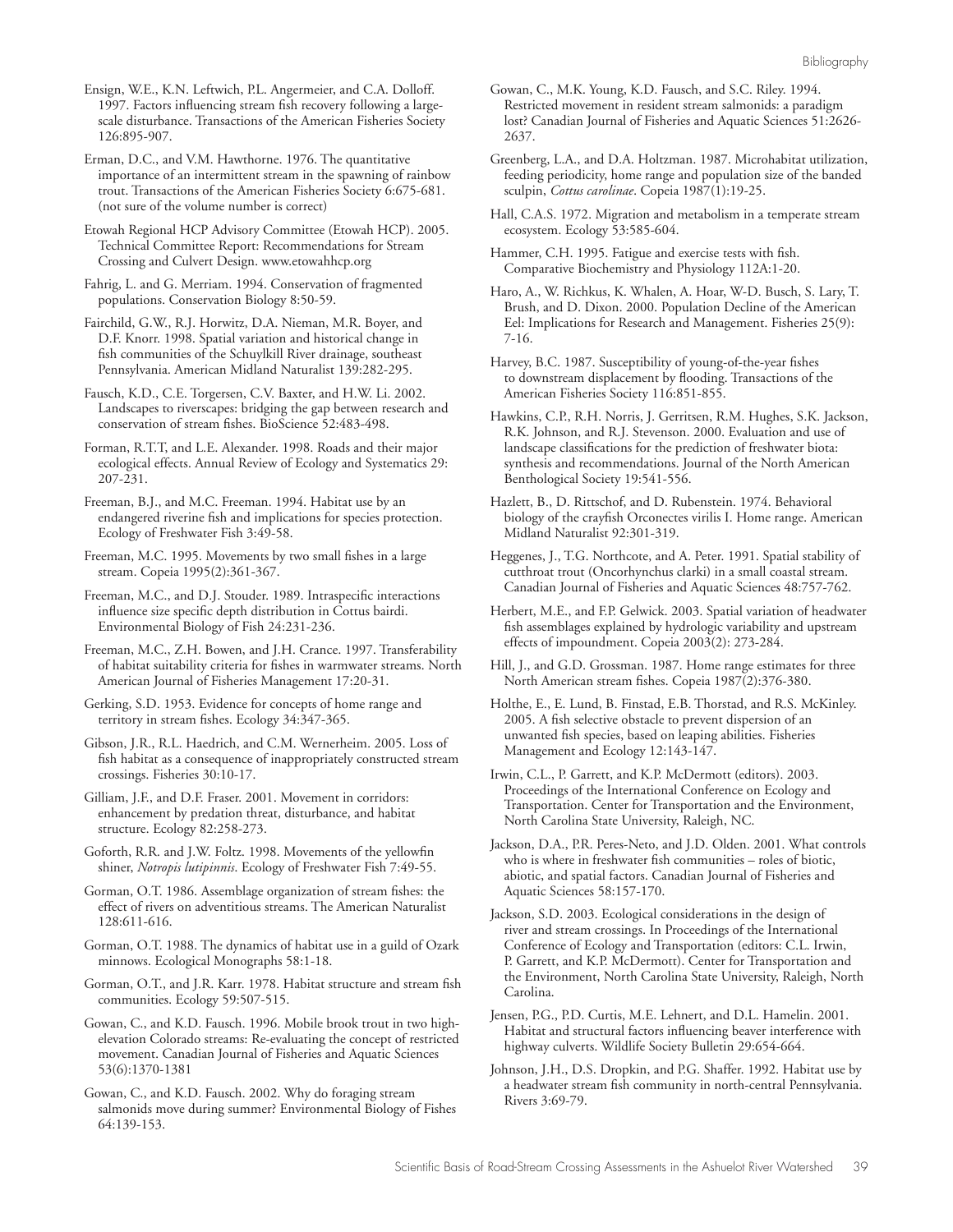Ensign, W.E., K.N. Leftwich, P.L. Angermeier, and C.A. Dolloff. 1997. Factors influencing stream fish recovery following a large-scale disturbance. Transactions of the American Fisheries Society 126:895-907.

Erman, D.C., and V.M. Hawthorne. 1976. The quantitative importance of an intermittent stream in the spawning of rainbow trout. Transactions of the American Fisheries Society 6:675-681. (not sure of the volume number is correct)

Etowah Regional HCP Advisory Committee (Etowah HCP). 2005. Technical Committee Report: Recommendations for Stream Crossing and Culvert Design. www.etowahhcp.org

Fahrig, L. and G. Merriam. 1994. Conservation of fragmented populations. Conservation Biology 8:50-59.

Fairchild, G.W., R.J. Horwitz, D.A. Nieman, M.R. Boyer, and D.F. Knorr. 1998. Spatial variation and historical change in fish communities of the Schuylkill River drainage, southeast Pennsylvania. American Midland Naturalist 139:282-295.

Fausch, K.D., C.E. Torgersen, C.V. Baxter, and H.W. Li. 2002. Landscapes to riverscapes: bridging the gap between research and conservation of stream fishes. BioScience 52:483-498.

Forman, R.T.T, and L.E. Alexander. 1998. Roads and their major ecological effects. Annual Review of Ecology and Systematics 29: 207-231.

Freeman, B.J., and M.C. Freeman. 1994. Habitat use by an endangered riverine fish and implications for species protection. Ecology of Freshwater Fish 3:49-58.

Freeman, M.C. 1995. Movements by two small fishes in a large stream. Copeia 1995(2):361-367.

Freeman, M.C., and D.J. Stouder. 1989. Intraspecific interactions influence size specific depth distribution in Cottus bairdi. Environmental Biology of Fish 24:231-236.

Freeman, M.C., Z.H. Bowen, and J.H. Crance. 1997. Transferability of habitat suitability criteria for fishes in warmwater streams. North American Journal of Fisheries Management 17:20-31.

Gerking, S.D. 1953. Evidence for concepts of home range and territory in stream fishes. Ecology 34:347-365.

Gibson, J.R., R.L. Haedrich, and C.M. Wernerheim. 2005. Loss of fish habitat as a consequence of inappropriately constructed stream crossings. Fisheries 30:10-17.

Gilliam, J.F., and D.F. Fraser. 2001. Movement in corridors: enhancement by predation threat, disturbance, and habitat structure. Ecology 82:258-273.

Goforth, R.R. and J.W. Foltz. 1998. Movements of the yellowfin shiner, *Notropis lutipinnis*. Ecology of Freshwater Fish 7:49-55.

Gorman, O.T. 1986. Assemblage organization of stream fishes: the effect of rivers on adventitious streams. The American Naturalist 128:611-616.

Gorman, O.T. 1988. The dynamics of habitat use in a guild of Ozark minnows. Ecological Monographs 58:1-18.

Gorman, O.T., and J.R. Karr. 1978. Habitat structure and stream fish communities. Ecology 59:507-515.

Gowan, C., and K.D. Fausch. 1996. Mobile brook trout in two high-elevation Colorado streams: Re-evaluating the concept of restricted movement. Canadian Journal of Fisheries and Aquatic Sciences 53(6):1370-1381

Gowan, C., and K.D. Fausch. 2002. Why do foraging stream salmonids move during summer? Environmental Biology of Fishes 64:139-153.

Gowan, C., M.K. Young, K.D. Fausch, and S.C. Riley. 1994. Restricted movement in resident stream salmonids: a paradigm lost? Canadian Journal of Fisheries and Aquatic Sciences 51:2626-2637.

Greenberg, L.A., and D.A. Holtzman. 1987. Microhabitat utilization, feeding periodicity, home range and population size of the banded sculpin, *Cottus carolinae*. Copeia 1987(1):19-25.

Hall, C.A.S. 1972. Migration and metabolism in a temperate stream ecosystem. Ecology 53:585-604.

Hammer, C.H. 1995. Fatigue and exercise tests with fish. Comparative Biochemistry and Physiology 112A:1-20.

Haro, A., W. Richkus, K. Whalen, A. Hoar, W-D. Busch, S. Lary, T. Brush, and D. Dixon. 2000. Population Decline of the American Eel: Implications for Research and Management. Fisheries 25(9): 7-16.

Harvey, B.C. 1987. Susceptibility of young-of-the-year fishes to downstream displacement by flooding. Transactions of the American Fisheries Society 116:851-855.

Hawkins, C.P., R.H. Norris, J. Gerritsen, R.M. Hughes, S.K. Jackson, R.K. Johnson, and R.J. Stevenson. 2000. Evaluation and use of landscape classifications for the prediction of freshwater biota: synthesis and recommendations. Journal of the North American Benthological Society 19:541-556.

Hazlett, B., D. Rittschof, and D. Rubenstein. 1974. Behavioral biology of the crayfish Orconectes virilis I. Home range. American Midland Naturalist 92:301-319.

Heggenes, J., T.G. Northcote, and A. Peter. 1991. Spatial stability of cutthroat trout (Oncorhynchus clarki) in a small coastal stream. Canadian Journal of Fisheries and Aquatic Sciences 48:757-762.

Herbert, M.E., and F.P. Gelwick. 2003. Spatial variation of headwater fish assemblages explained by hydrologic variability and upstream effects of impoundment. Copeia 2003(2): 273-284.

Hill, J., and G.D. Grossman. 1987. Home range estimates for three North American stream fishes. Copeia 1987(2):376-380.

Holthe, E., E. Lund, B. Finstad, E.B. Thorstad, and R.S. McKinley. 2005. A fish selective obstacle to prevent dispersion of an unwanted fish species, based on leaping abilities. Fisheries Management and Ecology 12:143-147.

Irwin, C.L., P. Garrett, and K.P. McDermott (editors). 2003. Proceedings of the International Conference on Ecology and Transportation. Center for Transportation and the Environment, North Carolina State University, Raleigh, NC.

Jackson, D.A., P.R. Peres-Neto, and J.D. Olden. 2001. What controls who is where in freshwater fish communities – roles of biotic, abiotic, and spatial factors. Canadian Journal of Fisheries and Aquatic Sciences 58:157-170.

Jackson, S.D. 2003. Ecological considerations in the design of river and stream crossings. In Proceedings of the International Conference of Ecology and Transportation (editors: C.L. Irwin, P. Garrett, and K.P. McDermott). Center for Transportation and the Environment, North Carolina State University, Raleigh, North Carolina.

Jensen, P.G., P.D. Curtis, M.E. Lehnert, and D.L. Hamelin. 2001. Habitat and structural factors influencing beaver interference with highway culverts. Wildlife Society Bulletin 29:654-664.

Johnson, J.H., D.S. Dropkin, and P.G. Shaffer. 1992. Habitat use by a headwater stream fish community in north-central Pennsylvania. Rivers 3:69-79.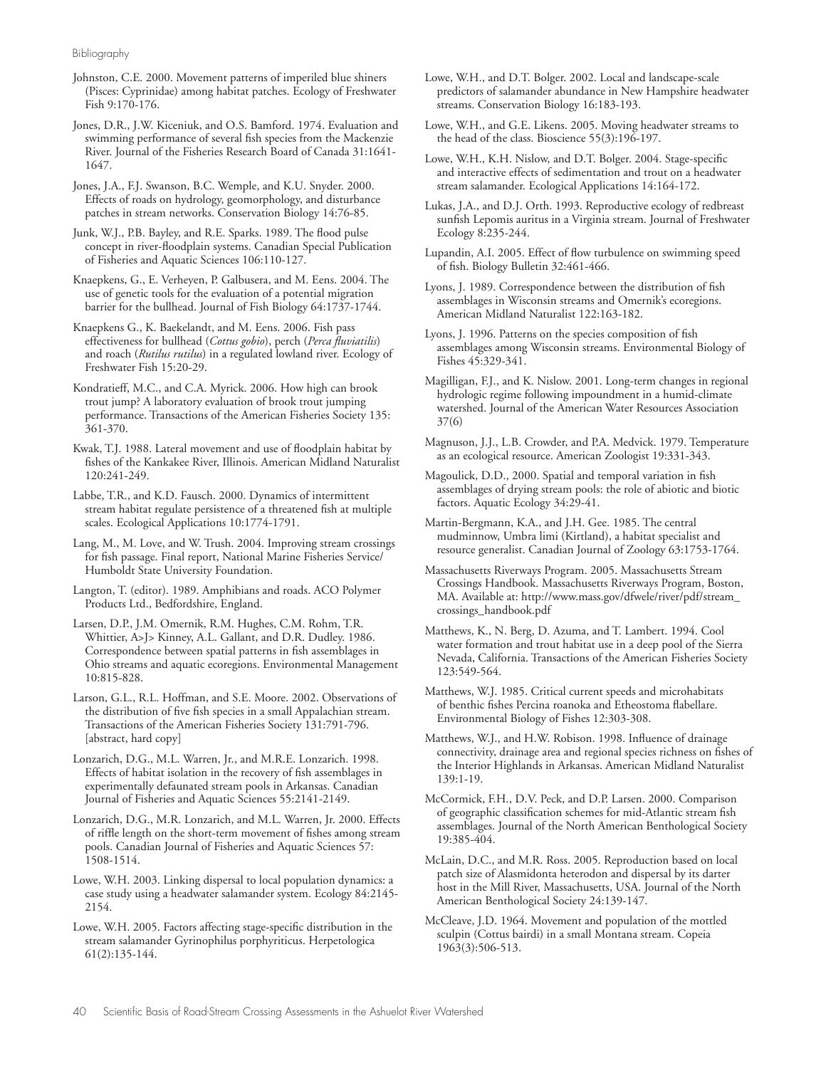Johnston, C.E. 2000. Movement patterns of imperiled blue shiners (Pisces: Cyprinidae) among habitat patches. Ecology of Freshwater Fish 9:170-176.

Jones, D.R., J.W. Kiceniuk, and O.S. Bamford. 1974. Evaluation and swimming performance of several fish species from the Mackenzie River. Journal of the Fisheries Research Board of Canada 31:1641-1647.

Jones, J.A., F.J. Swanson, B.C. Wemple, and K.U. Snyder. 2000. Effects of roads on hydrology, geomorphology, and disturbance patches in stream networks. Conservation Biology 14:76-85.

Junk, W.J., P.B. Bayley, and R.E. Sparks. 1989. The flood pulse concept in river-floodplain systems. Canadian Special Publication of Fisheries and Aquatic Sciences 106:110-127.

Knaepkens, G., E. Verheyen, P. Galbusera, and M. Eens. 2004. The use of genetic tools for the evaluation of a potential migration barrier for the bullhead. Journal of Fish Biology 64:1737-1744.

Knaepkens G., K. Baekelandt, and M. Eens. 2006. Fish pass effectiveness for bullhead (*Cottus gobio*), perch (*Perca fluviatilis*) and roach (*Rutilus rutilus*) in a regulated lowland river. Ecology of Freshwater Fish 15:20-29.

Kondratieff, M.C., and C.A. Myrick. 2006. How high can brook trout jump? A laboratory evaluation of brook trout jumping performance. Transactions of the American Fisheries Society 135: 361-370.

Kwak, T.J. 1988. Lateral movement and use of floodplain habitat by fishes of the Kankakee River, Illinois. American Midland Naturalist 120:241-249.

Labbe, T.R., and K.D. Fausch. 2000. Dynamics of intermittent stream habitat regulate persistence of a threatened fish at multiple scales. Ecological Applications 10:1774-1791.

Lang, M., M. Love, and W. Trush. 2004. Improving stream crossings for fish passage. Final report, National Marine Fisheries Service/ Humboldt State University Foundation.

Langton, T. (editor). 1989. Amphibians and roads. ACO Polymer Products Ltd., Bedfordshire, England.

Larsen, D.P., J.M. Omernik, R.M. Hughes, C.M. Rohm, T.R. Whittier, A>J> Kinney, A.L. Gallant, and D.R. Dudley. 1986. Correspondence between spatial patterns in fish assemblages in Ohio streams and aquatic ecoregions. Environmental Management 10:815-828.

Larson, G.L., R.L. Hoffman, and S.E. Moore. 2002. Observations of the distribution of five fish species in a small Appalachian stream. Transactions of the American Fisheries Society 131:791-796. [abstract, hard copy]

Lonzarich, D.G., M.L. Warren, Jr., and M.R.E. Lonzarich. 1998. Effects of habitat isolation in the recovery of fish assemblages in experimentally defaunated stream pools in Arkansas. Canadian Journal of Fisheries and Aquatic Sciences 55:2141-2149.

Lonzarich, D.G., M.R. Lonzarich, and M.L. Warren, Jr. 2000. Effects of riffle length on the short-term movement of fishes among stream pools. Canadian Journal of Fisheries and Aquatic Sciences 57: 1508-1514.

Lowe, W.H. 2003. Linking dispersal to local population dynamics: a case study using a headwater salamander system. Ecology 84:2145-2154.

Lowe, W.H. 2005. Factors affecting stage-specific distribution in the stream salamander Gyrinophilus porphyriticus. Herpetologica 61(2):135-144.

Lowe, W.H., and D.T. Bolger. 2002. Local and landscape-scale predictors of salamander abundance in New Hampshire headwater streams. Conservation Biology 16:183-193.

Lowe, W.H., and G.E. Likens. 2005. Moving headwater streams to the head of the class. Bioscience 55(3):196-197.

Lowe, W.H., K.H. Nislow, and D.T. Bolger. 2004. Stage-specific and interactive effects of sedimentation and trout on a headwater stream salamander. Ecological Applications 14:164-172.

Lukas, J.A., and D.J. Orth. 1993. Reproductive ecology of redbreast sunfish Lepomis auritus in a Virginia stream. Journal of Freshwater Ecology 8:235-244.

Lupandin, A.I. 2005. Effect of flow turbulence on swimming speed of fish. Biology Bulletin 32:461-466.

Lyons, J. 1989. Correspondence between the distribution of fish assemblages in Wisconsin streams and Omernik's ecoregions. American Midland Naturalist 122:163-182.

Lyons, J. 1996. Patterns on the species composition of fish assemblages among Wisconsin streams. Environmental Biology of Fishes 45:329-341.

Magilligan, F.J., and K. Nislow. 2001. Long-term changes in regional hydrologic regime following impoundment in a humid-climate watershed. Journal of the American Water Resources Association 37(6)

Magnuson, J.J., L.B. Crowder, and P.A. Medvick. 1979. Temperature as an ecological resource. American Zoologist 19:331-343.

Magoulick, D.D., 2000. Spatial and temporal variation in fish assemblages of drying stream pools: the role of abiotic and biotic factors. Aquatic Ecology 34:29-41.

Martin-Bergmann, K.A., and J.H. Gee. 1985. The central mudminnow, Umbra limi (Kirtland), a habitat specialist and resource generalist. Canadian Journal of Zoology 63:1753-1764.

Massachusetts Riverways Program. 2005. Massachusetts Stream Crossings Handbook. Massachusetts Riverways Program, Boston, MA. Available at: http://www.mass.gov/dfwele/river/pdf/stream_crossings_handbook.pdf

Matthews, K., N. Berg, D. Azuma, and T. Lambert. 1994. Cool water formation and trout habitat use in a deep pool of the Sierra Nevada, California. Transactions of the American Fisheries Society 123:549-564.

Matthews, W.J. 1985. Critical current speeds and microhabitats of benthic fishes Percina roanoka and Etheostoma flabellare. Environmental Biology of Fishes 12:303-308.

Matthews, W.J., and H.W. Robison. 1998. Influence of drainage connectivity, drainage area and regional species richness on fishes of the Interior Highlands in Arkansas. American Midland Naturalist 139:1-19.

McCormick, F.H., D.V. Peck, and D.P. Larsen. 2000. Comparison of geographic classification schemes for mid-Atlantic stream fish assemblages. Journal of the North American Benthological Society 19:385-404.

McLain, D.C., and M.R. Ross. 2005. Reproduction based on local patch size of Alasmidonta heterodon and dispersal by its darter host in the Mill River, Massachusetts, USA. Journal of the North American Benthological Society 24:139-147.

McCleave, J.D. 1964. Movement and population of the mottled sculpin (Cottus bairdi) in a small Montana stream. Copeia 1963(3):506-513.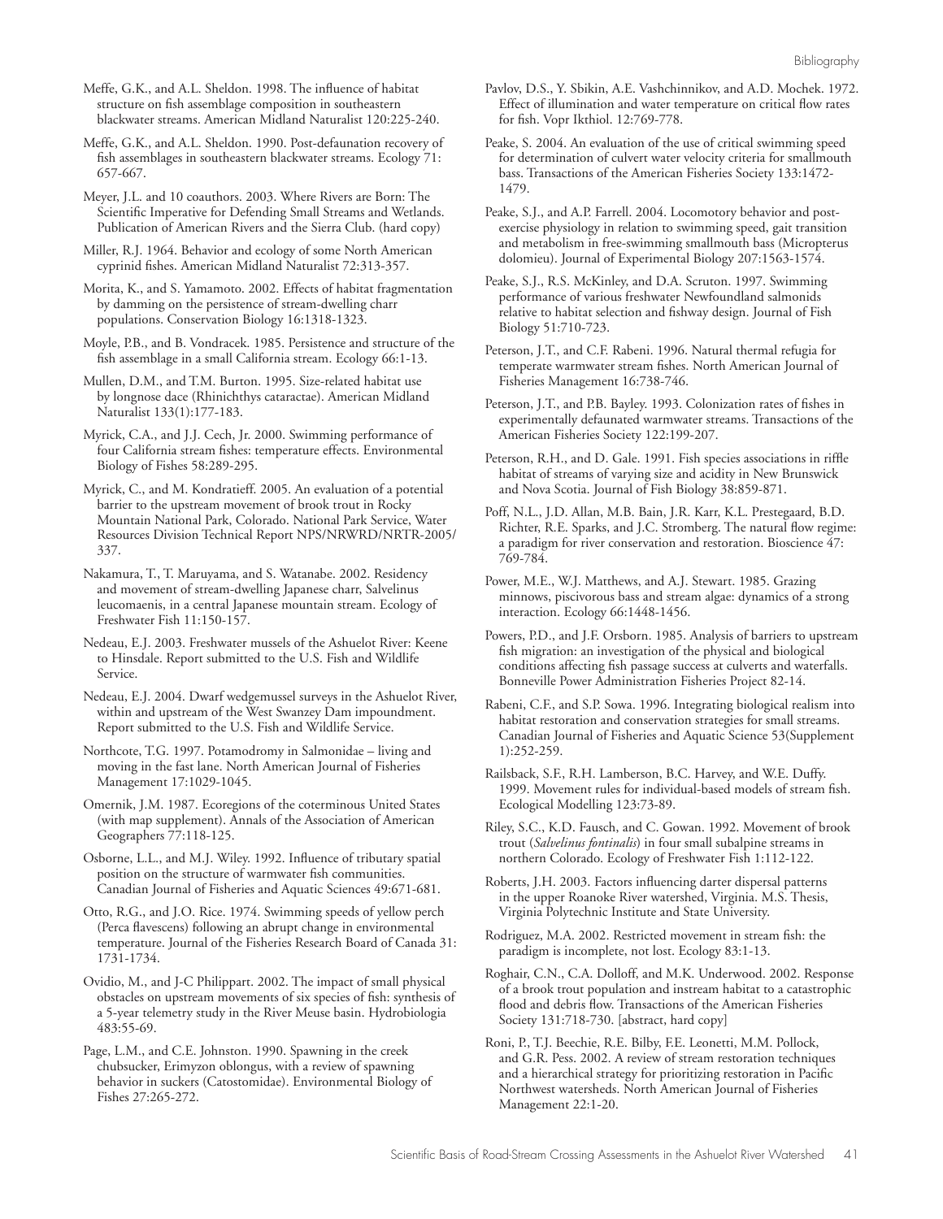Meffe, G.K., and A.L. Sheldon. 1998. The influence of habitat structure on fish assemblage composition in southeastern blackwater streams. American Midland Naturalist 120:225-240.

Meffe, G.K., and A.L. Sheldon. 1990. Post-defaunation recovery of fish assemblages in southeastern blackwater streams. Ecology 71: 657-667.

Meyer, J.L. and 10 coauthors. 2003. Where Rivers are Born: The Scientific Imperative for Defending Small Streams and Wetlands. Publication of American Rivers and the Sierra Club. (hard copy)

Miller, R.J. 1964. Behavior and ecology of some North American cyprinid fishes. American Midland Naturalist 72:313-357.

Morita, K., and S. Yamamoto. 2002. Effects of habitat fragmentation by damming on the persistence of stream-dwelling charr populations. Conservation Biology 16:1318-1323.

Moyle, P.B., and B. Vondracek. 1985. Persistence and structure of the fish assemblage in a small California stream. Ecology 66:1-13.

Mullen, D.M., and T.M. Burton. 1995. Size-related habitat use by longnose dace (Rhinichthys cataractae). American Midland Naturalist 133(1):177-183.

Myrick, C.A., and J.J. Cech, Jr. 2000. Swimming performance of four California stream fishes: temperature effects. Environmental Biology of Fishes 58:289-295.

Myrick, C., and M. Kondratieff. 2005. An evaluation of a potential barrier to the upstream movement of brook trout in Rocky Mountain National Park, Colorado. National Park Service, Water Resources Division Technical Report NPS/NRWRD/NRTR-2005/ 337.

Nakamura, T., T. Maruyama, and S. Watanabe. 2002. Residency and movement of stream-dwelling Japanese charr, Salvelinus leucomaenis, in a central Japanese mountain stream. Ecology of Freshwater Fish 11:150-157.

Nedeau, E.J. 2003. Freshwater mussels of the Ashuelot River: Keene to Hinsdale. Report submitted to the U.S. Fish and Wildlife Service.

Nedeau, E.J. 2004. Dwarf wedgemussel surveys in the Ashuelot River, within and upstream of the West Swanzey Dam impoundment. Report submitted to the U.S. Fish and Wildlife Service.

Northcote, T.G. 1997. Potamodromy in Salmonidae – living and moving in the fast lane. North American Journal of Fisheries Management 17:1029-1045.

Omernik, J.M. 1987. Ecoregions of the coterminous United States (with map supplement). Annals of the Association of American Geographers 77:118-125.

Osborne, L.L., and M.J. Wiley. 1992. Influence of tributary spatial position on the structure of warmwater fish communities. Canadian Journal of Fisheries and Aquatic Sciences 49:671-681.

Otto, R.G., and J.O. Rice. 1974. Swimming speeds of yellow perch (Perca flavescens) following an abrupt change in environmental temperature. Journal of the Fisheries Research Board of Canada 31: 1731-1734.

Ovidio, M., and J-C Philippart. 2002. The impact of small physical obstacles on upstream movements of six species of fish: synthesis of a 5-year telemetry study in the River Meuse basin. Hydrobiologia 483:55-69.

Page, L.M., and C.E. Johnston. 1990. Spawning in the creek chubsucker, Erimyzon oblongus, with a review of spawning behavior in suckers (Catostomidae). Environmental Biology of Fishes 27:265-272.

Pavlov, D.S., Y. Sbikin, A.E. Vashchinnikov, and A.D. Mochek. 1972. Effect of illumination and water temperature on critical flow rates for fish. Vopr Ikthiol. 12:769-778.

Peake, S. 2004. An evaluation of the use of critical swimming speed for determination of culvert water velocity criteria for smallmouth bass. Transactions of the American Fisheries Society 133:1472-1479.

Peake, S.J., and A.P. Farrell. 2004. Locomotory behavior and post-exercise physiology in relation to swimming speed, gait transition and metabolism in free-swimming smallmouth bass (Micropterus dolomieu). Journal of Experimental Biology 207:1563-1574.

Peake, S.J., R.S. McKinley, and D.A. Scruton. 1997. Swimming performance of various freshwater Newfoundland salmonids relative to habitat selection and fishway design. Journal of Fish Biology 51:710-723.

Peterson, J.T., and C.F. Rabeni. 1996. Natural thermal refugia for temperate warmwater stream fishes. North American Journal of Fisheries Management 16:738-746.

Peterson, J.T., and P.B. Bayley. 1993. Colonization rates of fishes in experimentally defaunated warmwater streams. Transactions of the American Fisheries Society 122:199-207.

Peterson, R.H., and D. Gale. 1991. Fish species associations in riffle habitat of streams of varying size and acidity in New Brunswick and Nova Scotia. Journal of Fish Biology 38:859-871.

Poff, N.L., J.D. Allan, M.B. Bain, J.R. Karr, K.L. Prestegaard, B.D. Richter, R.E. Sparks, and J.C. Stromberg. The natural flow regime: a paradigm for river conservation and restoration. Bioscience 47: 769-784.

Power, M.E., W.J. Matthews, and A.J. Stewart. 1985. Grazing minnows, piscivorous bass and stream algae: dynamics of a strong interaction. Ecology 66:1448-1456.

Powers, P.D., and J.F. Orsborn. 1985. Analysis of barriers to upstream fish migration: an investigation of the physical and biological conditions affecting fish passage success at culverts and waterfalls. Bonneville Power Administration Fisheries Project 82-14.

Rabeni, C.F., and S.P. Sowa. 1996. Integrating biological realism into habitat restoration and conservation strategies for small streams. Canadian Journal of Fisheries and Aquatic Science 53(Supplement 1):252-259.

Railsback, S.F., R.H. Lamberson, B.C. Harvey, and W.E. Duffy. 1999. Movement rules for individual-based models of stream fish. Ecological Modelling 123:73-89.

Riley, S.C., K.D. Fausch, and C. Gowan. 1992. Movement of brook trout (*Salvelinus fontinalis*) in four small subalpine streams in northern Colorado. Ecology of Freshwater Fish 1:112-122.

Roberts, J.H. 2003. Factors influencing darter dispersal patterns in the upper Roanoke River watershed, Virginia. M.S. Thesis, Virginia Polytechnic Institute and State University.

Rodriguez, M.A. 2002. Restricted movement in stream fish: the paradigm is incomplete, not lost. Ecology 83:1-13.

Roghair, C.N., C.A. Dolloff, and M.K. Underwood. 2002. Response of a brook trout population and instream habitat to a catastrophic flood and debris flow. Transactions of the American Fisheries Society 131:718-730. [abstract, hard copy]

Roni, P., T.J. Beechie, R.E. Bilby, F.E. Leonetti, M.M. Pollock, and G.R. Pess. 2002. A review of stream restoration techniques and a hierarchical strategy for prioritizing restoration in Pacific Northwest watersheds. North American Journal of Fisheries Management 22:1-20.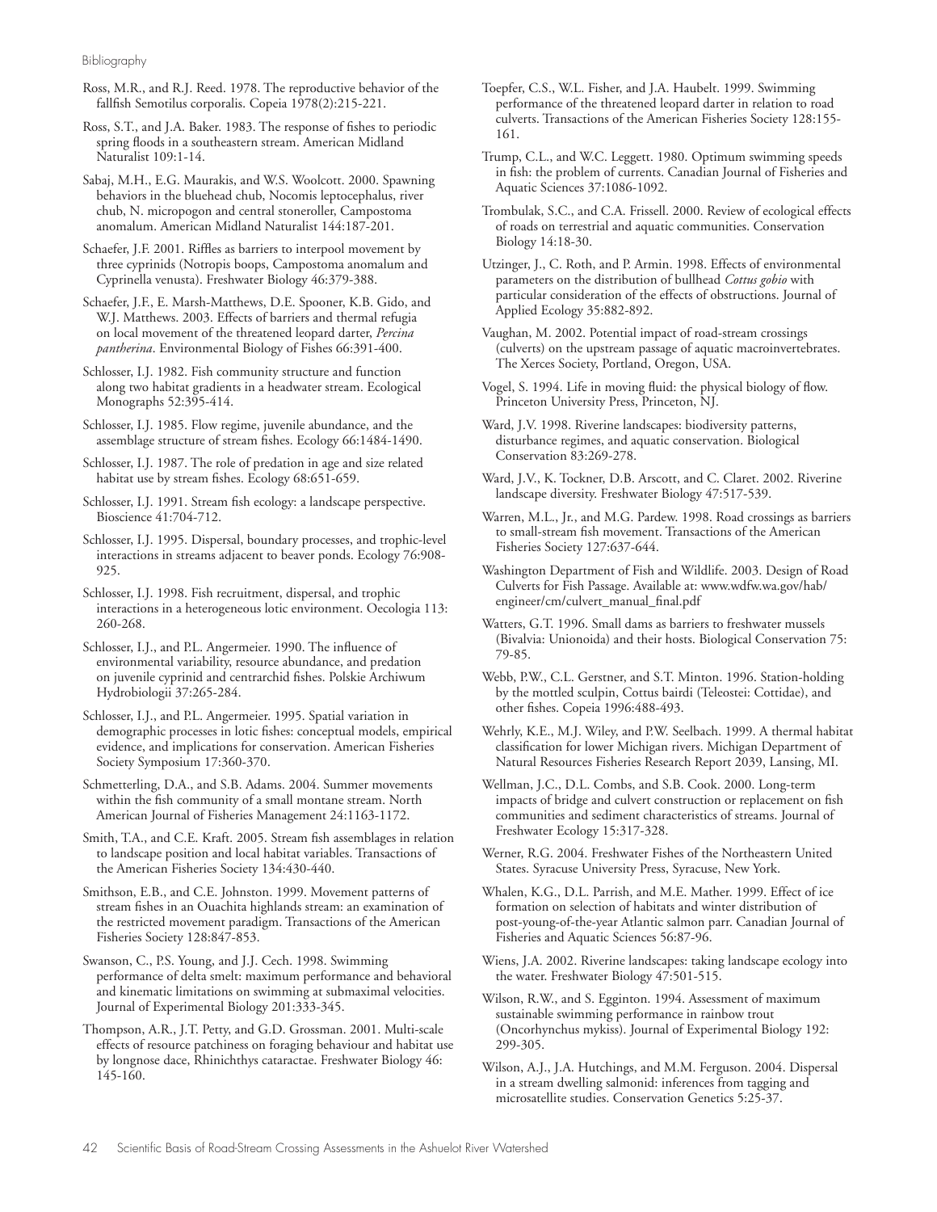Ross, M.R., and R.J. Reed. 1978. The reproductive behavior of the fallfish Semotilus corporalis. Copeia 1978(2):215-221.

Ross, S.T., and J.A. Baker. 1983. The response of fishes to periodic spring floods in a southeastern stream. American Midland Naturalist 109:1-14.

Sabaj, M.H., E.G. Maurakis, and W.S. Woolcott. 2000. Spawning behaviors in the bluehead chub, Nocomis leptocephalus, river chub, N. micropogon and central stoneroller, Campostoma anomalum. American Midland Naturalist 144:187-201.

Schaefer, J.F. 2001. Riffles as barriers to interpool movement by three cyprinids (Notropis boops, Campostoma anomalum and Cyprinella venusta). Freshwater Biology 46:379-388.

Schaefer, J.F., E. Marsh-Matthews, D.E. Spooner, K.B. Gido, and W.J. Matthews. 2003. Effects of barriers and thermal refugia on local movement of the threatened leopard darter, *Percina pantherina*. Environmental Biology of Fishes 66:391-400.

Schlosser, I.J. 1982. Fish community structure and function along two habitat gradients in a headwater stream. Ecological Monographs 52:395-414.

Schlosser, I.J. 1985. Flow regime, juvenile abundance, and the assemblage structure of stream fishes. Ecology 66:1484-1490.

Schlosser, I.J. 1987. The role of predation in age and size related habitat use by stream fishes. Ecology 68:651-659.

Schlosser, I.J. 1991. Stream fish ecology: a landscape perspective. Bioscience 41:704-712.

Schlosser, I.J. 1995. Dispersal, boundary processes, and trophic-level interactions in streams adjacent to beaver ponds. Ecology 76:908-925.

Schlosser, I.J. 1998. Fish recruitment, dispersal, and trophic interactions in a heterogeneous lotic environment. Oecologia 113: 260-268.

Schlosser, I.J., and P.L. Angermeier. 1990. The influence of environmental variability, resource abundance, and predation on juvenile cyprinid and centrarchid fishes. Polskie Archiwum Hydrobiologii 37:265-284.

Schlosser, I.J., and P.L. Angermeier. 1995. Spatial variation in demographic processes in lotic fishes: conceptual models, empirical evidence, and implications for conservation. American Fisheries Society Symposium 17:360-370.

Schmetterling, D.A., and S.B. Adams. 2004. Summer movements within the fish community of a small montane stream. North American Journal of Fisheries Management 24:1163-1172.

Smith, T.A., and C.E. Kraft. 2005. Stream fish assemblages in relation to landscape position and local habitat variables. Transactions of the American Fisheries Society 134:430-440.

Smithson, E.B., and C.E. Johnston. 1999. Movement patterns of stream fishes in an Ouachita highlands stream: an examination of the restricted movement paradigm. Transactions of the American Fisheries Society 128:847-853.

Swanson, C., P.S. Young, and J.J. Cech. 1998. Swimming performance of delta smelt: maximum performance and behavioral and kinematic limitations on swimming at submaximal velocities. Journal of Experimental Biology 201:333-345.

Thompson, A.R., J.T. Petty, and G.D. Grossman. 2001. Multi-scale effects of resource patchiness on foraging behaviour and habitat use by longnose dace, Rhinichthys cataractae. Freshwater Biology 46: 145-160.

Toepfer, C.S., W.L. Fisher, and J.A. Haubelt. 1999. Swimming performance of the threatened leopard darter in relation to road culverts. Transactions of the American Fisheries Society 128:155-161.

Trump, C.L., and W.C. Leggett. 1980. Optimum swimming speeds in fish: the problem of currents. Canadian Journal of Fisheries and Aquatic Sciences 37:1086-1092.

Trombulak, S.C., and C.A. Frissell. 2000. Review of ecological effects of roads on terrestrial and aquatic communities. Conservation Biology 14:18-30.

Utzinger, J., C. Roth, and P. Armin. 1998. Effects of environmental parameters on the distribution of bullhead *Cottus gobio* with particular consideration of the effects of obstructions. Journal of Applied Ecology 35:882-892.

Vaughan, M. 2002. Potential impact of road-stream crossings (culverts) on the upstream passage of aquatic macroinvertebrates. The Xerces Society, Portland, Oregon, USA.

Vogel, S. 1994. Life in moving fluid: the physical biology of flow. Princeton University Press, Princeton, NJ.

Ward, J.V. 1998. Riverine landscapes: biodiversity patterns, disturbance regimes, and aquatic conservation. Biological Conservation 83:269-278.

Ward, J.V., K. Tockner, D.B. Arscott, and C. Claret. 2002. Riverine landscape diversity. Freshwater Biology 47:517-539.

Warren, M.L., Jr., and M.G. Pardew. 1998. Road crossings as barriers to small-stream fish movement. Transactions of the American Fisheries Society 127:637-644.

Washington Department of Fish and Wildlife. 2003. Design of Road Culverts for Fish Passage. Available at: www.wdfw.wa.gov/hab/engineer/cm/culvert_manual_final.pdf

Watters, G.T. 1996. Small dams as barriers to freshwater mussels (Bivalvia: Unionoida) and their hosts. Biological Conservation 75: 79-85.

Webb, P.W., C.L. Gerstner, and S.T. Minton. 1996. Station-holding by the mottled sculpin, Cottus bairdi (Teleostei: Cottidae), and other fishes. Copeia 1996:488-493.

Wehrly, K.E., M.J. Wiley, and P.W. Seelbach. 1999. A thermal habitat classification for lower Michigan rivers. Michigan Department of Natural Resources Fisheries Research Report 2039, Lansing, MI.

Wellman, J.C., D.L. Combs, and S.B. Cook. 2000. Long-term impacts of bridge and culvert construction or replacement on fish communities and sediment characteristics of streams. Journal of Freshwater Ecology 15:317-328.

Werner, R.G. 2004. Freshwater Fishes of the Northeastern United States. Syracuse University Press, Syracuse, New York.

Whalen, K.G., D.L. Parrish, and M.E. Mather. 1999. Effect of ice formation on selection of habitats and winter distribution of post-young-of-the-year Atlantic salmon parr. Canadian Journal of Fisheries and Aquatic Sciences 56:87-96.

Wiens, J.A. 2002. Riverine landscapes: taking landscape ecology into the water. Freshwater Biology 47:501-515.

Wilson, R.W., and S. Egginton. 1994. Assessment of maximum sustainable swimming performance in rainbow trout (Oncorhynchus mykiss). Journal of Experimental Biology 192: 299-305.

Wilson, A.J., J.A. Hutchings, and M.M. Ferguson. 2004. Dispersal in a stream dwelling salmonid: inferences from tagging and microsatellite studies. Conservation Genetics 5:25-37.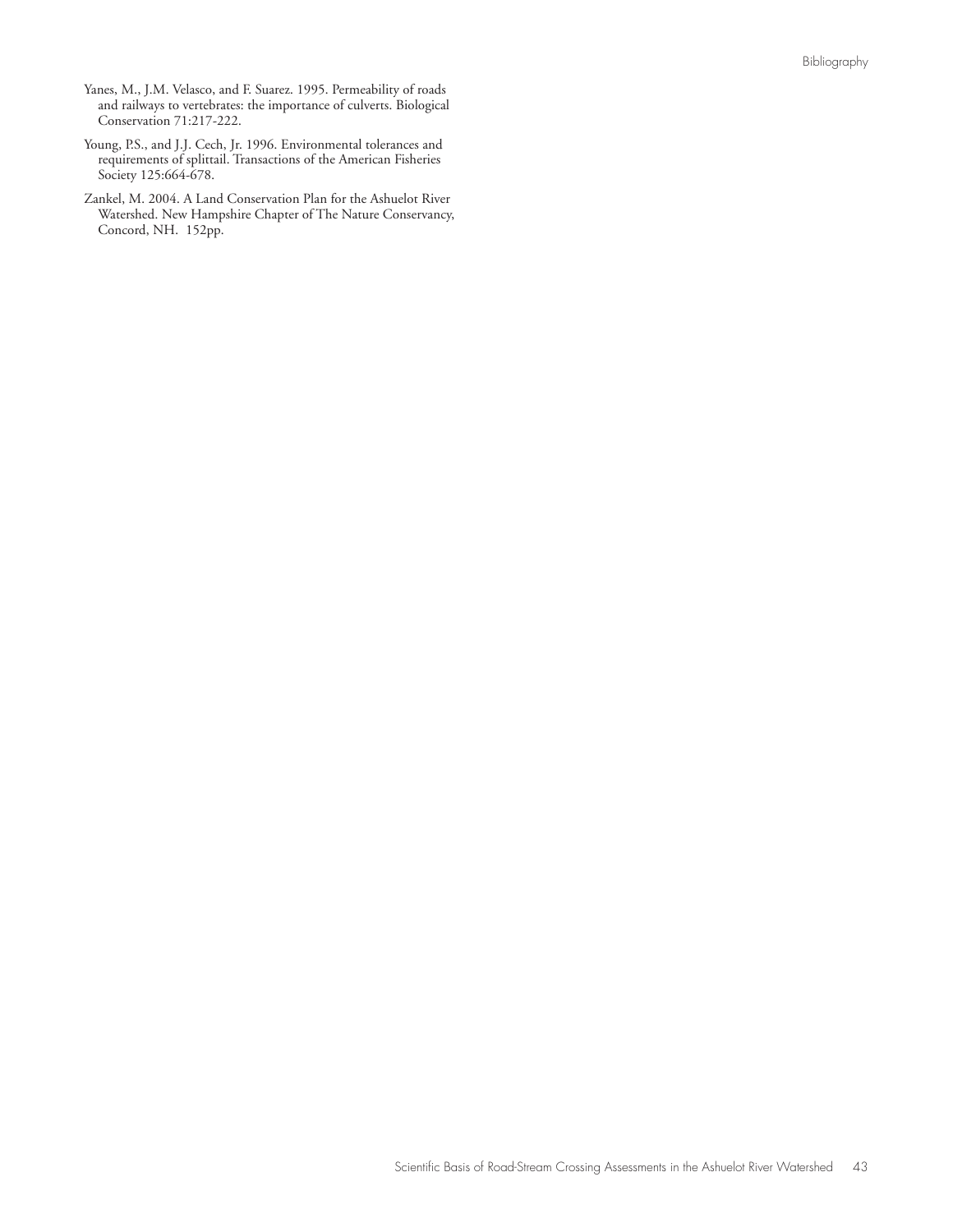Yanes, M., J.M. Velasco, and F. Suarez. 1995. Permeability of roads and railways to vertebrates: the importance of culverts. Biological Conservation 71:217-222.

Young, P.S., and J.J. Cech, Jr. 1996. Environmental tolerances and requirements of splittail. Transactions of the American Fisheries Society 125:664-678.

Zankel, M. 2004. A Land Conservation Plan for the Ashuelot River Watershed. New Hampshire Chapter of The Nature Conservancy, Concord, NH. 152pp.